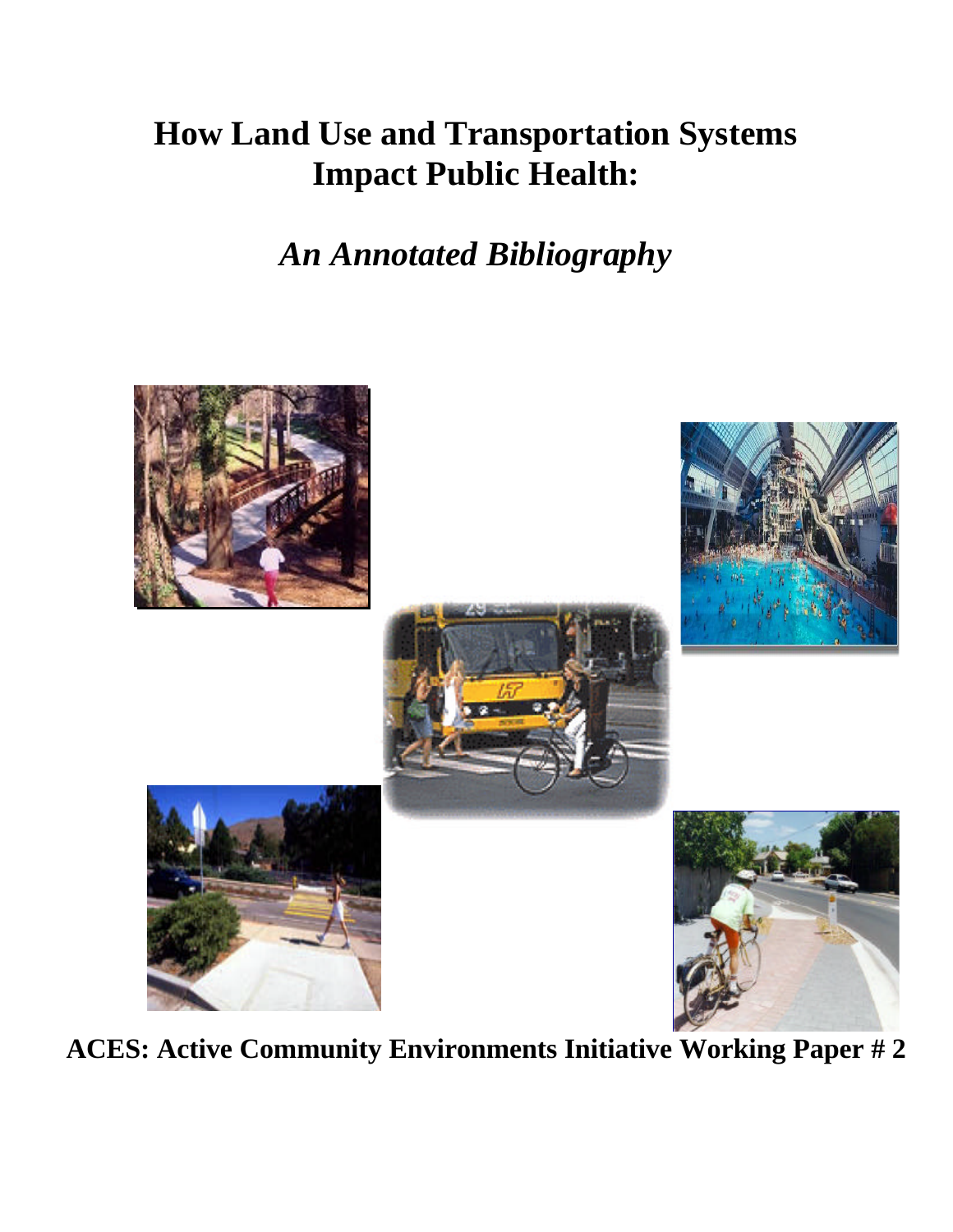# How Land Use and Transportation Systems Impact Public Health:

## *An Annotated Bibliography*

**ACES: Active Community Environments Initiative Working Paper # 2**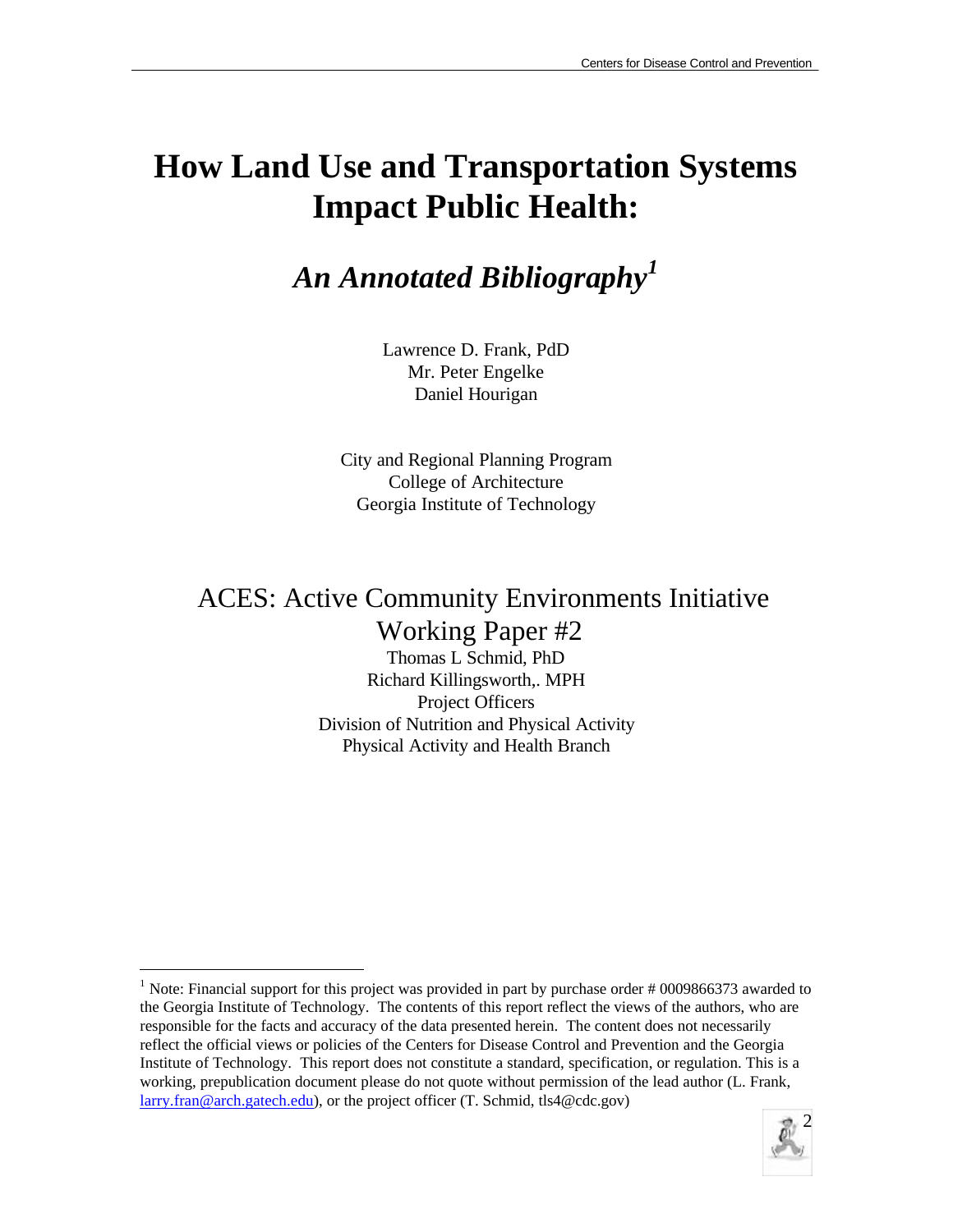# How Land Use and Transportation Systems Impact Public Health:

## *An Annotated Bibliography*[1]

Lawrence D. Frank, PdD
Mr. Peter Engelke
Daniel Hourigan

City and Regional Planning Program
College of Architecture
Georgia Institute of Technology

ACES: Active Community Environments Initiative
Working Paper #2

Thomas L Schmid, PhD
Richard Killingsworth,. MPH
Project Officers
Division of Nutrition and Physical Activity
Physical Activity and Health Branch

---

[1] Note: Financial support for this project was provided in part by purchase order # 0009866373 awarded to the Georgia Institute of Technology. The contents of this report reflect the views of the authors, who are responsible for the facts and accuracy of the data presented herein. The content does not necessarily reflect the official views or policies of the Centers for Disease Control and Prevention and the Georgia Institute of Technology. This report does not constitute a standard, specification, or regulation. This is a working, prepublication document please do not quote without permission of the lead author (L. Frank, larry.fran@arch.gatech.edu), or the project officer (T. Schmid, tls4@cdc.gov)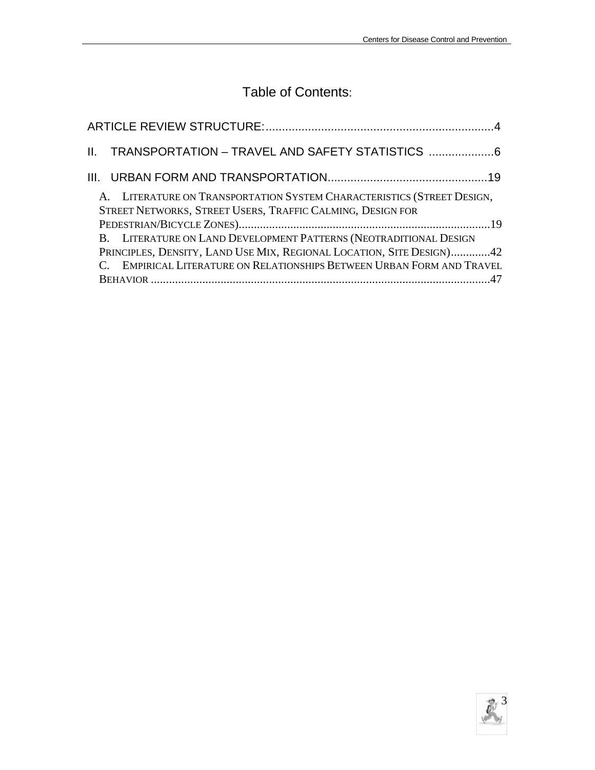# Table of Contents:

ARTICLE REVIEW STRUCTURE:......................................................................4

II. TRANSPORTATION – TRAVEL AND SAFETY STATISTICS ....................6

III. URBAN FORM AND TRANSPORTATION.................................................19

A. LITERATURE ON TRANSPORTATION SYSTEM CHARACTERISTICS (STREET DESIGN, STREET NETWORKS, STREET USERS, TRAFFIC CALMING, DESIGN FOR PEDESTRIAN/BICYCLE ZONES)..................................................................................19

B. LITERATURE ON LAND DEVELOPMENT PATTERNS (NEOTRADITIONAL DESIGN PRINCIPLES, DENSITY, LAND USE MIX, REGIONAL LOCATION, SITE DESIGN).............42

C. EMPIRICAL LITERATURE ON RELATIONSHIPS BETWEEN URBAN FORM AND TRAVEL BEHAVIOR ..............................................................................................................47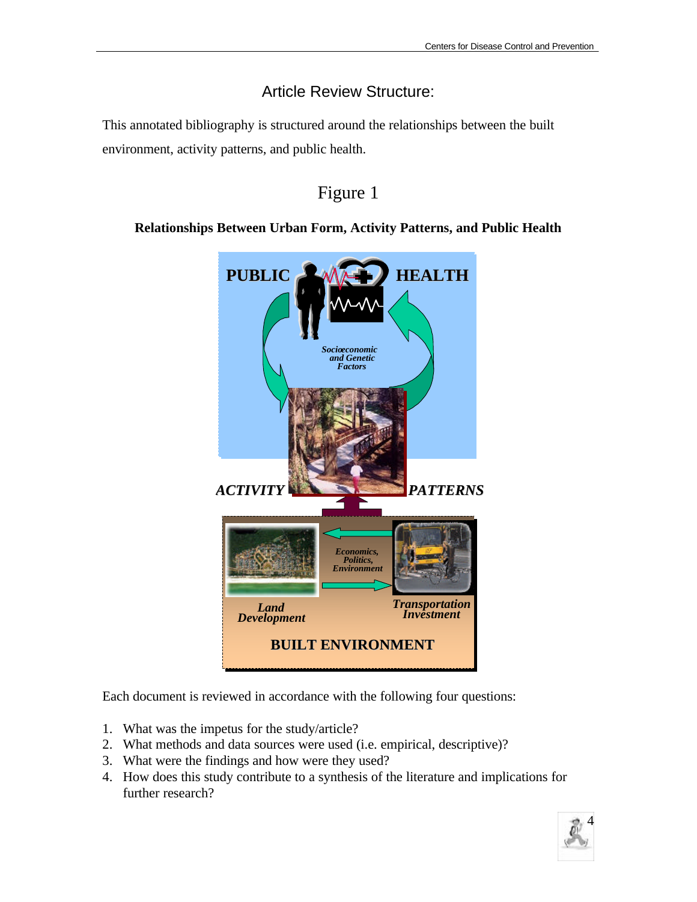## Article Review Structure:

This annotated bibliography is structured around the relationships between the built environment, activity patterns, and public health.

### Figure 1

**Relationships Between Urban Form, Activity Patterns, and Public Health**

Each document is reviewed in accordance with the following four questions:

1. What was the impetus for the study/article?
2. What methods and data sources were used (i.e. empirical, descriptive)?
3. What were the findings and how were they used?
4. How does this study contribute to a synthesis of the literature and implications for further research?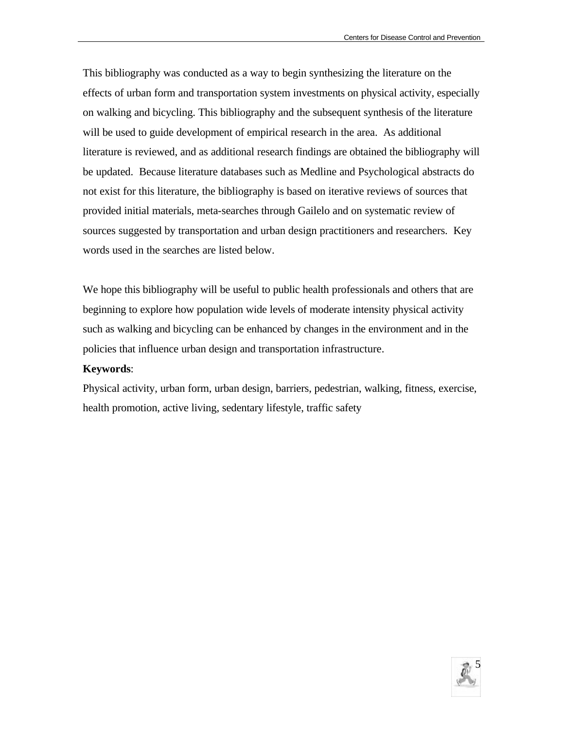This bibliography was conducted as a way to begin synthesizing the literature on the effects of urban form and transportation system investments on physical activity, especially on walking and bicycling. This bibliography and the subsequent synthesis of the literature will be used to guide development of empirical research in the area. As additional literature is reviewed, and as additional research findings are obtained the bibliography will be updated. Because literature databases such as Medline and Psychological abstracts do not exist for this literature, the bibliography is based on iterative reviews of sources that provided initial materials, meta-searches through Gailelo and on systematic review of sources suggested by transportation and urban design practitioners and researchers. Key words used in the searches are listed below.

We hope this bibliography will be useful to public health professionals and others that are beginning to explore how population wide levels of moderate intensity physical activity such as walking and bicycling can be enhanced by changes in the environment and in the policies that influence urban design and transportation infrastructure.

**Keywords**:

Physical activity, urban form, urban design, barriers, pedestrian, walking, fitness, exercise, health promotion, active living, sedentary lifestyle, traffic safety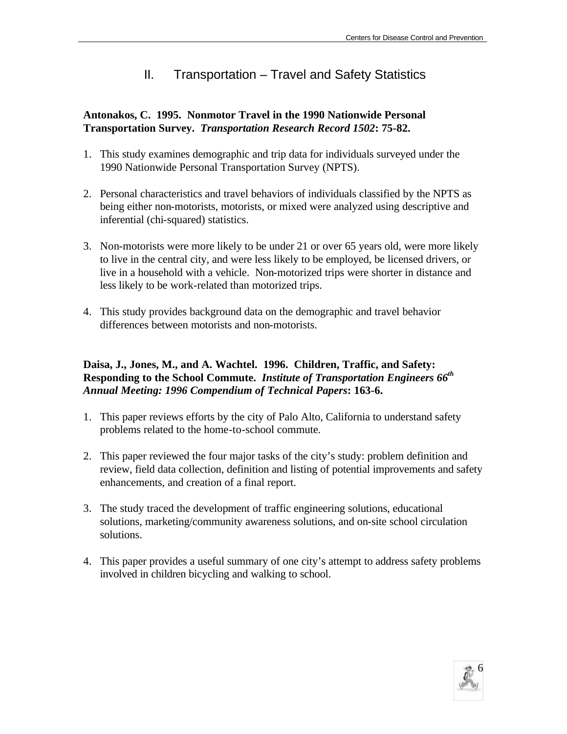# II. Transportation – Travel and Safety Statistics

**Antonakos, C. 1995. Nonmotor Travel in the 1990 Nationwide Personal Transportation Survey. *Transportation Research Record 1502*: 75-82.**

1. This study examines demographic and trip data for individuals surveyed under the 1990 Nationwide Personal Transportation Survey (NPTS).

2. Personal characteristics and travel behaviors of individuals classified by the NPTS as being either non-motorists, motorists, or mixed were analyzed using descriptive and inferential (chi-squared) statistics.

3. Non-motorists were more likely to be under 21 or over 65 years old, were more likely to live in the central city, and were less likely to be employed, be licensed drivers, or live in a household with a vehicle. Non-motorized trips were shorter in distance and less likely to be work-related than motorized trips.

4. This study provides background data on the demographic and travel behavior differences between motorists and non-motorists.

**Daisa, J., Jones, M., and A. Wachtel. 1996. Children, Traffic, and Safety: Responding to the School Commute. *Institute of Transportation Engineers 66th Annual Meeting: 1996 Compendium of Technical Papers*: 163-6.**

1. This paper reviews efforts by the city of Palo Alto, California to understand safety problems related to the home-to-school commute.

2. This paper reviewed the four major tasks of the city's study: problem definition and review, field data collection, definition and listing of potential improvements and safety enhancements, and creation of a final report.

3. The study traced the development of traffic engineering solutions, educational solutions, marketing/community awareness solutions, and on-site school circulation solutions.

4. This paper provides a useful summary of one city's attempt to address safety problems involved in children bicycling and walking to school.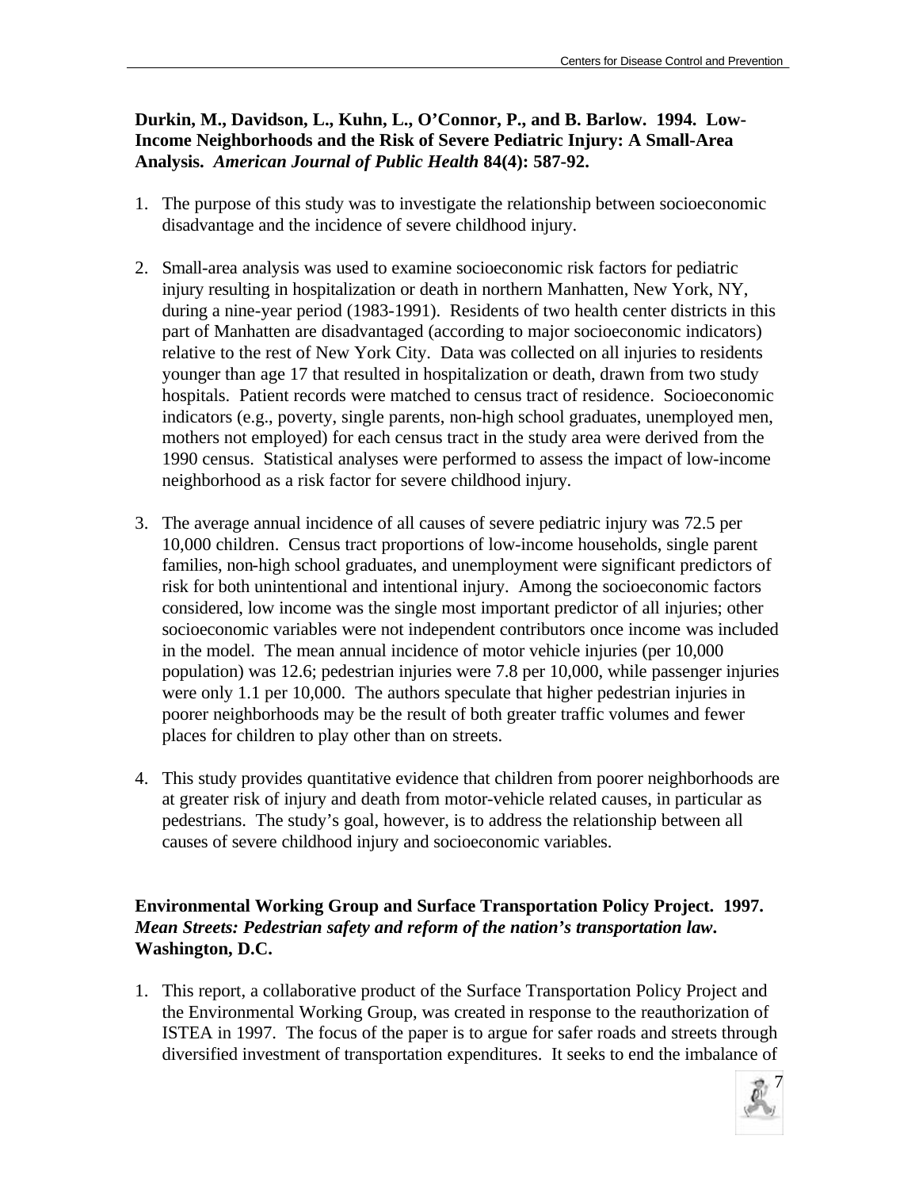**Durkin, M., Davidson, L., Kuhn, L., O'Connor, P., and B. Barlow. 1994. Low-Income Neighborhoods and the Risk of Severe Pediatric Injury: A Small-Area Analysis.** ***American Journal of Public Health*** **84(4): 587-92.**

1. The purpose of this study was to investigate the relationship between socioeconomic disadvantage and the incidence of severe childhood injury.

2. Small-area analysis was used to examine socioeconomic risk factors for pediatric injury resulting in hospitalization or death in northern Manhatten, New York, NY, during a nine-year period (1983-1991). Residents of two health center districts in this part of Manhatten are disadvantaged (according to major socioeconomic indicators) relative to the rest of New York City. Data was collected on all injuries to residents younger than age 17 that resulted in hospitalization or death, drawn from two study hospitals. Patient records were matched to census tract of residence. Socioeconomic indicators (e.g., poverty, single parents, non-high school graduates, unemployed men, mothers not employed) for each census tract in the study area were derived from the 1990 census. Statistical analyses were performed to assess the impact of low-income neighborhood as a risk factor for severe childhood injury.

3. The average annual incidence of all causes of severe pediatric injury was 72.5 per 10,000 children. Census tract proportions of low-income households, single parent families, non-high school graduates, and unemployment were significant predictors of risk for both unintentional and intentional injury. Among the socioeconomic factors considered, low income was the single most important predictor of all injuries; other socioeconomic variables were not independent contributors once income was included in the model. The mean annual incidence of motor vehicle injuries (per 10,000 population) was 12.6; pedestrian injuries were 7.8 per 10,000, while passenger injuries were only 1.1 per 10,000. The authors speculate that higher pedestrian injuries in poorer neighborhoods may be the result of both greater traffic volumes and fewer places for children to play other than on streets.

4. This study provides quantitative evidence that children from poorer neighborhoods are at greater risk of injury and death from motor-vehicle related causes, in particular as pedestrians. The study's goal, however, is to address the relationship between all causes of severe childhood injury and socioeconomic variables.

**Environmental Working Group and Surface Transportation Policy Project. 1997.** ***Mean Streets: Pedestrian safety and reform of the nation's transportation law.*** **Washington, D.C.**

1. This report, a collaborative product of the Surface Transportation Policy Project and the Environmental Working Group, was created in response to the reauthorization of ISTEA in 1997. The focus of the paper is to argue for safer roads and streets through diversified investment of transportation expenditures. It seeks to end the imbalance of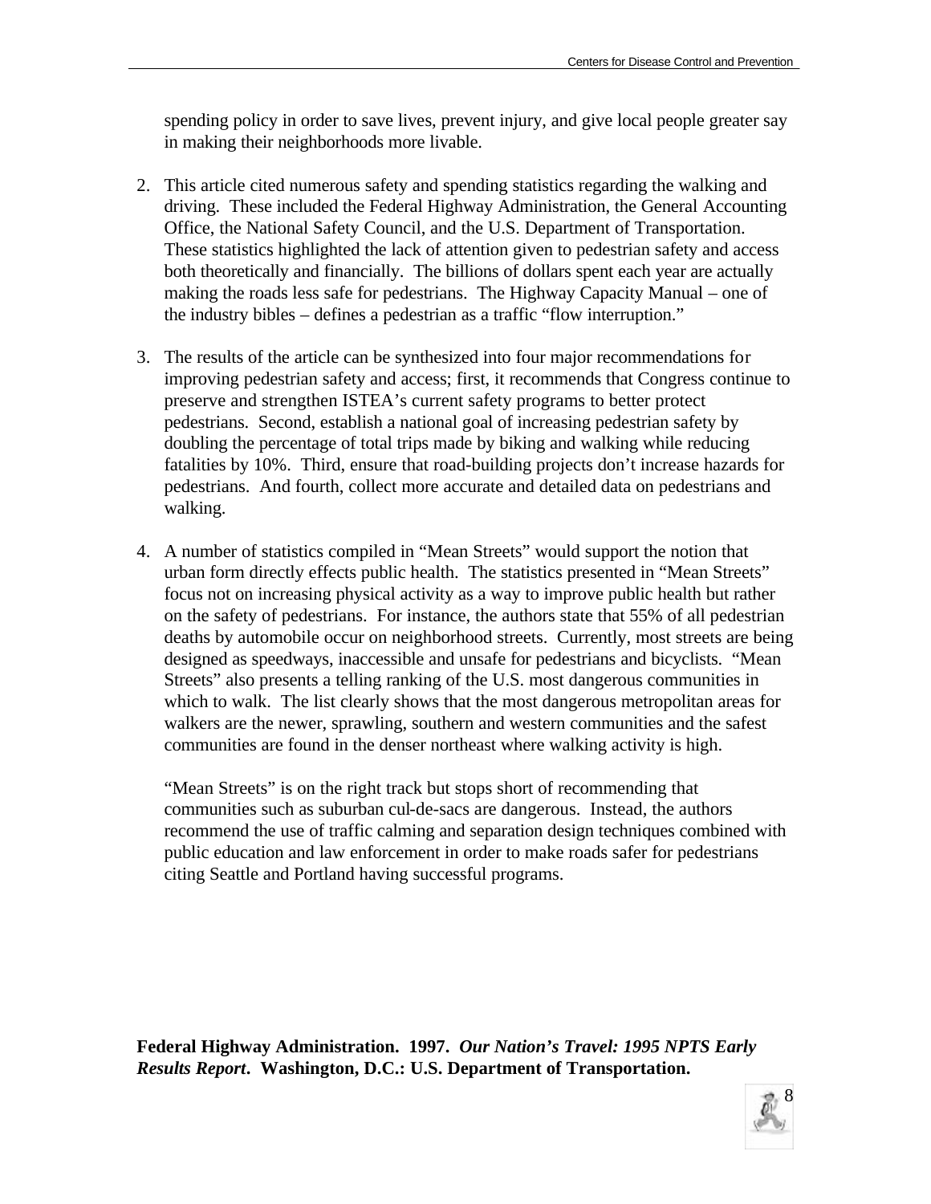spending policy in order to save lives, prevent injury, and give local people greater say in making their neighborhoods more livable.

2. This article cited numerous safety and spending statistics regarding the walking and driving. These included the Federal Highway Administration, the General Accounting Office, the National Safety Council, and the U.S. Department of Transportation. These statistics highlighted the lack of attention given to pedestrian safety and access both theoretically and financially. The billions of dollars spent each year are actually making the roads less safe for pedestrians. The Highway Capacity Manual – one of the industry bibles – defines a pedestrian as a traffic "flow interruption."

3. The results of the article can be synthesized into four major recommendations for improving pedestrian safety and access; first, it recommends that Congress continue to preserve and strengthen ISTEA's current safety programs to better protect pedestrians. Second, establish a national goal of increasing pedestrian safety by doubling the percentage of total trips made by biking and walking while reducing fatalities by 10%. Third, ensure that road-building projects don't increase hazards for pedestrians. And fourth, collect more accurate and detailed data on pedestrians and walking.

4. A number of statistics compiled in "Mean Streets" would support the notion that urban form directly effects public health. The statistics presented in "Mean Streets" focus not on increasing physical activity as a way to improve public health but rather on the safety of pedestrians. For instance, the authors state that 55% of all pedestrian deaths by automobile occur on neighborhood streets. Currently, most streets are being designed as speedways, inaccessible and unsafe for pedestrians and bicyclists. "Mean Streets" also presents a telling ranking of the U.S. most dangerous communities in which to walk. The list clearly shows that the most dangerous metropolitan areas for walkers are the newer, sprawling, southern and western communities and the safest communities are found in the denser northeast where walking activity is high.

   "Mean Streets" is on the right track but stops short of recommending that communities such as suburban cul-de-sacs are dangerous. Instead, the authors recommend the use of traffic calming and separation design techniques combined with public education and law enforcement in order to make roads safer for pedestrians citing Seattle and Portland having successful programs.

**Federal Highway Administration. 1997. *Our Nation's Travel: 1995 NPTS Early Results Report*. Washington, D.C.: U.S. Department of Transportation.**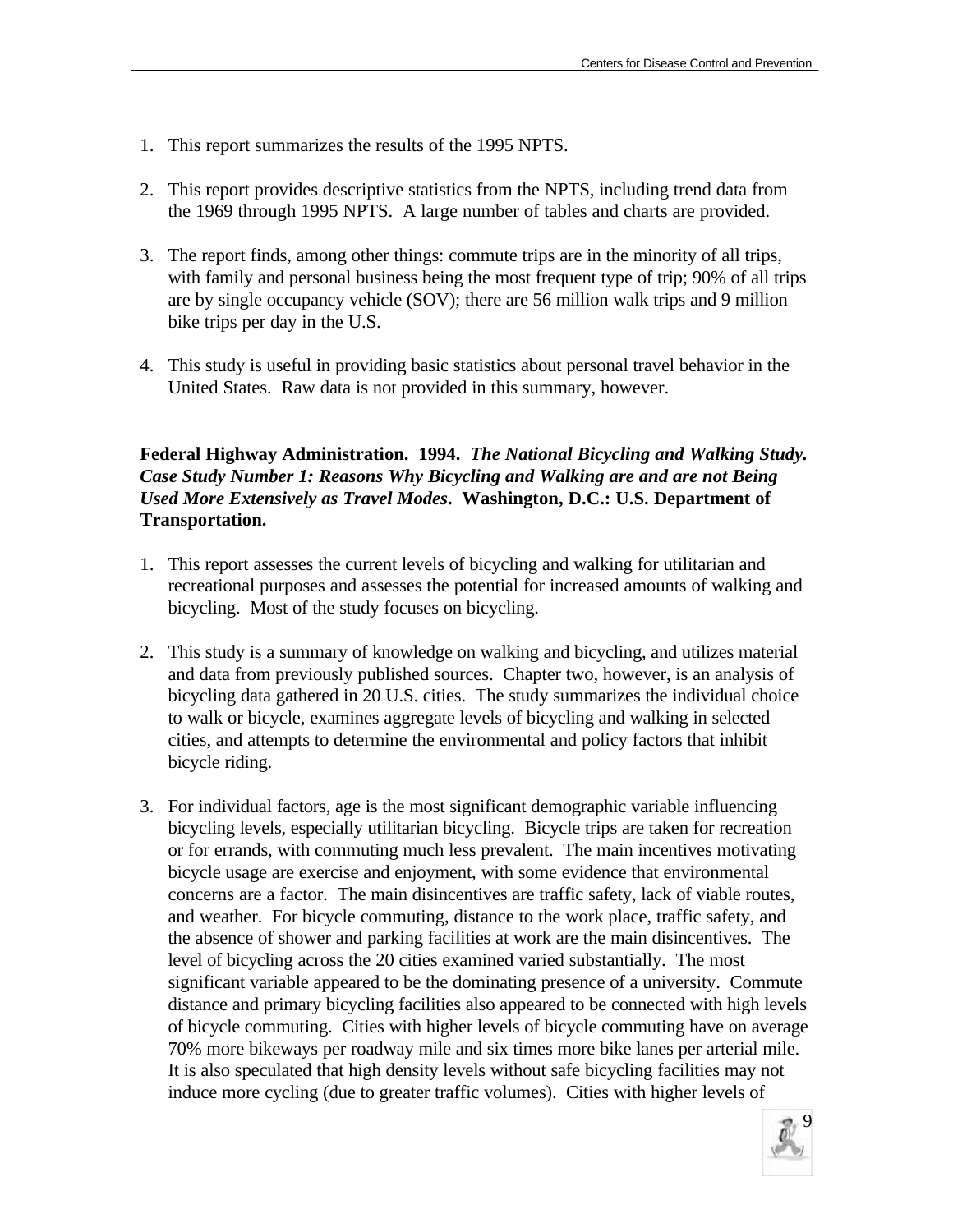1. This report summarizes the results of the 1995 NPTS.

2. This report provides descriptive statistics from the NPTS, including trend data from the 1969 through 1995 NPTS. A large number of tables and charts are provided.

3. The report finds, among other things: commute trips are in the minority of all trips, with family and personal business being the most frequent type of trip; 90% of all trips are by single occupancy vehicle (SOV); there are 56 million walk trips and 9 million bike trips per day in the U.S.

4. This study is useful in providing basic statistics about personal travel behavior in the United States. Raw data is not provided in this summary, however.

**Federal Highway Administration. 1994. *The National Bicycling and Walking Study. Case Study Number 1: Reasons Why Bicycling and Walking are and are not Being Used More Extensively as Travel Modes*. Washington, D.C.: U.S. Department of Transportation.**

1. This report assesses the current levels of bicycling and walking for utilitarian and recreational purposes and assesses the potential for increased amounts of walking and bicycling. Most of the study focuses on bicycling.

2. This study is a summary of knowledge on walking and bicycling, and utilizes material and data from previously published sources. Chapter two, however, is an analysis of bicycling data gathered in 20 U.S. cities. The study summarizes the individual choice to walk or bicycle, examines aggregate levels of bicycling and walking in selected cities, and attempts to determine the environmental and policy factors that inhibit bicycle riding.

3. For individual factors, age is the most significant demographic variable influencing bicycling levels, especially utilitarian bicycling. Bicycle trips are taken for recreation or for errands, with commuting much less prevalent. The main incentives motivating bicycle usage are exercise and enjoyment, with some evidence that environmental concerns are a factor. The main disincentives are traffic safety, lack of viable routes, and weather. For bicycle commuting, distance to the work place, traffic safety, and the absence of shower and parking facilities at work are the main disincentives. The level of bicycling across the 20 cities examined varied substantially. The most significant variable appeared to be the dominating presence of a university. Commute distance and primary bicycling facilities also appeared to be connected with high levels of bicycle commuting. Cities with higher levels of bicycle commuting have on average 70% more bikeways per roadway mile and six times more bike lanes per arterial mile. It is also speculated that high density levels without safe bicycling facilities may not induce more cycling (due to greater traffic volumes). Cities with higher levels of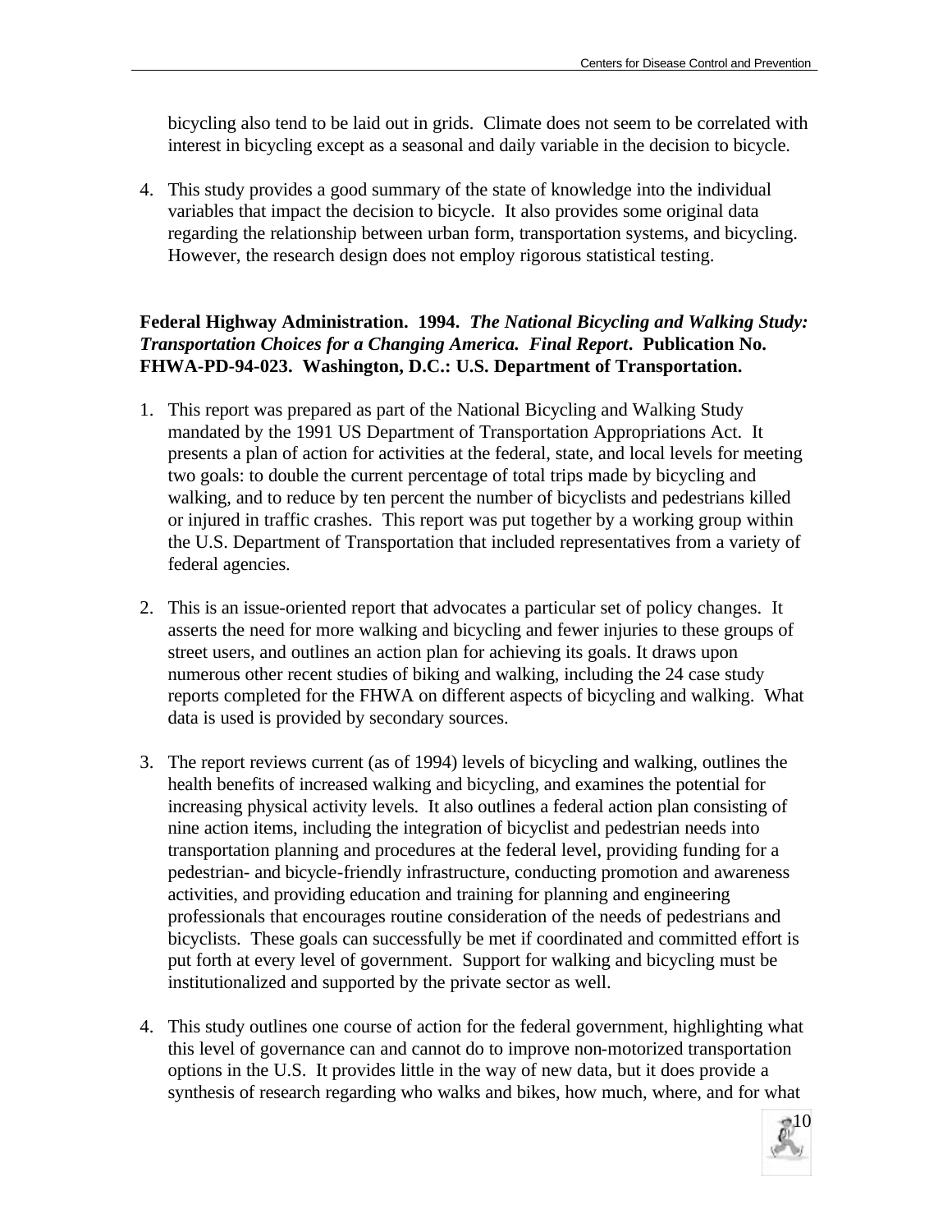bicycling also tend to be laid out in grids. Climate does not seem to be correlated with interest in bicycling except as a seasonal and daily variable in the decision to bicycle.

4. This study provides a good summary of the state of knowledge into the individual variables that impact the decision to bicycle. It also provides some original data regarding the relationship between urban form, transportation systems, and bicycling. However, the research design does not employ rigorous statistical testing.

**Federal Highway Administration. 1994. *The National Bicycling and Walking Study: Transportation Choices for a Changing America. Final Report*. Publication No. FHWA-PD-94-023. Washington, D.C.: U.S. Department of Transportation.**

1. This report was prepared as part of the National Bicycling and Walking Study mandated by the 1991 US Department of Transportation Appropriations Act. It presents a plan of action for activities at the federal, state, and local levels for meeting two goals: to double the current percentage of total trips made by bicycling and walking, and to reduce by ten percent the number of bicyclists and pedestrians killed or injured in traffic crashes. This report was put together by a working group within the U.S. Department of Transportation that included representatives from a variety of federal agencies.

2. This is an issue-oriented report that advocates a particular set of policy changes. It asserts the need for more walking and bicycling and fewer injuries to these groups of street users, and outlines an action plan for achieving its goals. It draws upon numerous other recent studies of biking and walking, including the 24 case study reports completed for the FHWA on different aspects of bicycling and walking. What data is used is provided by secondary sources.

3. The report reviews current (as of 1994) levels of bicycling and walking, outlines the health benefits of increased walking and bicycling, and examines the potential for increasing physical activity levels. It also outlines a federal action plan consisting of nine action items, including the integration of bicyclist and pedestrian needs into transportation planning and procedures at the federal level, providing funding for a pedestrian- and bicycle-friendly infrastructure, conducting promotion and awareness activities, and providing education and training for planning and engineering professionals that encourages routine consideration of the needs of pedestrians and bicyclists. These goals can successfully be met if coordinated and committed effort is put forth at every level of government. Support for walking and bicycling must be institutionalized and supported by the private sector as well.

4. This study outlines one course of action for the federal government, highlighting what this level of governance can and cannot do to improve non-motorized transportation options in the U.S. It provides little in the way of new data, but it does provide a synthesis of research regarding who walks and bikes, how much, where, and for what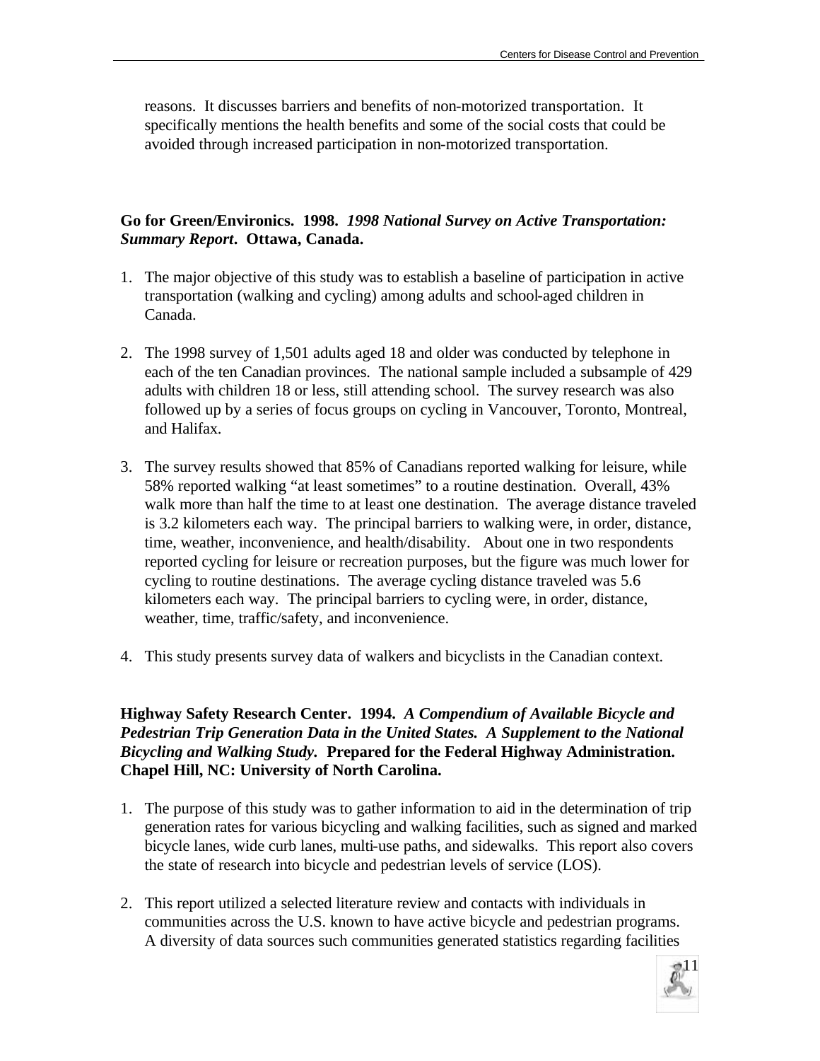reasons. It discusses barriers and benefits of non-motorized transportation. It specifically mentions the health benefits and some of the social costs that could be avoided through increased participation in non-motorized transportation.

**Go for Green/Environics. 1998.** ***1998 National Survey on Active Transportation: Summary Report*****. Ottawa, Canada.**

1. The major objective of this study was to establish a baseline of participation in active transportation (walking and cycling) among adults and school-aged children in Canada.

2. The 1998 survey of 1,501 adults aged 18 and older was conducted by telephone in each of the ten Canadian provinces. The national sample included a subsample of 429 adults with children 18 or less, still attending school. The survey research was also followed up by a series of focus groups on cycling in Vancouver, Toronto, Montreal, and Halifax.

3. The survey results showed that 85% of Canadians reported walking for leisure, while 58% reported walking "at least sometimes" to a routine destination. Overall, 43% walk more than half the time to at least one destination. The average distance traveled is 3.2 kilometers each way. The principal barriers to walking were, in order, distance, time, weather, inconvenience, and health/disability. About one in two respondents reported cycling for leisure or recreation purposes, but the figure was much lower for cycling to routine destinations. The average cycling distance traveled was 5.6 kilometers each way. The principal barriers to cycling were, in order, distance, weather, time, traffic/safety, and inconvenience.

4. This study presents survey data of walkers and bicyclists in the Canadian context.

**Highway Safety Research Center. 1994.** ***A Compendium of Available Bicycle and Pedestrian Trip Generation Data in the United States. A Supplement to the National Bicycling and Walking Study.*** **Prepared for the Federal Highway Administration. Chapel Hill, NC: University of North Carolina.**

1. The purpose of this study was to gather information to aid in the determination of trip generation rates for various bicycling and walking facilities, such as signed and marked bicycle lanes, wide curb lanes, multi-use paths, and sidewalks. This report also covers the state of research into bicycle and pedestrian levels of service (LOS).

2. This report utilized a selected literature review and contacts with individuals in communities across the U.S. known to have active bicycle and pedestrian programs. A diversity of data sources such communities generated statistics regarding facilities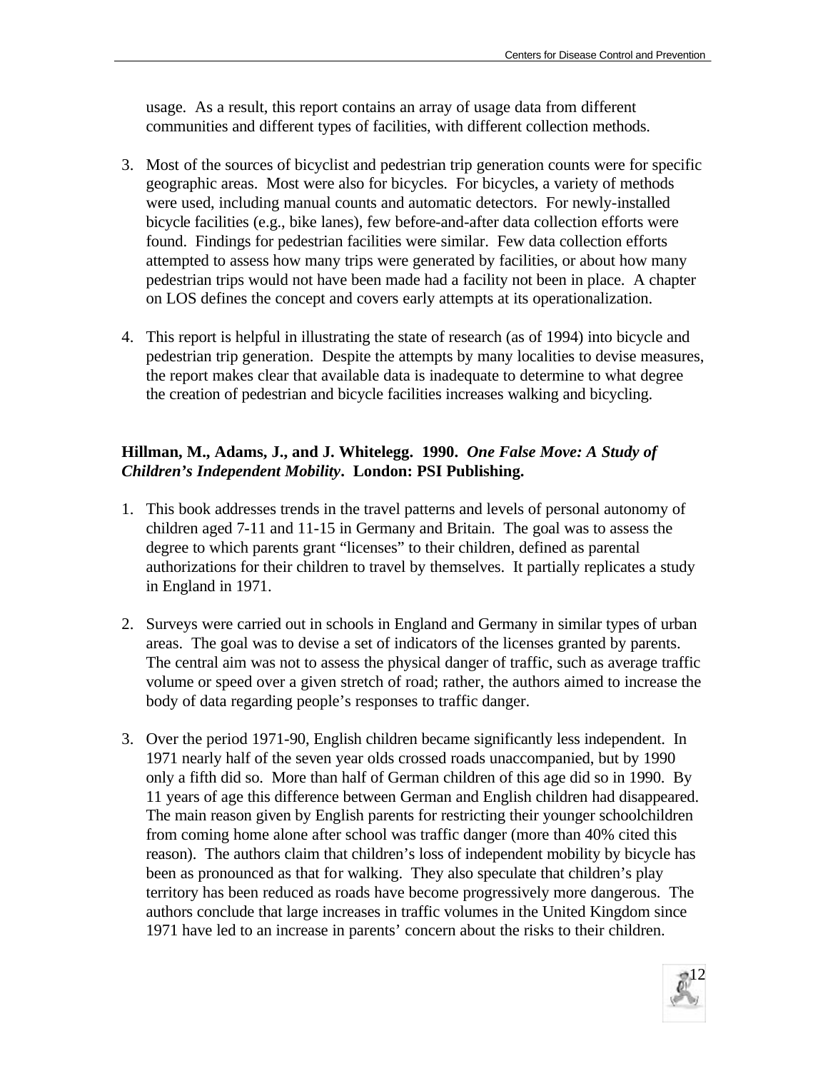usage. As a result, this report contains an array of usage data from different communities and different types of facilities, with different collection methods.

3. Most of the sources of bicyclist and pedestrian trip generation counts were for specific geographic areas. Most were also for bicycles. For bicycles, a variety of methods were used, including manual counts and automatic detectors. For newly-installed bicycle facilities (e.g., bike lanes), few before-and-after data collection efforts were found. Findings for pedestrian facilities were similar. Few data collection efforts attempted to assess how many trips were generated by facilities, or about how many pedestrian trips would not have been made had a facility not been in place. A chapter on LOS defines the concept and covers early attempts at its operationalization.

4. This report is helpful in illustrating the state of research (as of 1994) into bicycle and pedestrian trip generation. Despite the attempts by many localities to devise measures, the report makes clear that available data is inadequate to determine to what degree the creation of pedestrian and bicycle facilities increases walking and bicycling.

**Hillman, M., Adams, J., and J. Whitelegg. 1990. *One False Move: A Study of Children's Independent Mobility*. London: PSI Publishing.**

1. This book addresses trends in the travel patterns and levels of personal autonomy of children aged 7-11 and 11-15 in Germany and Britain. The goal was to assess the degree to which parents grant "licenses" to their children, defined as parental authorizations for their children to travel by themselves. It partially replicates a study in England in 1971.

2. Surveys were carried out in schools in England and Germany in similar types of urban areas. The goal was to devise a set of indicators of the licenses granted by parents. The central aim was not to assess the physical danger of traffic, such as average traffic volume or speed over a given stretch of road; rather, the authors aimed to increase the body of data regarding people's responses to traffic danger.

3. Over the period 1971-90, English children became significantly less independent. In 1971 nearly half of the seven year olds crossed roads unaccompanied, but by 1990 only a fifth did so. More than half of German children of this age did so in 1990. By 11 years of age this difference between German and English children had disappeared. The main reason given by English parents for restricting their younger schoolchildren from coming home alone after school was traffic danger (more than 40% cited this reason). The authors claim that children's loss of independent mobility by bicycle has been as pronounced as that for walking. They also speculate that children's play territory has been reduced as roads have become progressively more dangerous. The authors conclude that large increases in traffic volumes in the United Kingdom since 1971 have led to an increase in parents' concern about the risks to their children.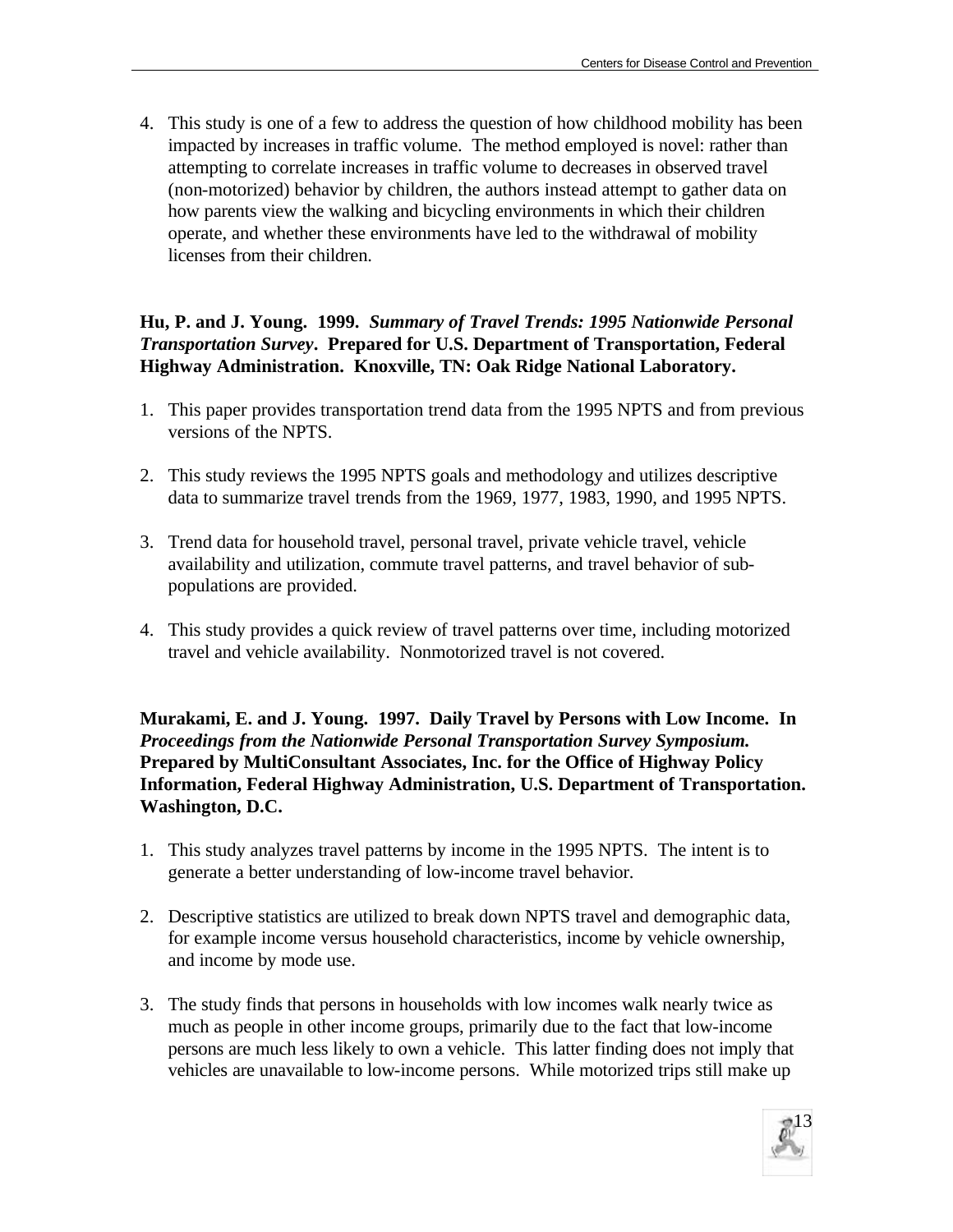4. This study is one of a few to address the question of how childhood mobility has been impacted by increases in traffic volume. The method employed is novel: rather than attempting to correlate increases in traffic volume to decreases in observed travel (non-motorized) behavior by children, the authors instead attempt to gather data on how parents view the walking and bicycling environments in which their children operate, and whether these environments have led to the withdrawal of mobility licenses from their children.

**Hu, P. and J. Young. 1999.** ***Summary of Travel Trends: 1995 Nationwide Personal Transportation Survey*****. Prepared for U.S. Department of Transportation, Federal Highway Administration. Knoxville, TN: Oak Ridge National Laboratory.**

1. This paper provides transportation trend data from the 1995 NPTS and from previous versions of the NPTS.

2. This study reviews the 1995 NPTS goals and methodology and utilizes descriptive data to summarize travel trends from the 1969, 1977, 1983, 1990, and 1995 NPTS.

3. Trend data for household travel, personal travel, private vehicle travel, vehicle availability and utilization, commute travel patterns, and travel behavior of sub-populations are provided.

4. This study provides a quick review of travel patterns over time, including motorized travel and vehicle availability. Nonmotorized travel is not covered.

**Murakami, E. and J. Young. 1997. Daily Travel by Persons with Low Income. In** ***Proceedings from the Nationwide Personal Transportation Survey Symposium.*** **Prepared by MultiConsultant Associates, Inc. for the Office of Highway Policy Information, Federal Highway Administration, U.S. Department of Transportation. Washington, D.C.**

1. This study analyzes travel patterns by income in the 1995 NPTS. The intent is to generate a better understanding of low-income travel behavior.

2. Descriptive statistics are utilized to break down NPTS travel and demographic data, for example income versus household characteristics, income by vehicle ownership, and income by mode use.

3. The study finds that persons in households with low incomes walk nearly twice as much as people in other income groups, primarily due to the fact that low-income persons are much less likely to own a vehicle. This latter finding does not imply that vehicles are unavailable to low-income persons. While motorized trips still make up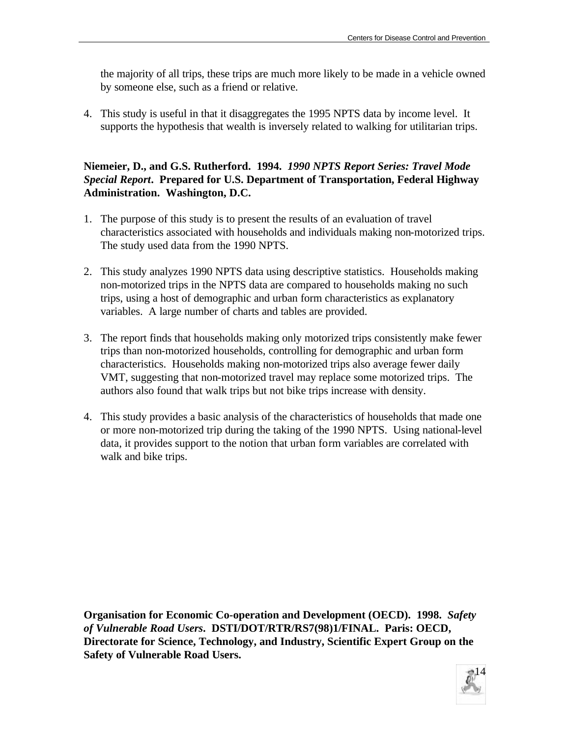the majority of all trips, these trips are much more likely to be made in a vehicle owned by someone else, such as a friend or relative.

4. This study is useful in that it disaggregates the 1995 NPTS data by income level. It supports the hypothesis that wealth is inversely related to walking for utilitarian trips.

**Niemeier, D., and G.S. Rutherford. 1994. *1990 NPTS Report Series: Travel Mode Special Report*. Prepared for U.S. Department of Transportation, Federal Highway Administration. Washington, D.C.**

1. The purpose of this study is to present the results of an evaluation of travel characteristics associated with households and individuals making non-motorized trips. The study used data from the 1990 NPTS.

2. This study analyzes 1990 NPTS data using descriptive statistics. Households making non-motorized trips in the NPTS data are compared to households making no such trips, using a host of demographic and urban form characteristics as explanatory variables. A large number of charts and tables are provided.

3. The report finds that households making only motorized trips consistently make fewer trips than non-motorized households, controlling for demographic and urban form characteristics. Households making non-motorized trips also average fewer daily VMT, suggesting that non-motorized travel may replace some motorized trips. The authors also found that walk trips but not bike trips increase with density.

4. This study provides a basic analysis of the characteristics of households that made one or more non-motorized trip during the taking of the 1990 NPTS. Using national-level data, it provides support to the notion that urban form variables are correlated with walk and bike trips.

**Organisation for Economic Co-operation and Development (OECD). 1998. *Safety of Vulnerable Road Users*. DSTI/DOT/RTR/RS7(98)1/FINAL. Paris: OECD, Directorate for Science, Technology, and Industry, Scientific Expert Group on the Safety of Vulnerable Road Users.**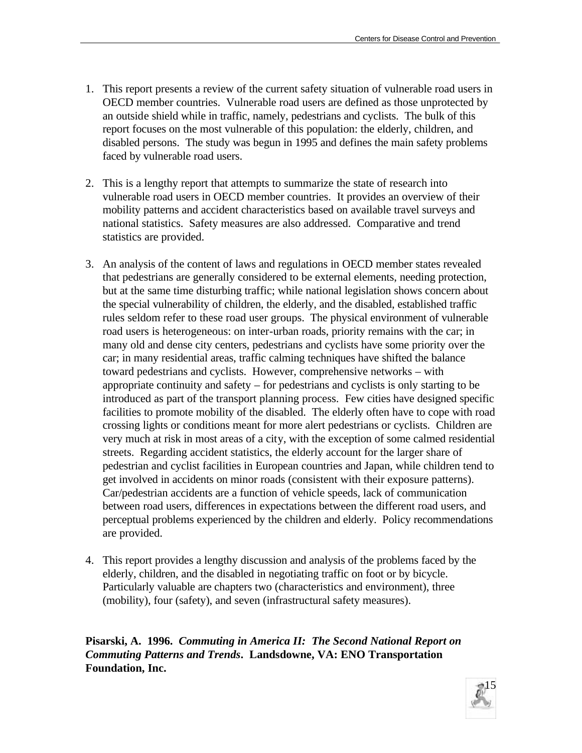1. This report presents a review of the current safety situation of vulnerable road users in OECD member countries. Vulnerable road users are defined as those unprotected by an outside shield while in traffic, namely, pedestrians and cyclists. The bulk of this report focuses on the most vulnerable of this population: the elderly, children, and disabled persons. The study was begun in 1995 and defines the main safety problems faced by vulnerable road users.

2. This is a lengthy report that attempts to summarize the state of research into vulnerable road users in OECD member countries. It provides an overview of their mobility patterns and accident characteristics based on available travel surveys and national statistics. Safety measures are also addressed. Comparative and trend statistics are provided.

3. An analysis of the content of laws and regulations in OECD member states revealed that pedestrians are generally considered to be external elements, needing protection, but at the same time disturbing traffic; while national legislation shows concern about the special vulnerability of children, the elderly, and the disabled, established traffic rules seldom refer to these road user groups. The physical environment of vulnerable road users is heterogeneous: on inter-urban roads, priority remains with the car; in many old and dense city centers, pedestrians and cyclists have some priority over the car; in many residential areas, traffic calming techniques have shifted the balance toward pedestrians and cyclists. However, comprehensive networks – with appropriate continuity and safety – for pedestrians and cyclists is only starting to be introduced as part of the transport planning process. Few cities have designed specific facilities to promote mobility of the disabled. The elderly often have to cope with road crossing lights or conditions meant for more alert pedestrians or cyclists. Children are very much at risk in most areas of a city, with the exception of some calmed residential streets. Regarding accident statistics, the elderly account for the larger share of pedestrian and cyclist facilities in European countries and Japan, while children tend to get involved in accidents on minor roads (consistent with their exposure patterns). Car/pedestrian accidents are a function of vehicle speeds, lack of communication between road users, differences in expectations between the different road users, and perceptual problems experienced by the children and elderly. Policy recommendations are provided.

4. This report provides a lengthy discussion and analysis of the problems faced by the elderly, children, and the disabled in negotiating traffic on foot or by bicycle. Particularly valuable are chapters two (characteristics and environment), three (mobility), four (safety), and seven (infrastructural safety measures).

**Pisarski, A. 1996. *Commuting in America II: The Second National Report on Commuting Patterns and Trends*. Landsdowne, VA: ENO Transportation Foundation, Inc.**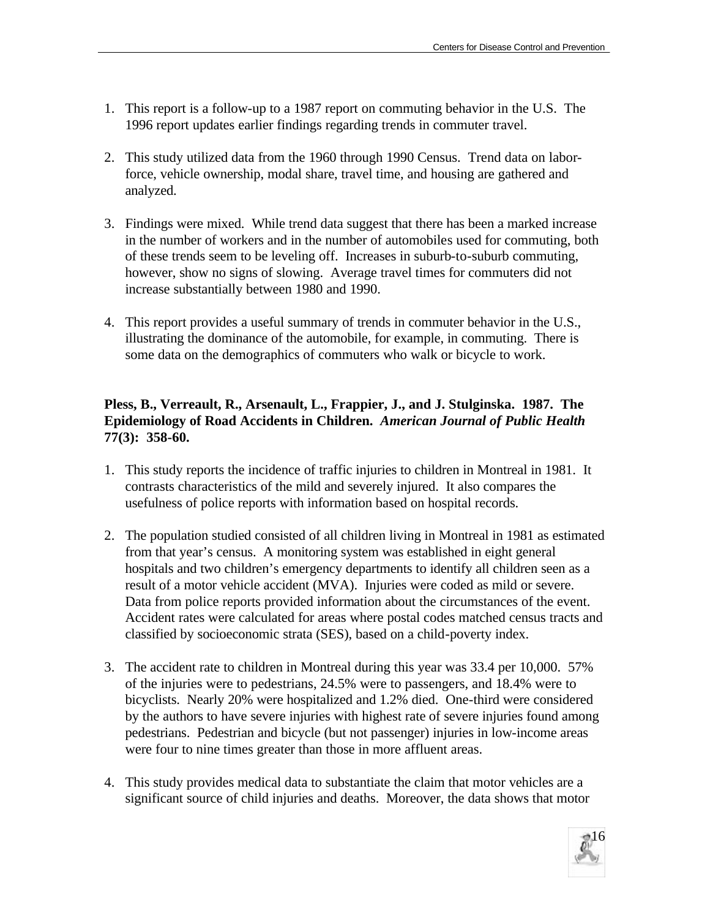1. This report is a follow-up to a 1987 report on commuting behavior in the U.S. The 1996 report updates earlier findings regarding trends in commuter travel.

2. This study utilized data from the 1960 through 1990 Census. Trend data on labor-force, vehicle ownership, modal share, travel time, and housing are gathered and analyzed.

3. Findings were mixed. While trend data suggest that there has been a marked increase in the number of workers and in the number of automobiles used for commuting, both of these trends seem to be leveling off. Increases in suburb-to-suburb commuting, however, show no signs of slowing. Average travel times for commuters did not increase substantially between 1980 and 1990.

4. This report provides a useful summary of trends in commuter behavior in the U.S., illustrating the dominance of the automobile, for example, in commuting. There is some data on the demographics of commuters who walk or bicycle to work.

**Pless, B., Verreault, R., Arsenault, L., Frappier, J., and J. Stulginska. 1987. The Epidemiology of Road Accidents in Children.** ***American Journal of Public Health*** **77(3): 358-60.**

1. This study reports the incidence of traffic injuries to children in Montreal in 1981. It contrasts characteristics of the mild and severely injured. It also compares the usefulness of police reports with information based on hospital records.

2. The population studied consisted of all children living in Montreal in 1981 as estimated from that year's census. A monitoring system was established in eight general hospitals and two children's emergency departments to identify all children seen as a result of a motor vehicle accident (MVA). Injuries were coded as mild or severe. Data from police reports provided information about the circumstances of the event. Accident rates were calculated for areas where postal codes matched census tracts and classified by socioeconomic strata (SES), based on a child-poverty index.

3. The accident rate to children in Montreal during this year was 33.4 per 10,000. 57% of the injuries were to pedestrians, 24.5% were to passengers, and 18.4% were to bicyclists. Nearly 20% were hospitalized and 1.2% died. One-third were considered by the authors to have severe injuries with highest rate of severe injuries found among pedestrians. Pedestrian and bicycle (but not passenger) injuries in low-income areas were four to nine times greater than those in more affluent areas.

4. This study provides medical data to substantiate the claim that motor vehicles are a significant source of child injuries and deaths. Moreover, the data shows that motor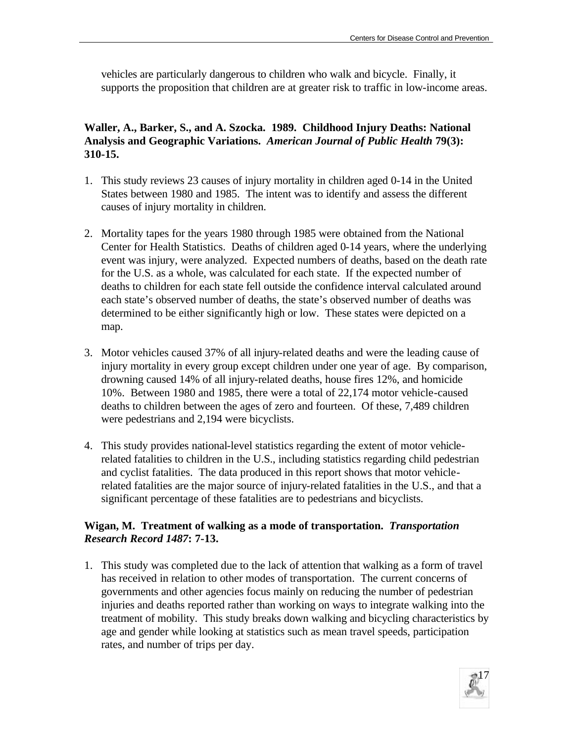vehicles are particularly dangerous to children who walk and bicycle. Finally, it supports the proposition that children are at greater risk to traffic in low-income areas.

**Waller, A., Barker, S., and A. Szocka. 1989. Childhood Injury Deaths: National Analysis and Geographic Variations.** ***American Journal of Public Health*** **79(3): 310-15.**

1. This study reviews 23 causes of injury mortality in children aged 0-14 in the United States between 1980 and 1985. The intent was to identify and assess the different causes of injury mortality in children.

2. Mortality tapes for the years 1980 through 1985 were obtained from the National Center for Health Statistics. Deaths of children aged 0-14 years, where the underlying event was injury, were analyzed. Expected numbers of deaths, based on the death rate for the U.S. as a whole, was calculated for each state. If the expected number of deaths to children for each state fell outside the confidence interval calculated around each state's observed number of deaths, the state's observed number of deaths was determined to be either significantly high or low. These states were depicted on a map.

3. Motor vehicles caused 37% of all injury-related deaths and were the leading cause of injury mortality in every group except children under one year of age. By comparison, drowning caused 14% of all injury-related deaths, house fires 12%, and homicide 10%. Between 1980 and 1985, there were a total of 22,174 motor vehicle-caused deaths to children between the ages of zero and fourteen. Of these, 7,489 children were pedestrians and 2,194 were bicyclists.

4. This study provides national-level statistics regarding the extent of motor vehicle-related fatalities to children in the U.S., including statistics regarding child pedestrian and cyclist fatalities. The data produced in this report shows that motor vehicle-related fatalities are the major source of injury-related fatalities in the U.S., and that a significant percentage of these fatalities are to pedestrians and bicyclists.

**Wigan, M. Treatment of walking as a mode of transportation.** ***Transportation Research Record 1487*****: 7-13.**

1. This study was completed due to the lack of attention that walking as a form of travel has received in relation to other modes of transportation. The current concerns of governments and other agencies focus mainly on reducing the number of pedestrian injuries and deaths reported rather than working on ways to integrate walking into the treatment of mobility. This study breaks down walking and bicycling characteristics by age and gender while looking at statistics such as mean travel speeds, participation rates, and number of trips per day.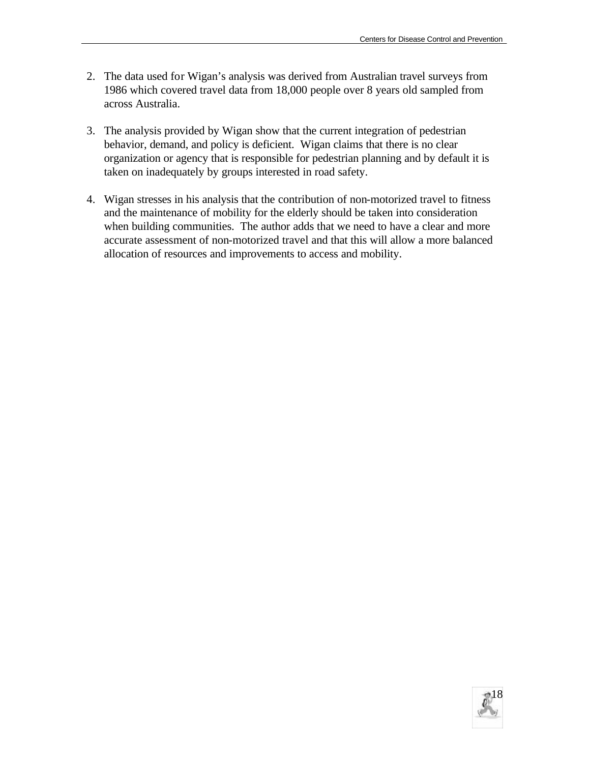2. The data used for Wigan's analysis was derived from Australian travel surveys from 1986 which covered travel data from 18,000 people over 8 years old sampled from across Australia.

3. The analysis provided by Wigan show that the current integration of pedestrian behavior, demand, and policy is deficient. Wigan claims that there is no clear organization or agency that is responsible for pedestrian planning and by default it is taken on inadequately by groups interested in road safety.

4. Wigan stresses in his analysis that the contribution of non-motorized travel to fitness and the maintenance of mobility for the elderly should be taken into consideration when building communities. The author adds that we need to have a clear and more accurate assessment of non-motorized travel and that this will allow a more balanced allocation of resources and improvements to access and mobility.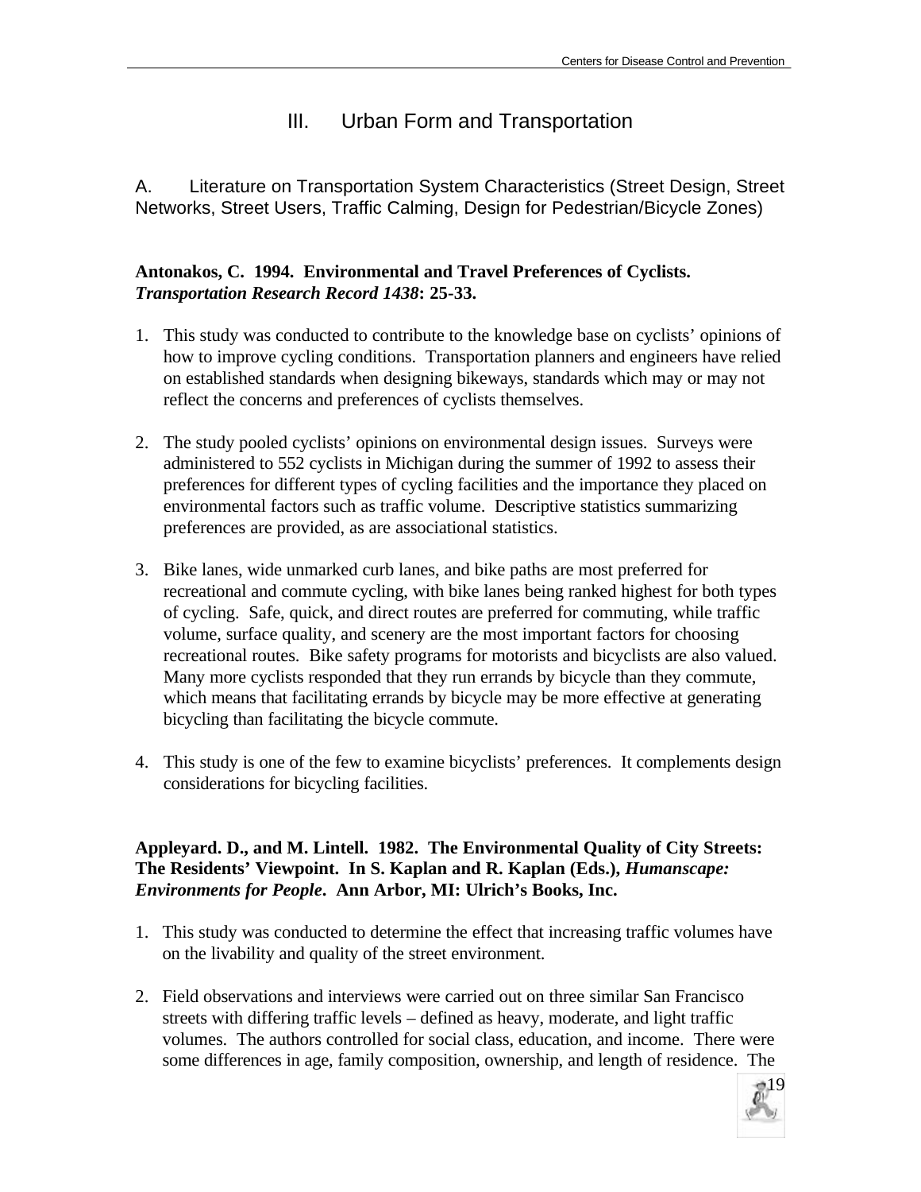# III. Urban Form and Transportation

## A. Literature on Transportation System Characteristics (Street Design, Street Networks, Street Users, Traffic Calming, Design for Pedestrian/Bicycle Zones)

**Antonakos, C. 1994. Environmental and Travel Preferences of Cyclists.** ***Transportation Research Record 1438*****: 25-33.**

1. This study was conducted to contribute to the knowledge base on cyclists' opinions of how to improve cycling conditions. Transportation planners and engineers have relied on established standards when designing bikeways, standards which may or may not reflect the concerns and preferences of cyclists themselves.

2. The study pooled cyclists' opinions on environmental design issues. Surveys were administered to 552 cyclists in Michigan during the summer of 1992 to assess their preferences for different types of cycling facilities and the importance they placed on environmental factors such as traffic volume. Descriptive statistics summarizing preferences are provided, as are associational statistics.

3. Bike lanes, wide unmarked curb lanes, and bike paths are most preferred for recreational and commute cycling, with bike lanes being ranked highest for both types of cycling. Safe, quick, and direct routes are preferred for commuting, while traffic volume, surface quality, and scenery are the most important factors for choosing recreational routes. Bike safety programs for motorists and bicyclists are also valued. Many more cyclists responded that they run errands by bicycle than they commute, which means that facilitating errands by bicycle may be more effective at generating bicycling than facilitating the bicycle commute.

4. This study is one of the few to examine bicyclists' preferences. It complements design considerations for bicycling facilities.

**Appleyard. D., and M. Lintell. 1982. The Environmental Quality of City Streets: The Residents' Viewpoint. In S. Kaplan and R. Kaplan (Eds.),** ***Humanscape: Environments for People*****. Ann Arbor, MI: Ulrich's Books, Inc.**

1. This study was conducted to determine the effect that increasing traffic volumes have on the livability and quality of the street environment.

2. Field observations and interviews were carried out on three similar San Francisco streets with differing traffic levels – defined as heavy, moderate, and light traffic volumes. The authors controlled for social class, education, and income. There were some differences in age, family composition, ownership, and length of residence. The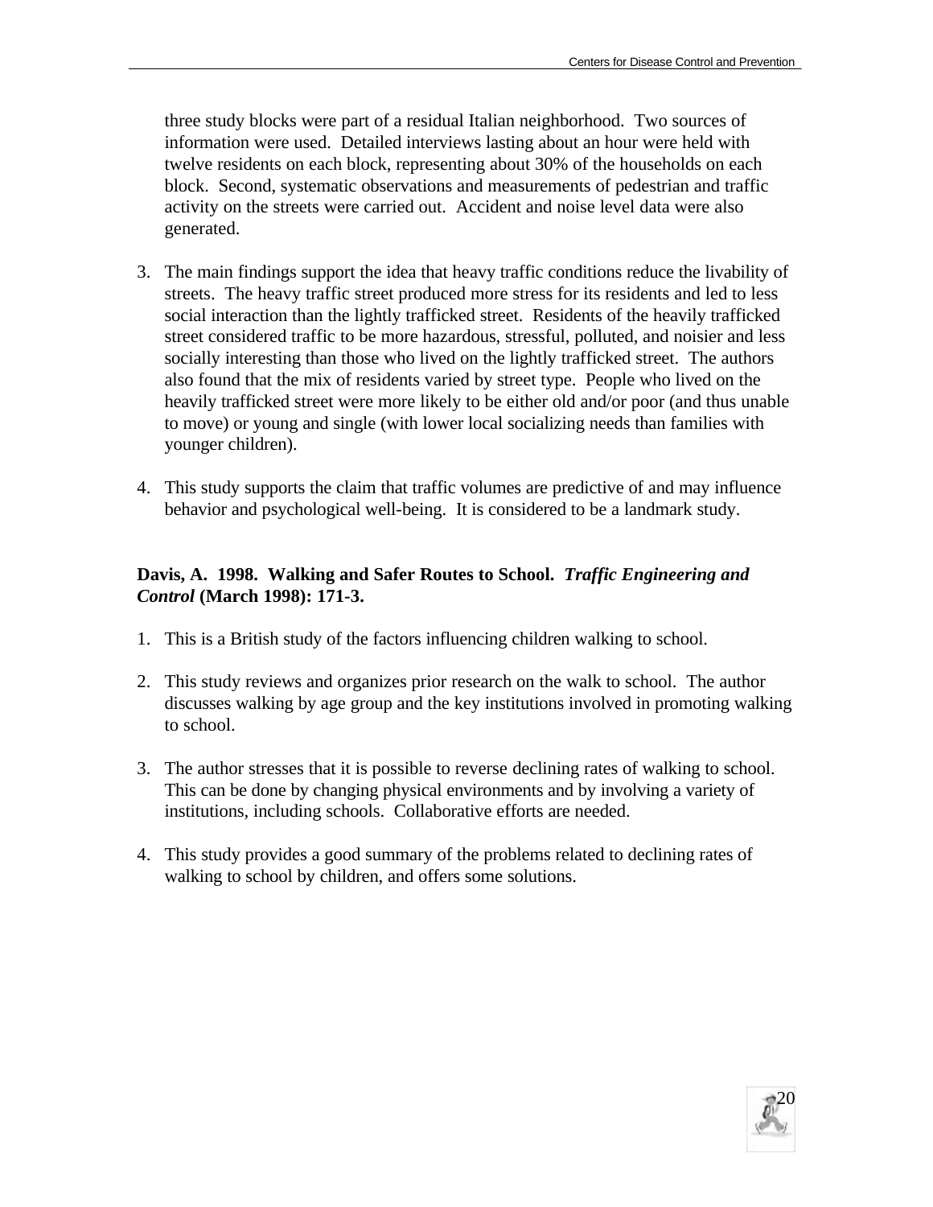three study blocks were part of a residual Italian neighborhood. Two sources of information were used. Detailed interviews lasting about an hour were held with twelve residents on each block, representing about 30% of the households on each block. Second, systematic observations and measurements of pedestrian and traffic activity on the streets were carried out. Accident and noise level data were also generated.

3. The main findings support the idea that heavy traffic conditions reduce the livability of streets. The heavy traffic street produced more stress for its residents and led to less social interaction than the lightly trafficked street. Residents of the heavily trafficked street considered traffic to be more hazardous, stressful, polluted, and noisier and less socially interesting than those who lived on the lightly trafficked street. The authors also found that the mix of residents varied by street type. People who lived on the heavily trafficked street were more likely to be either old and/or poor (and thus unable to move) or young and single (with lower local socializing needs than families with younger children).

4. This study supports the claim that traffic volumes are predictive of and may influence behavior and psychological well-being. It is considered to be a landmark study.

**Davis, A. 1998. Walking and Safer Routes to School. *Traffic Engineering and Control* (March 1998): 171-3.**

1. This is a British study of the factors influencing children walking to school.

2. This study reviews and organizes prior research on the walk to school. The author discusses walking by age group and the key institutions involved in promoting walking to school.

3. The author stresses that it is possible to reverse declining rates of walking to school. This can be done by changing physical environments and by involving a variety of institutions, including schools. Collaborative efforts are needed.

4. This study provides a good summary of the problems related to declining rates of walking to school by children, and offers some solutions.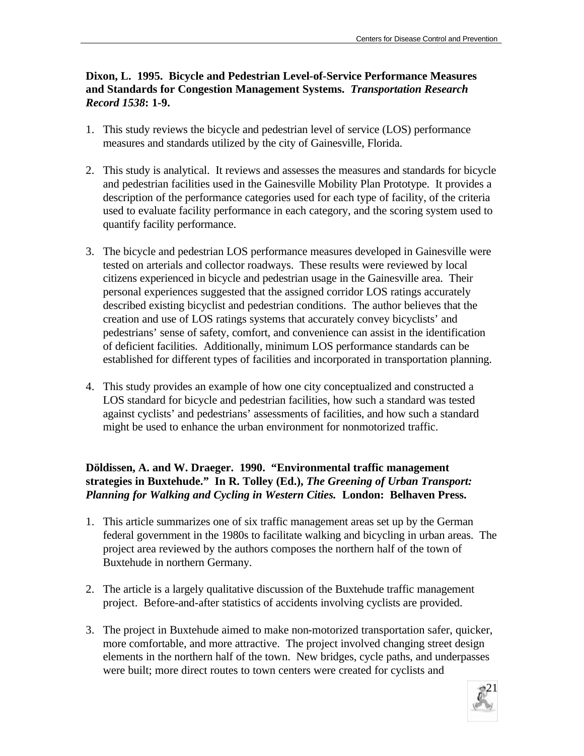**Dixon, L. 1995. Bicycle and Pedestrian Level-of-Service Performance Measures and Standards for Congestion Management Systems. *Transportation Research Record 1538*: 1-9.**

1. This study reviews the bicycle and pedestrian level of service (LOS) performance measures and standards utilized by the city of Gainesville, Florida.

2. This study is analytical. It reviews and assesses the measures and standards for bicycle and pedestrian facilities used in the Gainesville Mobility Plan Prototype. It provides a description of the performance categories used for each type of facility, of the criteria used to evaluate facility performance in each category, and the scoring system used to quantify facility performance.

3. The bicycle and pedestrian LOS performance measures developed in Gainesville were tested on arterials and collector roadways. These results were reviewed by local citizens experienced in bicycle and pedestrian usage in the Gainesville area. Their personal experiences suggested that the assigned corridor LOS ratings accurately described existing bicyclist and pedestrian conditions. The author believes that the creation and use of LOS ratings systems that accurately convey bicyclists' and pedestrians' sense of safety, comfort, and convenience can assist in the identification of deficient facilities. Additionally, minimum LOS performance standards can be established for different types of facilities and incorporated in transportation planning.

4. This study provides an example of how one city conceptualized and constructed a LOS standard for bicycle and pedestrian facilities, how such a standard was tested against cyclists' and pedestrians' assessments of facilities, and how such a standard might be used to enhance the urban environment for nonmotorized traffic.

**Döldissen, A. and W. Draeger. 1990. "Environmental traffic management strategies in Buxtehude." In R. Tolley (Ed.), *The Greening of Urban Transport: Planning for Walking and Cycling in Western Cities.* London: Belhaven Press.**

1. This article summarizes one of six traffic management areas set up by the German federal government in the 1980s to facilitate walking and bicycling in urban areas. The project area reviewed by the authors composes the northern half of the town of Buxtehude in northern Germany.

2. The article is a largely qualitative discussion of the Buxtehude traffic management project. Before-and-after statistics of accidents involving cyclists are provided.

3. The project in Buxtehude aimed to make non-motorized transportation safer, quicker, more comfortable, and more attractive. The project involved changing street design elements in the northern half of the town. New bridges, cycle paths, and underpasses were built; more direct routes to town centers were created for cyclists and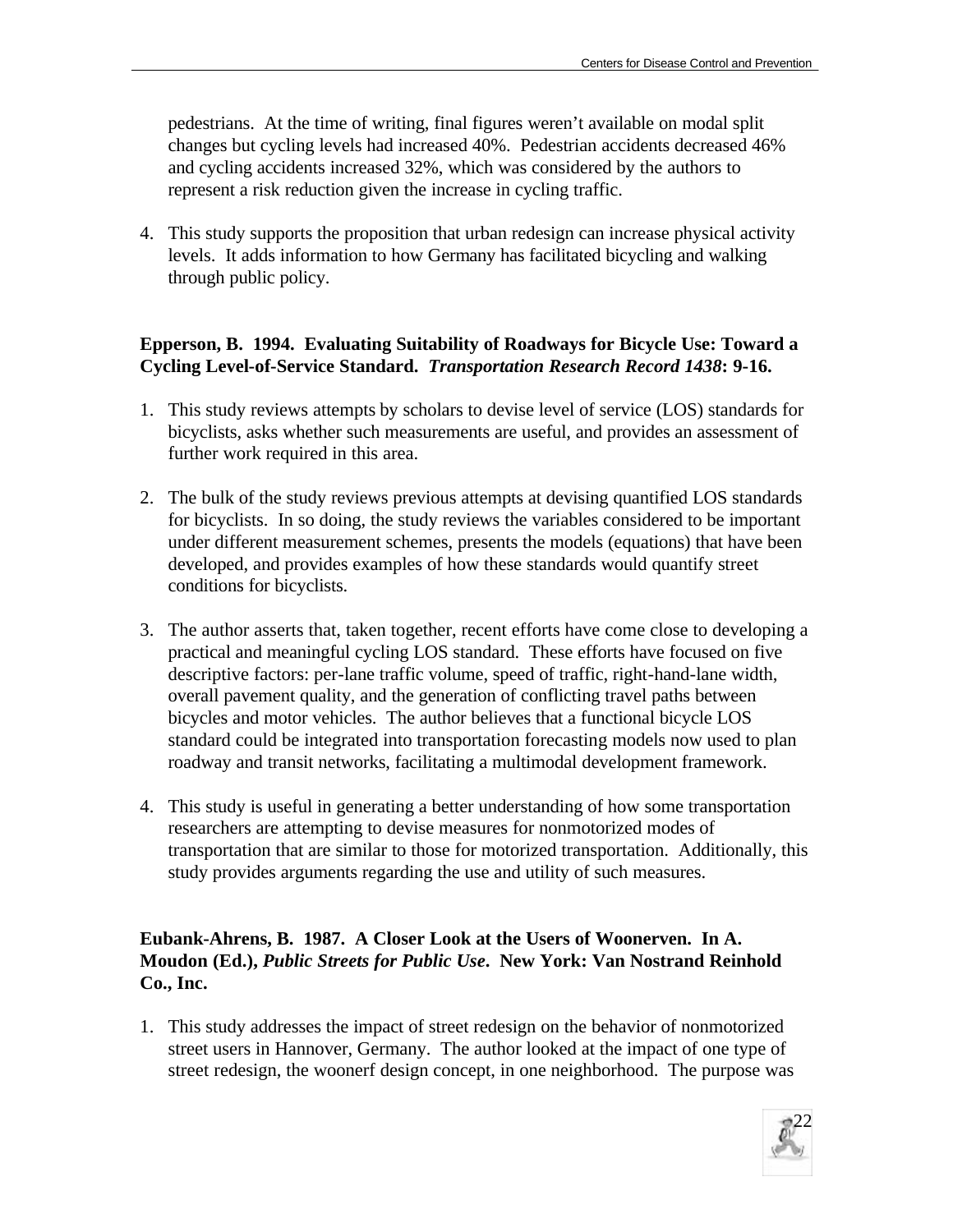pedestrians. At the time of writing, final figures weren't available on modal split changes but cycling levels had increased 40%. Pedestrian accidents decreased 46% and cycling accidents increased 32%, which was considered by the authors to represent a risk reduction given the increase in cycling traffic.

4. This study supports the proposition that urban redesign can increase physical activity levels. It adds information to how Germany has facilitated bicycling and walking through public policy.

**Epperson, B. 1994. Evaluating Suitability of Roadways for Bicycle Use: Toward a Cycling Level-of-Service Standard. *Transportation Research Record 1438*: 9-16.**

1. This study reviews attempts by scholars to devise level of service (LOS) standards for bicyclists, asks whether such measurements are useful, and provides an assessment of further work required in this area.

2. The bulk of the study reviews previous attempts at devising quantified LOS standards for bicyclists. In so doing, the study reviews the variables considered to be important under different measurement schemes, presents the models (equations) that have been developed, and provides examples of how these standards would quantify street conditions for bicyclists.

3. The author asserts that, taken together, recent efforts have come close to developing a practical and meaningful cycling LOS standard. These efforts have focused on five descriptive factors: per-lane traffic volume, speed of traffic, right-hand-lane width, overall pavement quality, and the generation of conflicting travel paths between bicycles and motor vehicles. The author believes that a functional bicycle LOS standard could be integrated into transportation forecasting models now used to plan roadway and transit networks, facilitating a multimodal development framework.

4. This study is useful in generating a better understanding of how some transportation researchers are attempting to devise measures for nonmotorized modes of transportation that are similar to those for motorized transportation. Additionally, this study provides arguments regarding the use and utility of such measures.

**Eubank-Ahrens, B. 1987. A Closer Look at the Users of Woonerven. In A. Moudon (Ed.), *Public Streets for Public Use*. New York: Van Nostrand Reinhold Co., Inc.**

1. This study addresses the impact of street redesign on the behavior of nonmotorized street users in Hannover, Germany. The author looked at the impact of one type of street redesign, the woonerf design concept, in one neighborhood. The purpose was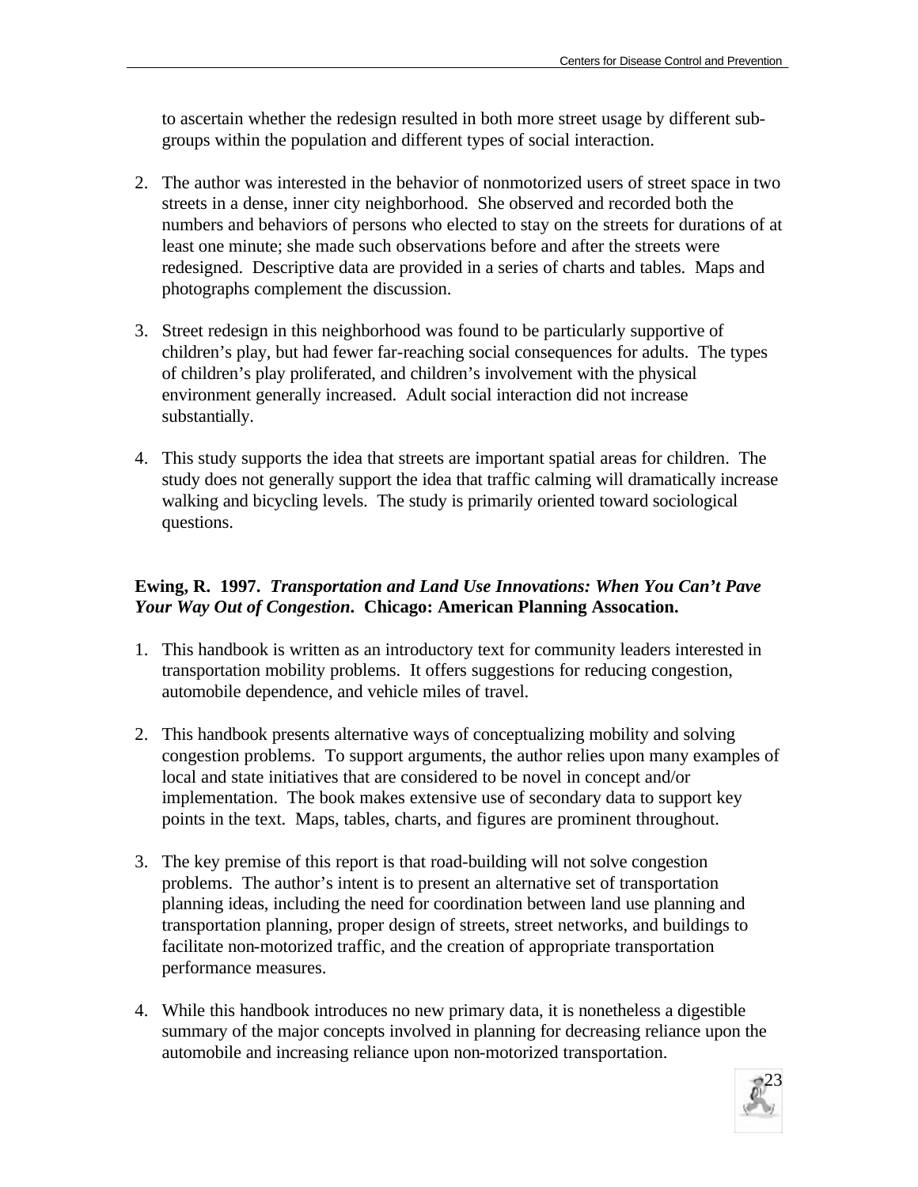to ascertain whether the redesign resulted in both more street usage by different sub-groups within the population and different types of social interaction.

2. The author was interested in the behavior of nonmotorized users of street space in two streets in a dense, inner city neighborhood. She observed and recorded both the numbers and behaviors of persons who elected to stay on the streets for durations of at least one minute; she made such observations before and after the streets were redesigned. Descriptive data are provided in a series of charts and tables. Maps and photographs complement the discussion.

3. Street redesign in this neighborhood was found to be particularly supportive of children's play, but had fewer far-reaching social consequences for adults. The types of children's play proliferated, and children's involvement with the physical environment generally increased. Adult social interaction did not increase substantially.

4. This study supports the idea that streets are important spatial areas for children. The study does not generally support the idea that traffic calming will dramatically increase walking and bicycling levels. The study is primarily oriented toward sociological questions.

**Ewing, R. 1997. *Transportation and Land Use Innovations: When You Can't Pave Your Way Out of Congestion*. Chicago: American Planning Assocation.**

1. This handbook is written as an introductory text for community leaders interested in transportation mobility problems. It offers suggestions for reducing congestion, automobile dependence, and vehicle miles of travel.

2. This handbook presents alternative ways of conceptualizing mobility and solving congestion problems. To support arguments, the author relies upon many examples of local and state initiatives that are considered to be novel in concept and/or implementation. The book makes extensive use of secondary data to support key points in the text. Maps, tables, charts, and figures are prominent throughout.

3. The key premise of this report is that road-building will not solve congestion problems. The author's intent is to present an alternative set of transportation planning ideas, including the need for coordination between land use planning and transportation planning, proper design of streets, street networks, and buildings to facilitate non-motorized traffic, and the creation of appropriate transportation performance measures.

4. While this handbook introduces no new primary data, it is nonetheless a digestible summary of the major concepts involved in planning for decreasing reliance upon the automobile and increasing reliance upon non-motorized transportation.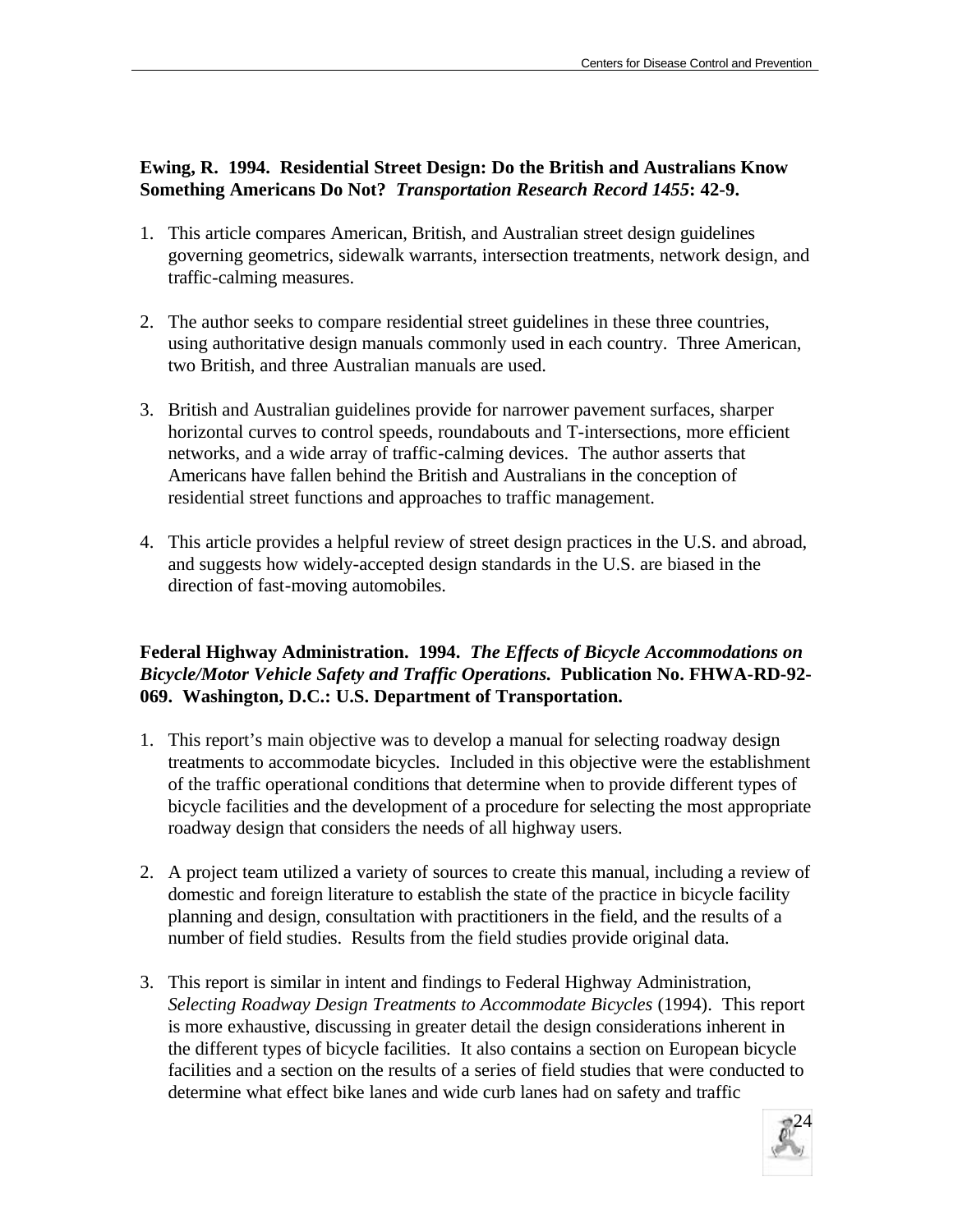**Ewing, R. 1994. Residential Street Design: Do the British and Australians Know Something Americans Do Not? *Transportation Research Record 1455*: 42-9.**

1. This article compares American, British, and Australian street design guidelines governing geometrics, sidewalk warrants, intersection treatments, network design, and traffic-calming measures.

2. The author seeks to compare residential street guidelines in these three countries, using authoritative design manuals commonly used in each country. Three American, two British, and three Australian manuals are used.

3. British and Australian guidelines provide for narrower pavement surfaces, sharper horizontal curves to control speeds, roundabouts and T-intersections, more efficient networks, and a wide array of traffic-calming devices. The author asserts that Americans have fallen behind the British and Australians in the conception of residential street functions and approaches to traffic management.

4. This article provides a helpful review of street design practices in the U.S. and abroad, and suggests how widely-accepted design standards in the U.S. are biased in the direction of fast-moving automobiles.

**Federal Highway Administration. 1994. *The Effects of Bicycle Accommodations on Bicycle/Motor Vehicle Safety and Traffic Operations.* Publication No. FHWA-RD-92-069. Washington, D.C.: U.S. Department of Transportation.**

1. This report's main objective was to develop a manual for selecting roadway design treatments to accommodate bicycles. Included in this objective were the establishment of the traffic operational conditions that determine when to provide different types of bicycle facilities and the development of a procedure for selecting the most appropriate roadway design that considers the needs of all highway users.

2. A project team utilized a variety of sources to create this manual, including a review of domestic and foreign literature to establish the state of the practice in bicycle facility planning and design, consultation with practitioners in the field, and the results of a number of field studies. Results from the field studies provide original data.

3. This report is similar in intent and findings to Federal Highway Administration, *Selecting Roadway Design Treatments to Accommodate Bicycles* (1994). This report is more exhaustive, discussing in greater detail the design considerations inherent in the different types of bicycle facilities. It also contains a section on European bicycle facilities and a section on the results of a series of field studies that were conducted to determine what effect bike lanes and wide curb lanes had on safety and traffic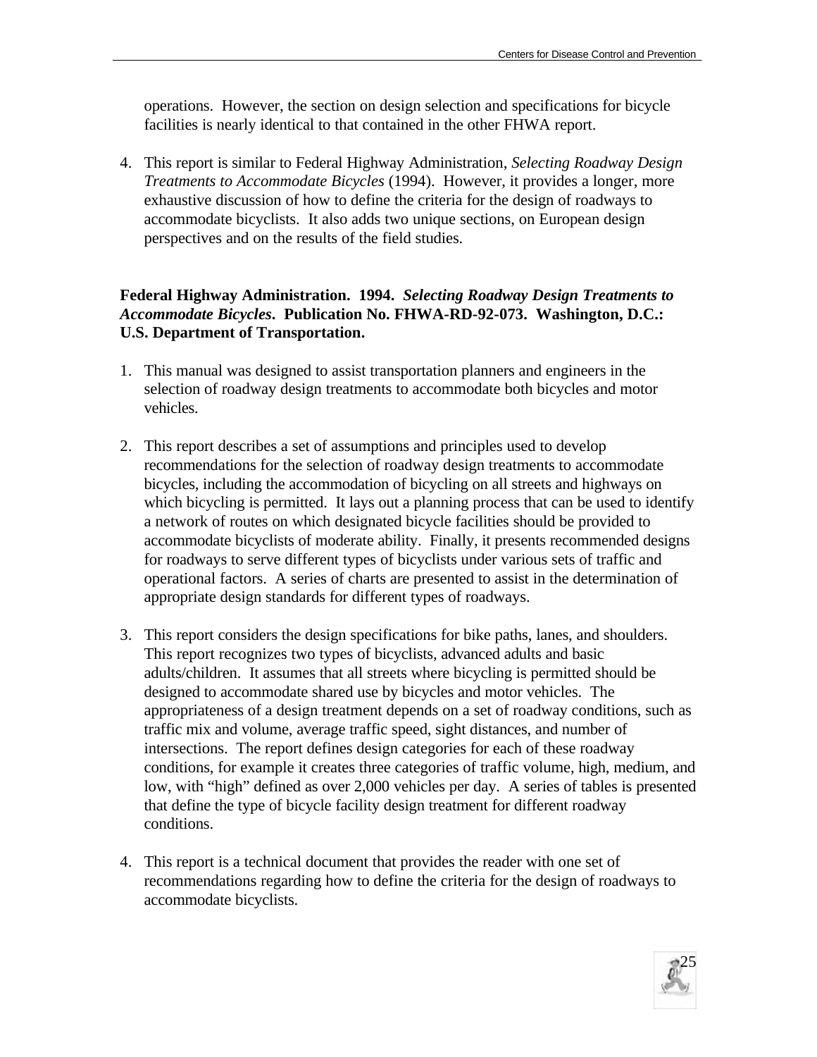operations. However, the section on design selection and specifications for bicycle facilities is nearly identical to that contained in the other FHWA report.

4. This report is similar to Federal Highway Administration, *Selecting Roadway Design Treatments to Accommodate Bicycles* (1994). However, it provides a longer, more exhaustive discussion of how to define the criteria for the design of roadways to accommodate bicyclists. It also adds two unique sections, on European design perspectives and on the results of the field studies.

**Federal Highway Administration. 1994.** ***Selecting Roadway Design Treatments to Accommodate Bicycles*****. Publication No. FHWA-RD-92-073. Washington, D.C.: U.S. Department of Transportation.**

1. This manual was designed to assist transportation planners and engineers in the selection of roadway design treatments to accommodate both bicycles and motor vehicles.

2. This report describes a set of assumptions and principles used to develop recommendations for the selection of roadway design treatments to accommodate bicycles, including the accommodation of bicycling on all streets and highways on which bicycling is permitted. It lays out a planning process that can be used to identify a network of routes on which designated bicycle facilities should be provided to accommodate bicyclists of moderate ability. Finally, it presents recommended designs for roadways to serve different types of bicyclists under various sets of traffic and operational factors. A series of charts are presented to assist in the determination of appropriate design standards for different types of roadways.

3. This report considers the design specifications for bike paths, lanes, and shoulders. This report recognizes two types of bicyclists, advanced adults and basic adults/children. It assumes that all streets where bicycling is permitted should be designed to accommodate shared use by bicycles and motor vehicles. The appropriateness of a design treatment depends on a set of roadway conditions, such as traffic mix and volume, average traffic speed, sight distances, and number of intersections. The report defines design categories for each of these roadway conditions, for example it creates three categories of traffic volume, high, medium, and low, with "high" defined as over 2,000 vehicles per day. A series of tables is presented that define the type of bicycle facility design treatment for different roadway conditions.

4. This report is a technical document that provides the reader with one set of recommendations regarding how to define the criteria for the design of roadways to accommodate bicyclists.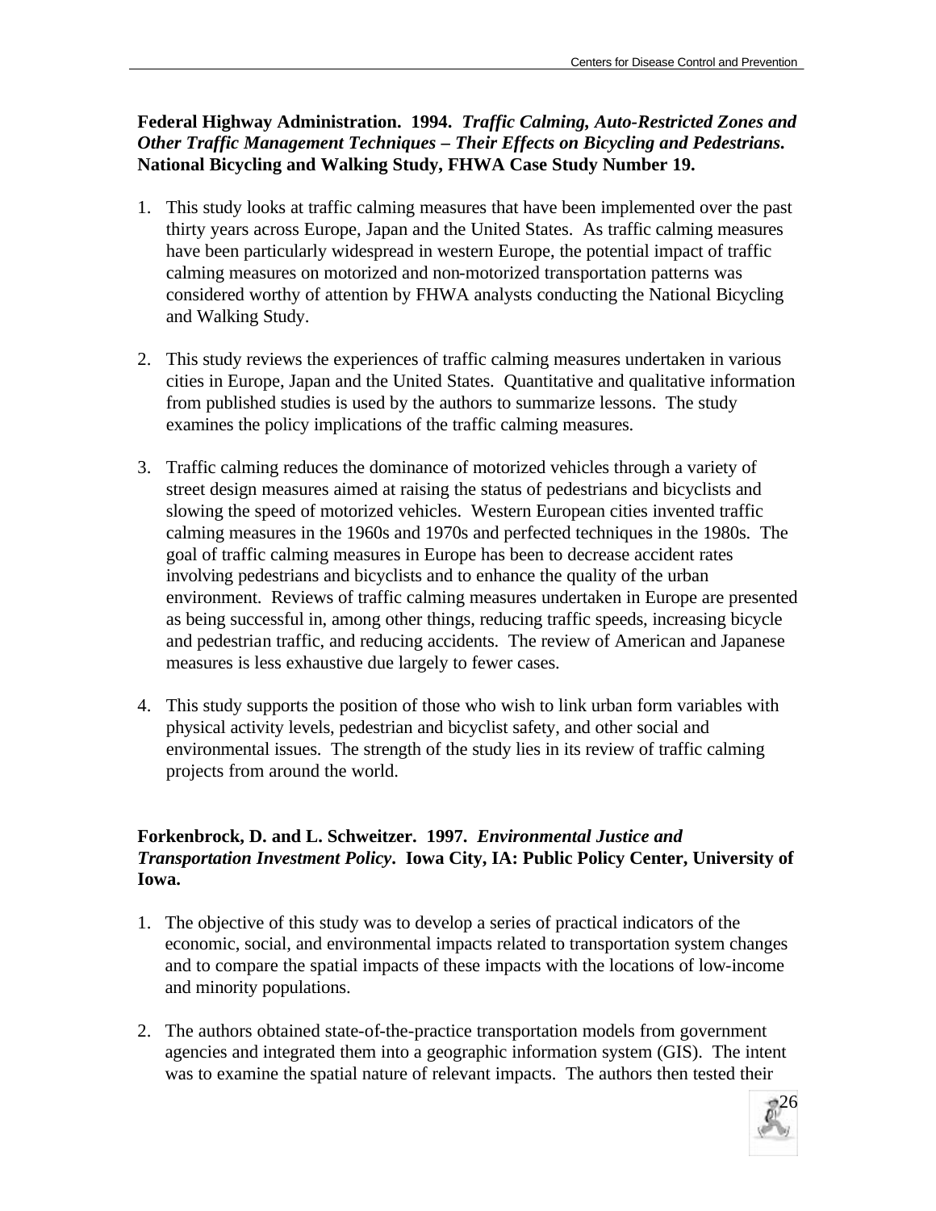**Federal Highway Administration. 1994. *Traffic Calming, Auto-Restricted Zones and Other Traffic Management Techniques – Their Effects on Bicycling and Pedestrians.* National Bicycling and Walking Study, FHWA Case Study Number 19.**

1. This study looks at traffic calming measures that have been implemented over the past thirty years across Europe, Japan and the United States. As traffic calming measures have been particularly widespread in western Europe, the potential impact of traffic calming measures on motorized and non-motorized transportation patterns was considered worthy of attention by FHWA analysts conducting the National Bicycling and Walking Study.

2. This study reviews the experiences of traffic calming measures undertaken in various cities in Europe, Japan and the United States. Quantitative and qualitative information from published studies is used by the authors to summarize lessons. The study examines the policy implications of the traffic calming measures.

3. Traffic calming reduces the dominance of motorized vehicles through a variety of street design measures aimed at raising the status of pedestrians and bicyclists and slowing the speed of motorized vehicles. Western European cities invented traffic calming measures in the 1960s and 1970s and perfected techniques in the 1980s. The goal of traffic calming measures in Europe has been to decrease accident rates involving pedestrians and bicyclists and to enhance the quality of the urban environment. Reviews of traffic calming measures undertaken in Europe are presented as being successful in, among other things, reducing traffic speeds, increasing bicycle and pedestrian traffic, and reducing accidents. The review of American and Japanese measures is less exhaustive due largely to fewer cases.

4. This study supports the position of those who wish to link urban form variables with physical activity levels, pedestrian and bicyclist safety, and other social and environmental issues. The strength of the study lies in its review of traffic calming projects from around the world.

**Forkenbrock, D. and L. Schweitzer. 1997. *Environmental Justice and Transportation Investment Policy*. Iowa City, IA: Public Policy Center, University of Iowa.**

1. The objective of this study was to develop a series of practical indicators of the economic, social, and environmental impacts related to transportation system changes and to compare the spatial impacts of these impacts with the locations of low-income and minority populations.

2. The authors obtained state-of-the-practice transportation models from government agencies and integrated them into a geographic information system (GIS). The intent was to examine the spatial nature of relevant impacts. The authors then tested their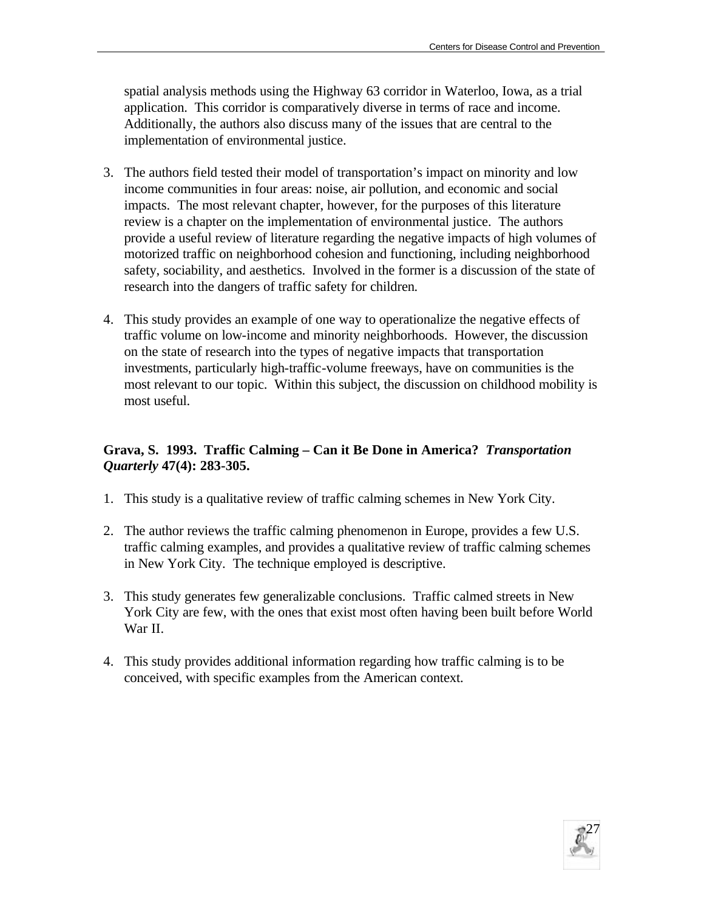spatial analysis methods using the Highway 63 corridor in Waterloo, Iowa, as a trial application. This corridor is comparatively diverse in terms of race and income. Additionally, the authors also discuss many of the issues that are central to the implementation of environmental justice.

3. The authors field tested their model of transportation's impact on minority and low income communities in four areas: noise, air pollution, and economic and social impacts. The most relevant chapter, however, for the purposes of this literature review is a chapter on the implementation of environmental justice. The authors provide a useful review of literature regarding the negative impacts of high volumes of motorized traffic on neighborhood cohesion and functioning, including neighborhood safety, sociability, and aesthetics. Involved in the former is a discussion of the state of research into the dangers of traffic safety for children.

4. This study provides an example of one way to operationalize the negative effects of traffic volume on low-income and minority neighborhoods. However, the discussion on the state of research into the types of negative impacts that transportation investments, particularly high-traffic-volume freeways, have on communities is the most relevant to our topic. Within this subject, the discussion on childhood mobility is most useful.

**Grava, S. 1993. Traffic Calming – Can it Be Done in America? *Transportation Quarterly* 47(4): 283-305.**

1. This study is a qualitative review of traffic calming schemes in New York City.

2. The author reviews the traffic calming phenomenon in Europe, provides a few U.S. traffic calming examples, and provides a qualitative review of traffic calming schemes in New York City. The technique employed is descriptive.

3. This study generates few generalizable conclusions. Traffic calmed streets in New York City are few, with the ones that exist most often having been built before World War II.

4. This study provides additional information regarding how traffic calming is to be conceived, with specific examples from the American context.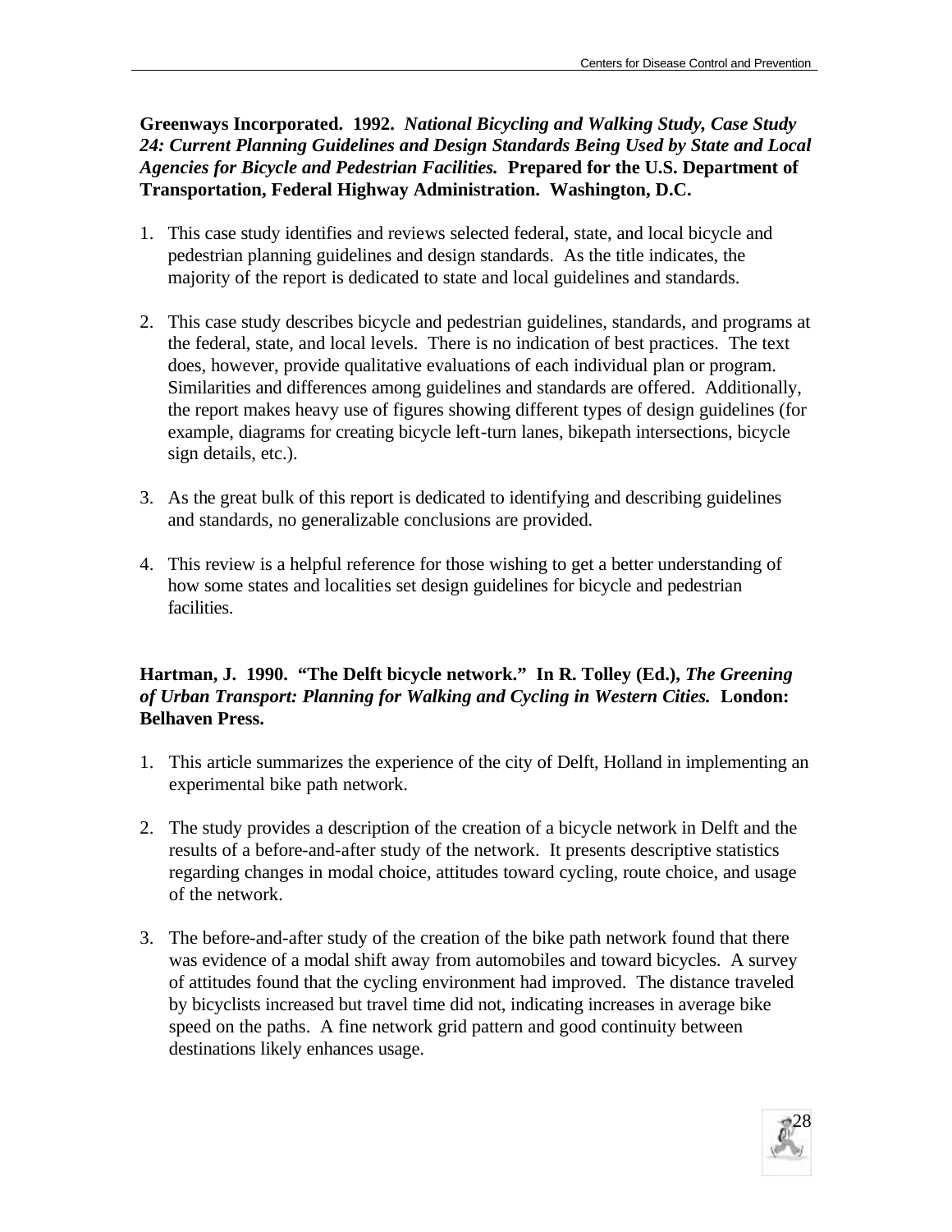**Greenways Incorporated. 1992.** ***National Bicycling and Walking Study, Case Study 24: Current Planning Guidelines and Design Standards Being Used by State and Local Agencies for Bicycle and Pedestrian Facilities.*** **Prepared for the U.S. Department of Transportation, Federal Highway Administration. Washington, D.C.**

1. This case study identifies and reviews selected federal, state, and local bicycle and pedestrian planning guidelines and design standards. As the title indicates, the majority of the report is dedicated to state and local guidelines and standards.

2. This case study describes bicycle and pedestrian guidelines, standards, and programs at the federal, state, and local levels. There is no indication of best practices. The text does, however, provide qualitative evaluations of each individual plan or program. Similarities and differences among guidelines and standards are offered. Additionally, the report makes heavy use of figures showing different types of design guidelines (for example, diagrams for creating bicycle left-turn lanes, bikepath intersections, bicycle sign details, etc.).

3. As the great bulk of this report is dedicated to identifying and describing guidelines and standards, no generalizable conclusions are provided.

4. This review is a helpful reference for those wishing to get a better understanding of how some states and localities set design guidelines for bicycle and pedestrian facilities.

**Hartman, J. 1990. "The Delft bicycle network." In R. Tolley (Ed.),** ***The Greening of Urban Transport: Planning for Walking and Cycling in Western Cities.*** **London: Belhaven Press.**

1. This article summarizes the experience of the city of Delft, Holland in implementing an experimental bike path network.

2. The study provides a description of the creation of a bicycle network in Delft and the results of a before-and-after study of the network. It presents descriptive statistics regarding changes in modal choice, attitudes toward cycling, route choice, and usage of the network.

3. The before-and-after study of the creation of the bike path network found that there was evidence of a modal shift away from automobiles and toward bicycles. A survey of attitudes found that the cycling environment had improved. The distance traveled by bicyclists increased but travel time did not, indicating increases in average bike speed on the paths. A fine network grid pattern and good continuity between destinations likely enhances usage.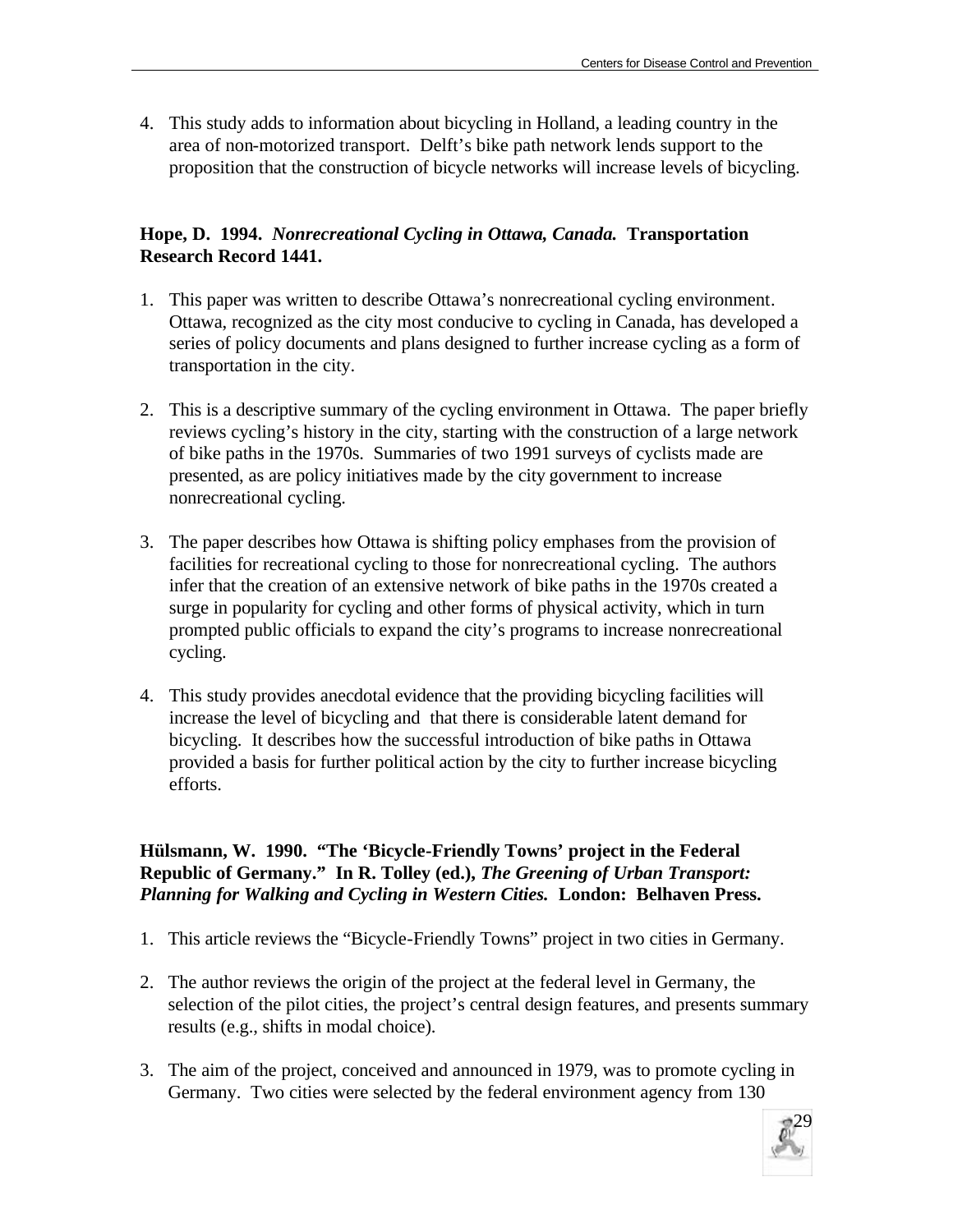4. This study adds to information about bicycling in Holland, a leading country in the area of non-motorized transport. Delft's bike path network lends support to the proposition that the construction of bicycle networks will increase levels of bicycling.

**Hope, D. 1994. *Nonrecreational Cycling in Ottawa, Canada.* Transportation Research Record 1441.**

1. This paper was written to describe Ottawa's nonrecreational cycling environment. Ottawa, recognized as the city most conducive to cycling in Canada, has developed a series of policy documents and plans designed to further increase cycling as a form of transportation in the city.

2. This is a descriptive summary of the cycling environment in Ottawa. The paper briefly reviews cycling's history in the city, starting with the construction of a large network of bike paths in the 1970s. Summaries of two 1991 surveys of cyclists made are presented, as are policy initiatives made by the city government to increase nonrecreational cycling.

3. The paper describes how Ottawa is shifting policy emphases from the provision of facilities for recreational cycling to those for nonrecreational cycling. The authors infer that the creation of an extensive network of bike paths in the 1970s created a surge in popularity for cycling and other forms of physical activity, which in turn prompted public officials to expand the city's programs to increase nonrecreational cycling.

4. This study provides anecdotal evidence that the providing bicycling facilities will increase the level of bicycling and that there is considerable latent demand for bicycling. It describes how the successful introduction of bike paths in Ottawa provided a basis for further political action by the city to further increase bicycling efforts.

**Hülsmann, W. 1990. "The 'Bicycle-Friendly Towns' project in the Federal Republic of Germany." In R. Tolley (ed.), *The Greening of Urban Transport: Planning for Walking and Cycling in Western Cities.* London: Belhaven Press.**

1. This article reviews the "Bicycle-Friendly Towns" project in two cities in Germany.

2. The author reviews the origin of the project at the federal level in Germany, the selection of the pilot cities, the project's central design features, and presents summary results (e.g., shifts in modal choice).

3. The aim of the project, conceived and announced in 1979, was to promote cycling in Germany. Two cities were selected by the federal environment agency from 130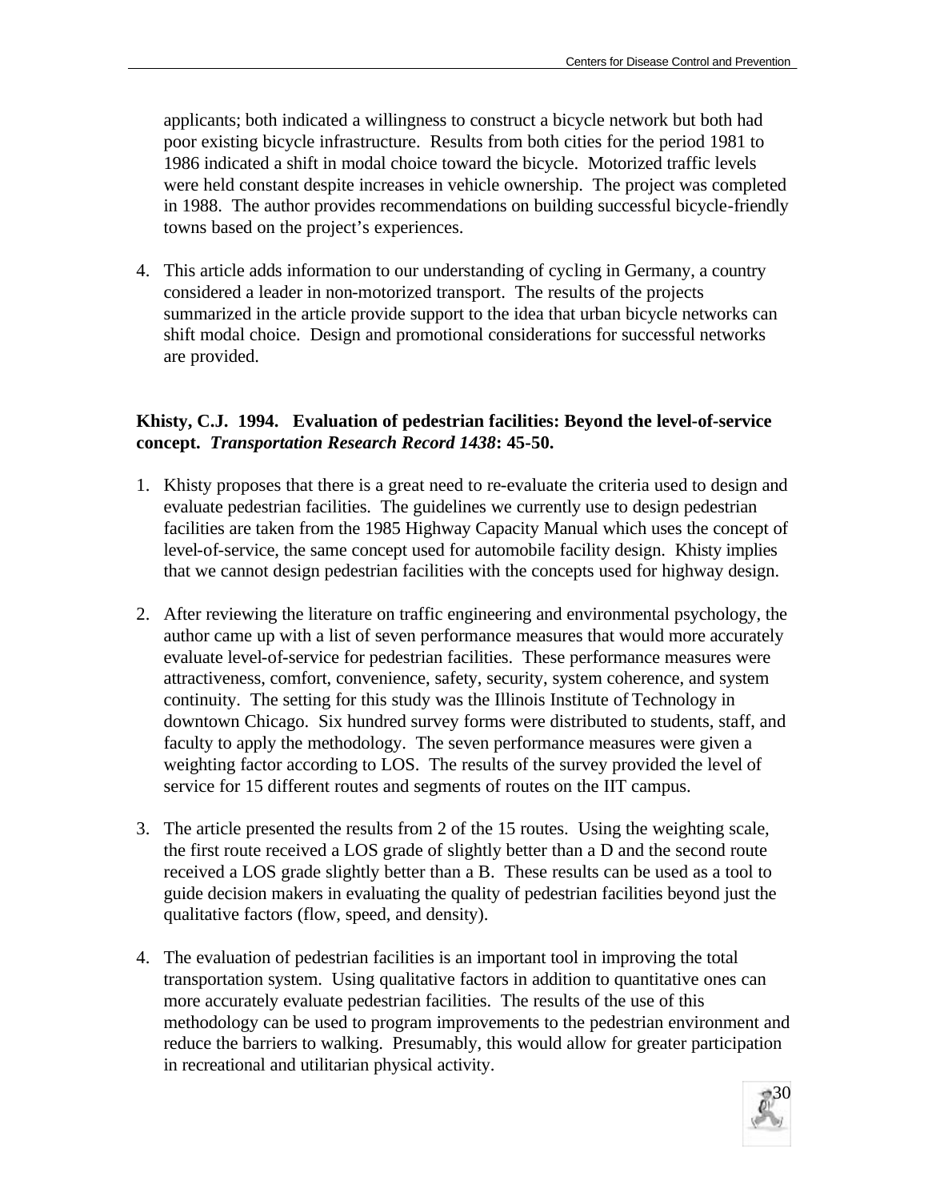applicants; both indicated a willingness to construct a bicycle network but both had poor existing bicycle infrastructure. Results from both cities for the period 1981 to 1986 indicated a shift in modal choice toward the bicycle. Motorized traffic levels were held constant despite increases in vehicle ownership. The project was completed in 1988. The author provides recommendations on building successful bicycle-friendly towns based on the project's experiences.

4. This article adds information to our understanding of cycling in Germany, a country considered a leader in non-motorized transport. The results of the projects summarized in the article provide support to the idea that urban bicycle networks can shift modal choice. Design and promotional considerations for successful networks are provided.

**Khisty, C.J. 1994. Evaluation of pedestrian facilities: Beyond the level-of-service concept. *Transportation Research Record 1438*: 45-50.**

1. Khisty proposes that there is a great need to re-evaluate the criteria used to design and evaluate pedestrian facilities. The guidelines we currently use to design pedestrian facilities are taken from the 1985 Highway Capacity Manual which uses the concept of level-of-service, the same concept used for automobile facility design. Khisty implies that we cannot design pedestrian facilities with the concepts used for highway design.

2. After reviewing the literature on traffic engineering and environmental psychology, the author came up with a list of seven performance measures that would more accurately evaluate level-of-service for pedestrian facilities. These performance measures were attractiveness, comfort, convenience, safety, security, system coherence, and system continuity. The setting for this study was the Illinois Institute of Technology in downtown Chicago. Six hundred survey forms were distributed to students, staff, and faculty to apply the methodology. The seven performance measures were given a weighting factor according to LOS. The results of the survey provided the level of service for 15 different routes and segments of routes on the IIT campus.

3. The article presented the results from 2 of the 15 routes. Using the weighting scale, the first route received a LOS grade of slightly better than a D and the second route received a LOS grade slightly better than a B. These results can be used as a tool to guide decision makers in evaluating the quality of pedestrian facilities beyond just the qualitative factors (flow, speed, and density).

4. The evaluation of pedestrian facilities is an important tool in improving the total transportation system. Using qualitative factors in addition to quantitative ones can more accurately evaluate pedestrian facilities. The results of the use of this methodology can be used to program improvements to the pedestrian environment and reduce the barriers to walking. Presumably, this would allow for greater participation in recreational and utilitarian physical activity.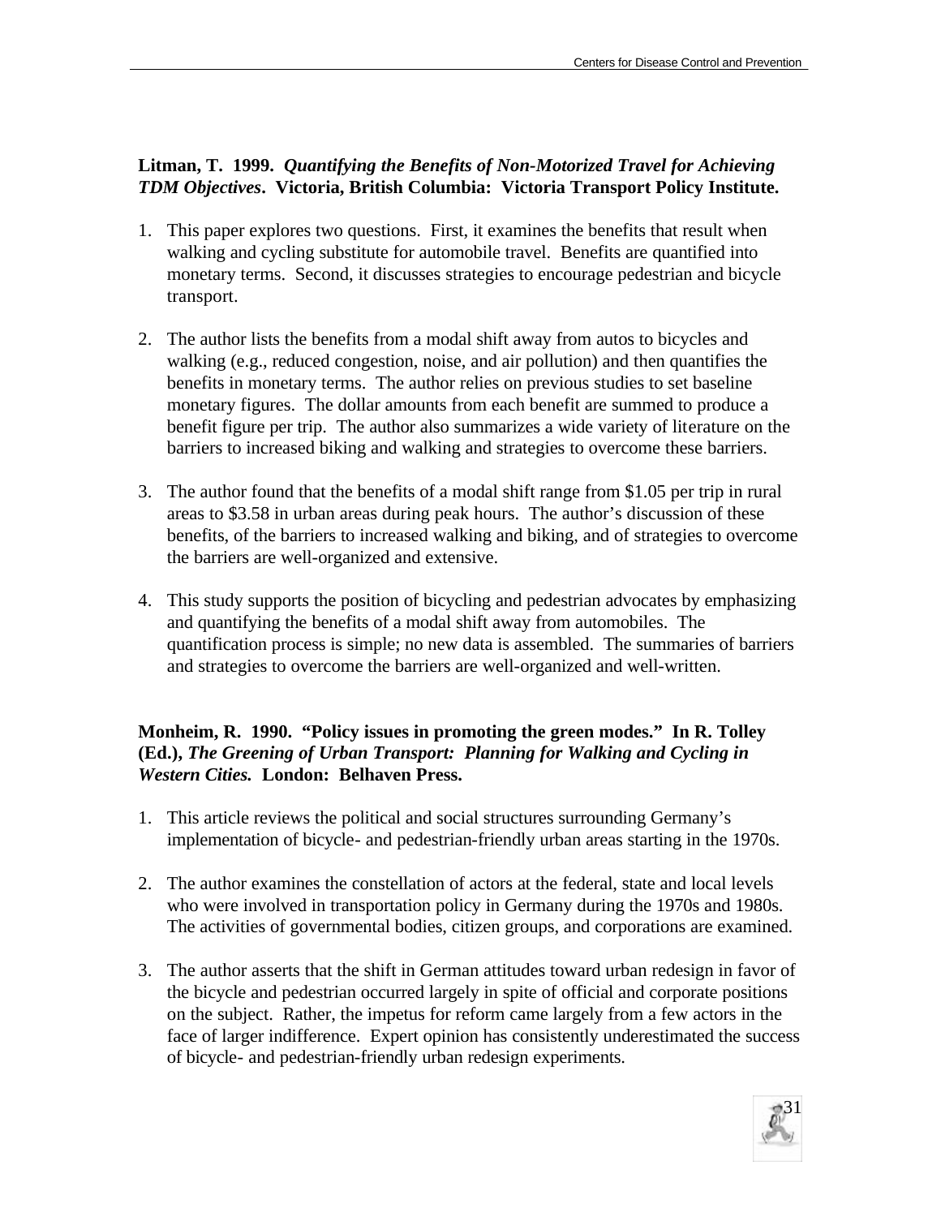**Litman, T. 1999. *Quantifying the Benefits of Non-Motorized Travel for Achieving TDM Objectives*. Victoria, British Columbia: Victoria Transport Policy Institute.**

1. This paper explores two questions. First, it examines the benefits that result when walking and cycling substitute for automobile travel. Benefits are quantified into monetary terms. Second, it discusses strategies to encourage pedestrian and bicycle transport.

2. The author lists the benefits from a modal shift away from autos to bicycles and walking (e.g., reduced congestion, noise, and air pollution) and then quantifies the benefits in monetary terms. The author relies on previous studies to set baseline monetary figures. The dollar amounts from each benefit are summed to produce a benefit figure per trip. The author also summarizes a wide variety of literature on the barriers to increased biking and walking and strategies to overcome these barriers.

3. The author found that the benefits of a modal shift range from $1.05 per trip in rural areas to $3.58 in urban areas during peak hours. The author's discussion of these benefits, of the barriers to increased walking and biking, and of strategies to overcome the barriers are well-organized and extensive.

4. This study supports the position of bicycling and pedestrian advocates by emphasizing and quantifying the benefits of a modal shift away from automobiles. The quantification process is simple; no new data is assembled. The summaries of barriers and strategies to overcome the barriers are well-organized and well-written.

**Monheim, R. 1990. "Policy issues in promoting the green modes." In R. Tolley (Ed.), *The Greening of Urban Transport: Planning for Walking and Cycling in Western Cities.* London: Belhaven Press.**

1. This article reviews the political and social structures surrounding Germany's implementation of bicycle- and pedestrian-friendly urban areas starting in the 1970s.

2. The author examines the constellation of actors at the federal, state and local levels who were involved in transportation policy in Germany during the 1970s and 1980s. The activities of governmental bodies, citizen groups, and corporations are examined.

3. The author asserts that the shift in German attitudes toward urban redesign in favor of the bicycle and pedestrian occurred largely in spite of official and corporate positions on the subject. Rather, the impetus for reform came largely from a few actors in the face of larger indifference. Expert opinion has consistently underestimated the success of bicycle- and pedestrian-friendly urban redesign experiments.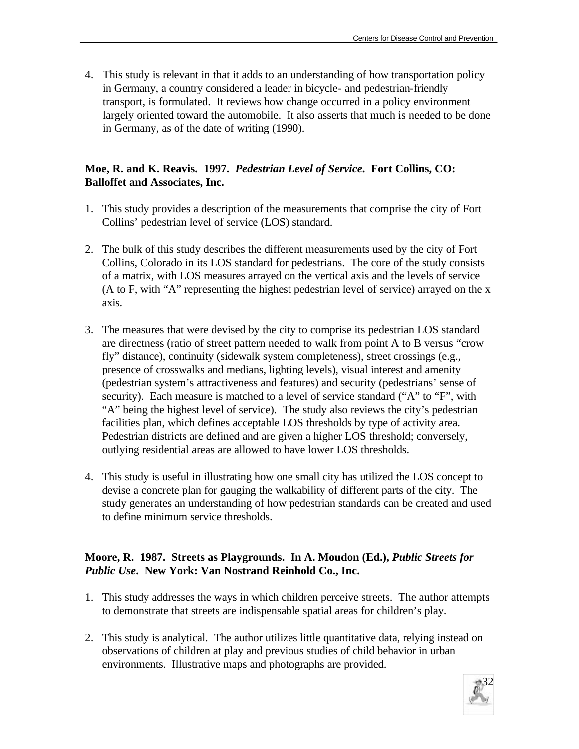4. This study is relevant in that it adds to an understanding of how transportation policy in Germany, a country considered a leader in bicycle- and pedestrian-friendly transport, is formulated. It reviews how change occurred in a policy environment largely oriented toward the automobile. It also asserts that much is needed to be done in Germany, as of the date of writing (1990).

**Moe, R. and K. Reavis. 1997. *Pedestrian Level of Service*. Fort Collins, CO: Balloffet and Associates, Inc.**

1. This study provides a description of the measurements that comprise the city of Fort Collins' pedestrian level of service (LOS) standard.

2. The bulk of this study describes the different measurements used by the city of Fort Collins, Colorado in its LOS standard for pedestrians. The core of the study consists of a matrix, with LOS measures arrayed on the vertical axis and the levels of service (A to F, with "A" representing the highest pedestrian level of service) arrayed on the x axis.

3. The measures that were devised by the city to comprise its pedestrian LOS standard are directness (ratio of street pattern needed to walk from point A to B versus "crow fly" distance), continuity (sidewalk system completeness), street crossings (e.g., presence of crosswalks and medians, lighting levels), visual interest and amenity (pedestrian system's attractiveness and features) and security (pedestrians' sense of security). Each measure is matched to a level of service standard ("A" to "F", with "A" being the highest level of service). The study also reviews the city's pedestrian facilities plan, which defines acceptable LOS thresholds by type of activity area. Pedestrian districts are defined and are given a higher LOS threshold; conversely, outlying residential areas are allowed to have lower LOS thresholds.

4. This study is useful in illustrating how one small city has utilized the LOS concept to devise a concrete plan for gauging the walkability of different parts of the city. The study generates an understanding of how pedestrian standards can be created and used to define minimum service thresholds.

**Moore, R. 1987. Streets as Playgrounds. In A. Moudon (Ed.), *Public Streets for Public Use*. New York: Van Nostrand Reinhold Co., Inc.**

1. This study addresses the ways in which children perceive streets. The author attempts to demonstrate that streets are indispensable spatial areas for children's play.

2. This study is analytical. The author utilizes little quantitative data, relying instead on observations of children at play and previous studies of child behavior in urban environments. Illustrative maps and photographs are provided.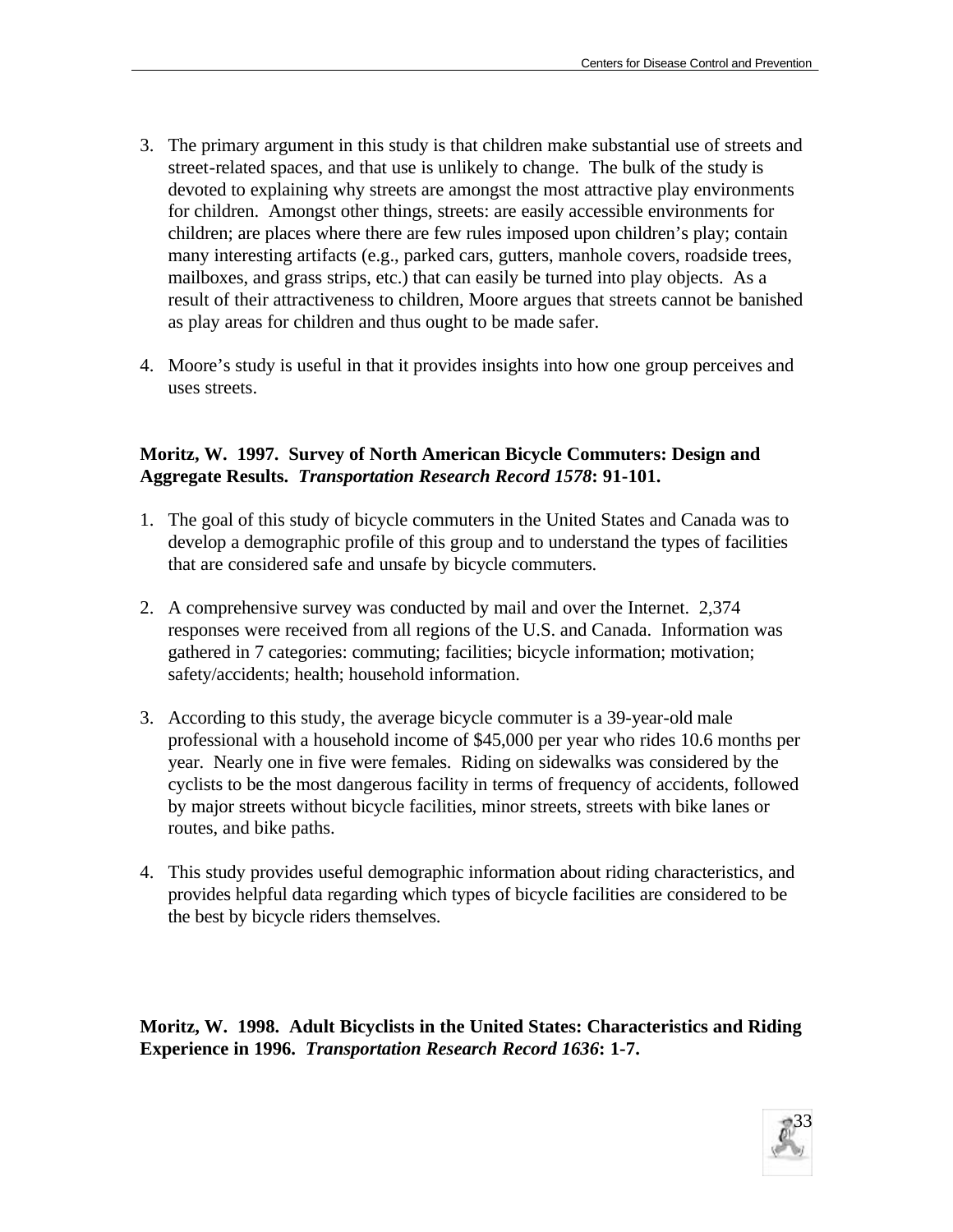3. The primary argument in this study is that children make substantial use of streets and street-related spaces, and that use is unlikely to change. The bulk of the study is devoted to explaining why streets are amongst the most attractive play environments for children. Amongst other things, streets: are easily accessible environments for children; are places where there are few rules imposed upon children's play; contain many interesting artifacts (e.g., parked cars, gutters, manhole covers, roadside trees, mailboxes, and grass strips, etc.) that can easily be turned into play objects. As a result of their attractiveness to children, Moore argues that streets cannot be banished as play areas for children and thus ought to be made safer.

4. Moore's study is useful in that it provides insights into how one group perceives and uses streets.

**Moritz, W. 1997. Survey of North American Bicycle Commuters: Design and Aggregate Results. *Transportation Research Record 1578*: 91-101.**

1. The goal of this study of bicycle commuters in the United States and Canada was to develop a demographic profile of this group and to understand the types of facilities that are considered safe and unsafe by bicycle commuters.

2. A comprehensive survey was conducted by mail and over the Internet. 2,374 responses were received from all regions of the U.S. and Canada. Information was gathered in 7 categories: commuting; facilities; bicycle information; motivation; safety/accidents; health; household information.

3. According to this study, the average bicycle commuter is a 39-year-old male professional with a household income of $45,000 per year who rides 10.6 months per year. Nearly one in five were females. Riding on sidewalks was considered by the cyclists to be the most dangerous facility in terms of frequency of accidents, followed by major streets without bicycle facilities, minor streets, streets with bike lanes or routes, and bike paths.

4. This study provides useful demographic information about riding characteristics, and provides helpful data regarding which types of bicycle facilities are considered to be the best by bicycle riders themselves.

**Moritz, W. 1998. Adult Bicyclists in the United States: Characteristics and Riding Experience in 1996. *Transportation Research Record 1636*: 1-7.**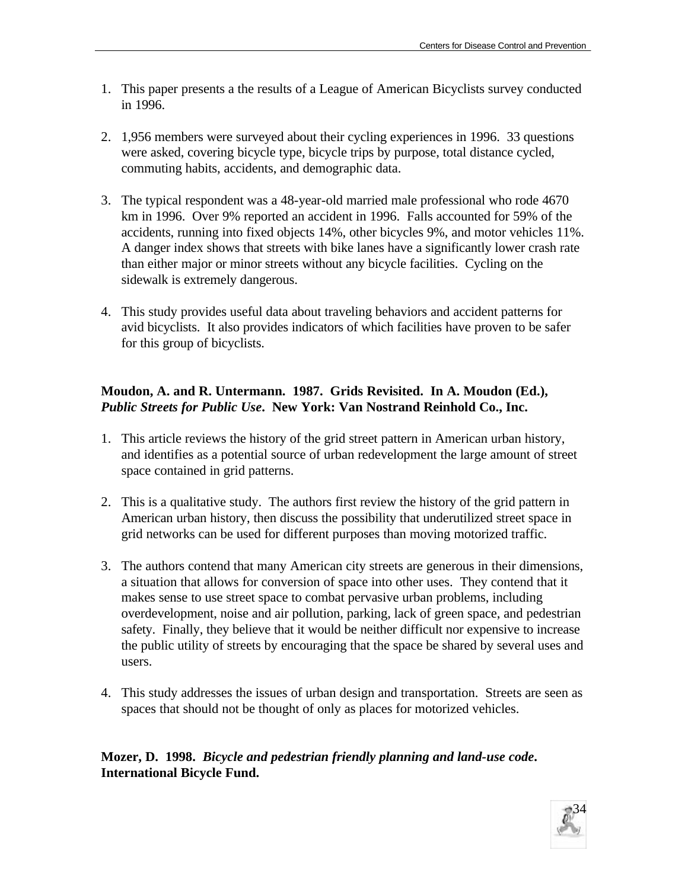1. This paper presents a the results of a League of American Bicyclists survey conducted in 1996.

2. 1,956 members were surveyed about their cycling experiences in 1996. 33 questions were asked, covering bicycle type, bicycle trips by purpose, total distance cycled, commuting habits, accidents, and demographic data.

3. The typical respondent was a 48-year-old married male professional who rode 4670 km in 1996. Over 9% reported an accident in 1996. Falls accounted for 59% of the accidents, running into fixed objects 14%, other bicycles 9%, and motor vehicles 11%. A danger index shows that streets with bike lanes have a significantly lower crash rate than either major or minor streets without any bicycle facilities. Cycling on the sidewalk is extremely dangerous.

4. This study provides useful data about traveling behaviors and accident patterns for avid bicyclists. It also provides indicators of which facilities have proven to be safer for this group of bicyclists.

**Moudon, A. and R. Untermann. 1987. Grids Revisited. In A. Moudon (Ed.), *Public Streets for Public Use*. New York: Van Nostrand Reinhold Co., Inc.**

1. This article reviews the history of the grid street pattern in American urban history, and identifies as a potential source of urban redevelopment the large amount of street space contained in grid patterns.

2. This is a qualitative study. The authors first review the history of the grid pattern in American urban history, then discuss the possibility that underutilized street space in grid networks can be used for different purposes than moving motorized traffic.

3. The authors contend that many American city streets are generous in their dimensions, a situation that allows for conversion of space into other uses. They contend that it makes sense to use street space to combat pervasive urban problems, including overdevelopment, noise and air pollution, parking, lack of green space, and pedestrian safety. Finally, they believe that it would be neither difficult nor expensive to increase the public utility of streets by encouraging that the space be shared by several uses and users.

4. This study addresses the issues of urban design and transportation. Streets are seen as spaces that should not be thought of only as places for motorized vehicles.

**Mozer, D. 1998. *Bicycle and pedestrian friendly planning and land-use code*. International Bicycle Fund.**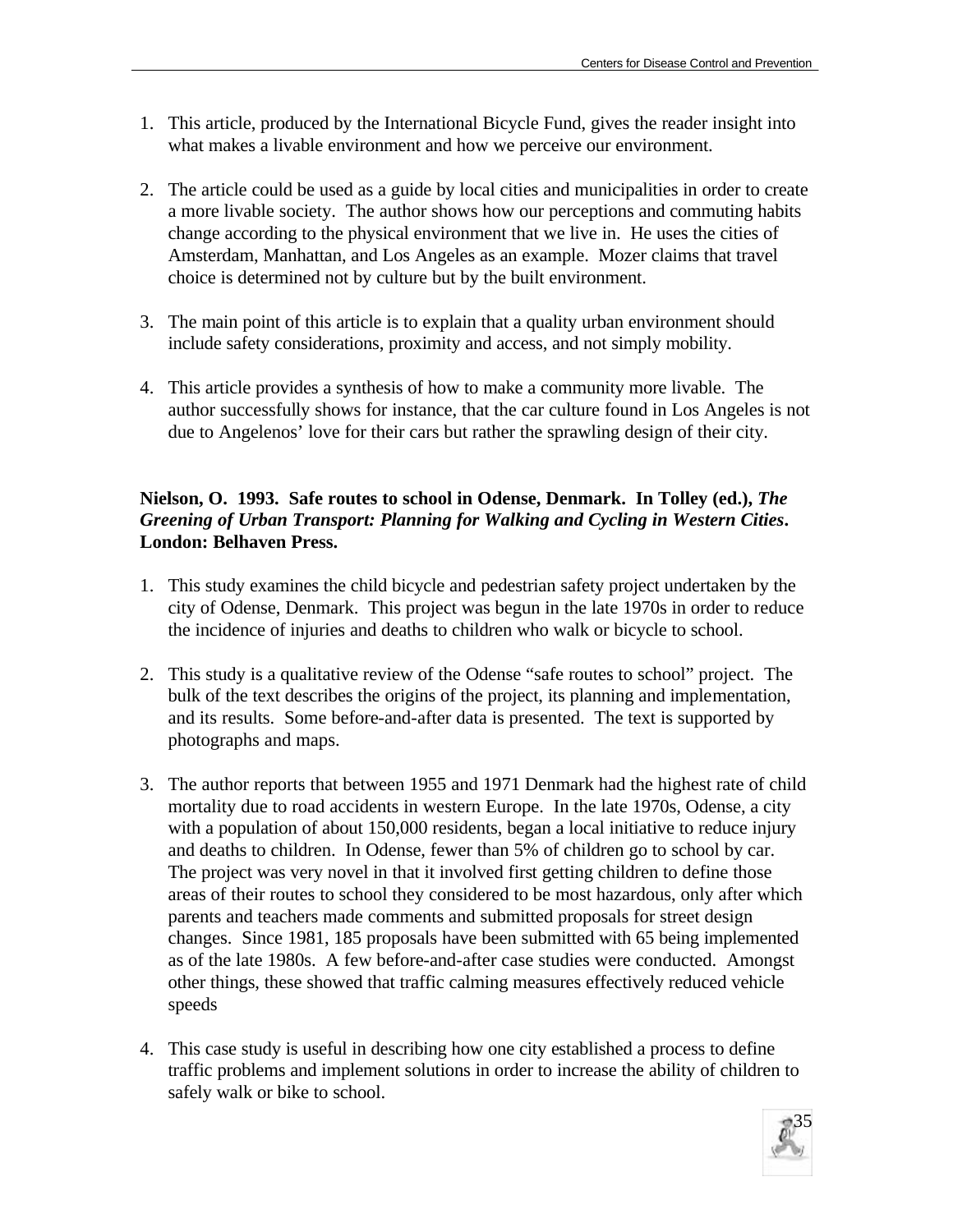1. This article, produced by the International Bicycle Fund, gives the reader insight into what makes a livable environment and how we perceive our environment.

2. The article could be used as a guide by local cities and municipalities in order to create a more livable society. The author shows how our perceptions and commuting habits change according to the physical environment that we live in. He uses the cities of Amsterdam, Manhattan, and Los Angeles as an example. Mozer claims that travel choice is determined not by culture but by the built environment.

3. The main point of this article is to explain that a quality urban environment should include safety considerations, proximity and access, and not simply mobility.

4. This article provides a synthesis of how to make a community more livable. The author successfully shows for instance, that the car culture found in Los Angeles is not due to Angelenos' love for their cars but rather the sprawling design of their city.

**Nielson, O. 1993. Safe routes to school in Odense, Denmark. In Tolley (ed.), *The Greening of Urban Transport: Planning for Walking and Cycling in Western Cities*. London: Belhaven Press.**

1. This study examines the child bicycle and pedestrian safety project undertaken by the city of Odense, Denmark. This project was begun in the late 1970s in order to reduce the incidence of injuries and deaths to children who walk or bicycle to school.

2. This study is a qualitative review of the Odense "safe routes to school" project. The bulk of the text describes the origins of the project, its planning and implementation, and its results. Some before-and-after data is presented. The text is supported by photographs and maps.

3. The author reports that between 1955 and 1971 Denmark had the highest rate of child mortality due to road accidents in western Europe. In the late 1970s, Odense, a city with a population of about 150,000 residents, began a local initiative to reduce injury and deaths to children. In Odense, fewer than 5% of children go to school by car. The project was very novel in that it involved first getting children to define those areas of their routes to school they considered to be most hazardous, only after which parents and teachers made comments and submitted proposals for street design changes. Since 1981, 185 proposals have been submitted with 65 being implemented as of the late 1980s. A few before-and-after case studies were conducted. Amongst other things, these showed that traffic calming measures effectively reduced vehicle speeds

4. This case study is useful in describing how one city established a process to define traffic problems and implement solutions in order to increase the ability of children to safely walk or bike to school.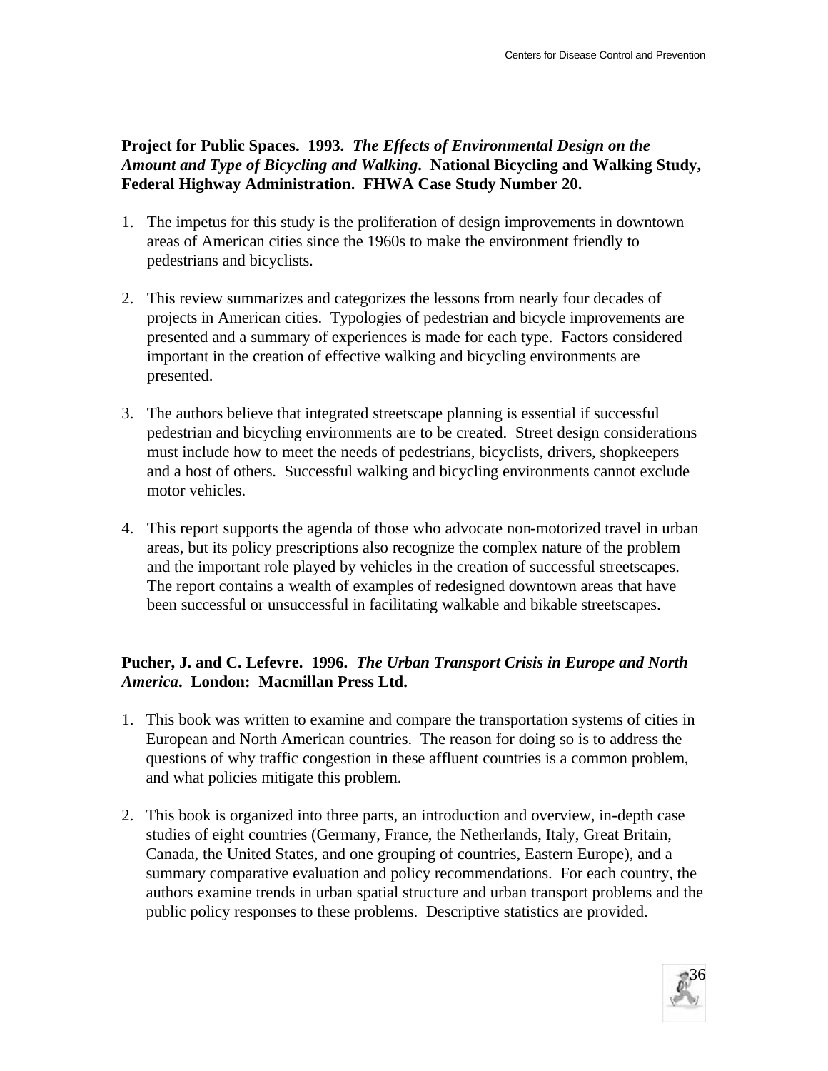**Project for Public Spaces. 1993.** ***The Effects of Environmental Design on the Amount and Type of Bicycling and Walking*****. National Bicycling and Walking Study, Federal Highway Administration. FHWA Case Study Number 20.**

1. The impetus for this study is the proliferation of design improvements in downtown areas of American cities since the 1960s to make the environment friendly to pedestrians and bicyclists.

2. This review summarizes and categorizes the lessons from nearly four decades of projects in American cities. Typologies of pedestrian and bicycle improvements are presented and a summary of experiences is made for each type. Factors considered important in the creation of effective walking and bicycling environments are presented.

3. The authors believe that integrated streetscape planning is essential if successful pedestrian and bicycling environments are to be created. Street design considerations must include how to meet the needs of pedestrians, bicyclists, drivers, shopkeepers and a host of others. Successful walking and bicycling environments cannot exclude motor vehicles.

4. This report supports the agenda of those who advocate non-motorized travel in urban areas, but its policy prescriptions also recognize the complex nature of the problem and the important role played by vehicles in the creation of successful streetscapes. The report contains a wealth of examples of redesigned downtown areas that have been successful or unsuccessful in facilitating walkable and bikable streetscapes.

**Pucher, J. and C. Lefevre. 1996.** ***The Urban Transport Crisis in Europe and North America*****. London: Macmillan Press Ltd.**

1. This book was written to examine and compare the transportation systems of cities in European and North American countries. The reason for doing so is to address the questions of why traffic congestion in these affluent countries is a common problem, and what policies mitigate this problem.

2. This book is organized into three parts, an introduction and overview, in-depth case studies of eight countries (Germany, France, the Netherlands, Italy, Great Britain, Canada, the United States, and one grouping of countries, Eastern Europe), and a summary comparative evaluation and policy recommendations. For each country, the authors examine trends in urban spatial structure and urban transport problems and the public policy responses to these problems. Descriptive statistics are provided.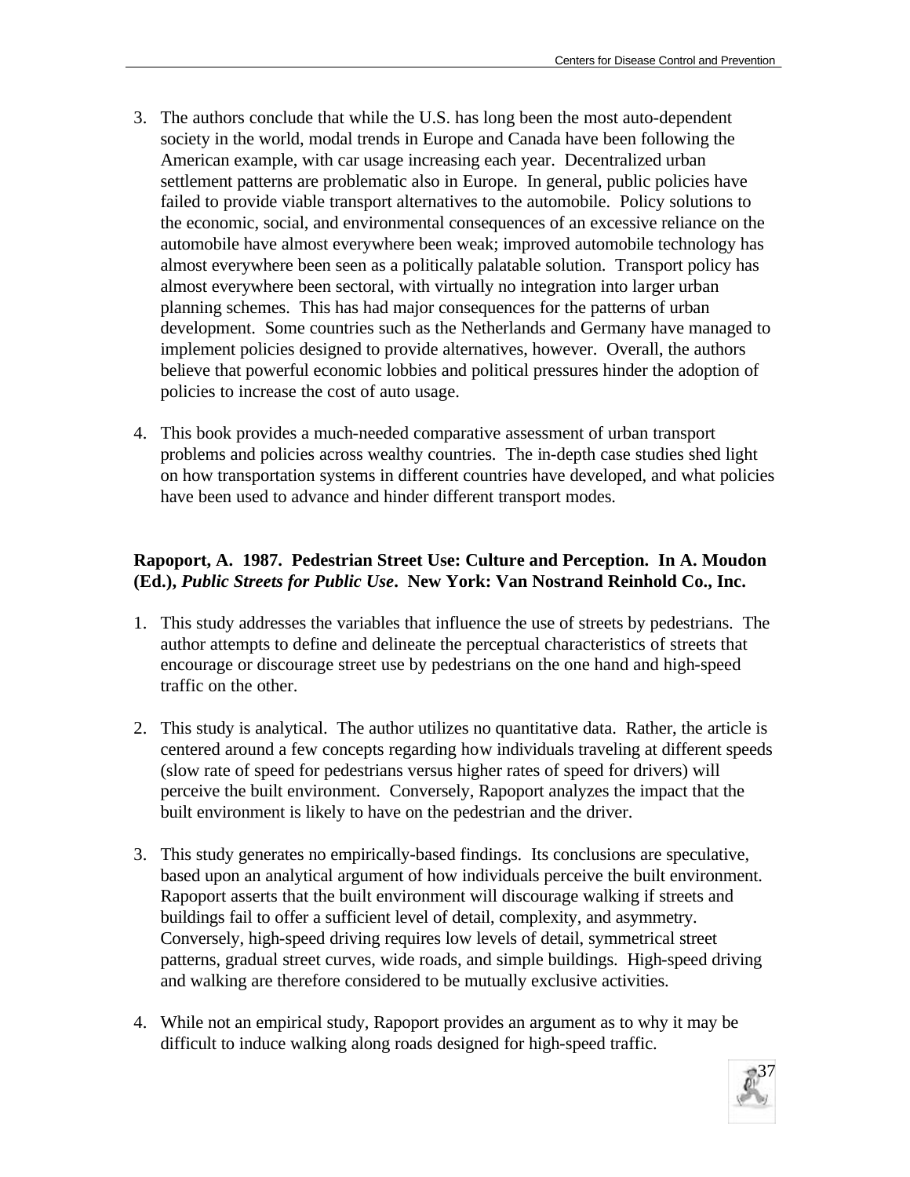3. The authors conclude that while the U.S. has long been the most auto-dependent society in the world, modal trends in Europe and Canada have been following the American example, with car usage increasing each year. Decentralized urban settlement patterns are problematic also in Europe. In general, public policies have failed to provide viable transport alternatives to the automobile. Policy solutions to the economic, social, and environmental consequences of an excessive reliance on the automobile have almost everywhere been weak; improved automobile technology has almost everywhere been seen as a politically palatable solution. Transport policy has almost everywhere been sectoral, with virtually no integration into larger urban planning schemes. This has had major consequences for the patterns of urban development. Some countries such as the Netherlands and Germany have managed to implement policies designed to provide alternatives, however. Overall, the authors believe that powerful economic lobbies and political pressures hinder the adoption of policies to increase the cost of auto usage.

4. This book provides a much-needed comparative assessment of urban transport problems and policies across wealthy countries. The in-depth case studies shed light on how transportation systems in different countries have developed, and what policies have been used to advance and hinder different transport modes.

**Rapoport, A. 1987. Pedestrian Street Use: Culture and Perception. In A. Moudon (Ed.), *Public Streets for Public Use*. New York: Van Nostrand Reinhold Co., Inc.**

1. This study addresses the variables that influence the use of streets by pedestrians. The author attempts to define and delineate the perceptual characteristics of streets that encourage or discourage street use by pedestrians on the one hand and high-speed traffic on the other.

2. This study is analytical. The author utilizes no quantitative data. Rather, the article is centered around a few concepts regarding how individuals traveling at different speeds (slow rate of speed for pedestrians versus higher rates of speed for drivers) will perceive the built environment. Conversely, Rapoport analyzes the impact that the built environment is likely to have on the pedestrian and the driver.

3. This study generates no empirically-based findings. Its conclusions are speculative, based upon an analytical argument of how individuals perceive the built environment. Rapoport asserts that the built environment will discourage walking if streets and buildings fail to offer a sufficient level of detail, complexity, and asymmetry. Conversely, high-speed driving requires low levels of detail, symmetrical street patterns, gradual street curves, wide roads, and simple buildings. High-speed driving and walking are therefore considered to be mutually exclusive activities.

4. While not an empirical study, Rapoport provides an argument as to why it may be difficult to induce walking along roads designed for high-speed traffic.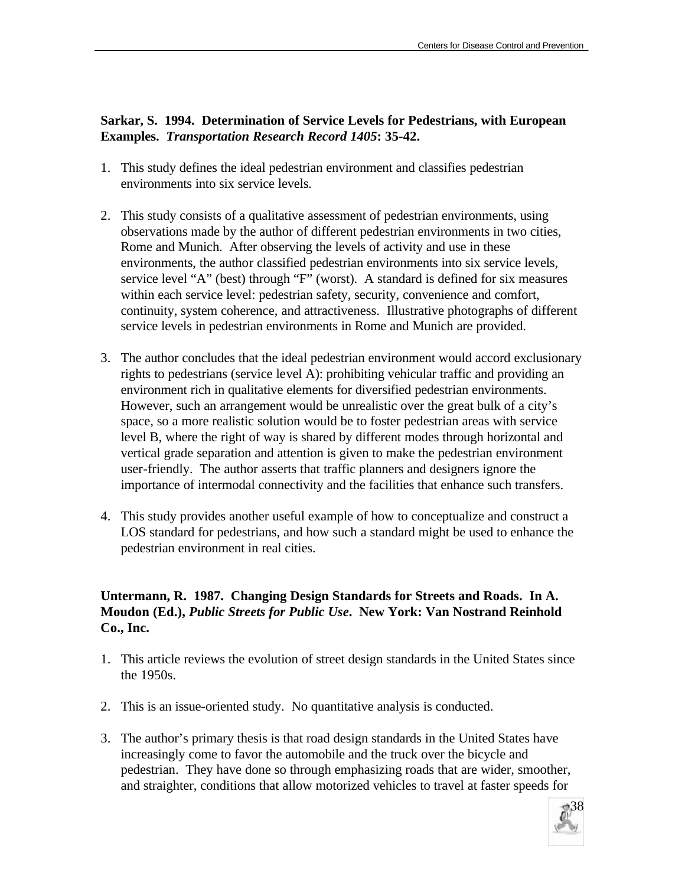**Sarkar, S. 1994. Determination of Service Levels for Pedestrians, with European Examples. *Transportation Research Record 1405*: 35-42.**

1. This study defines the ideal pedestrian environment and classifies pedestrian environments into six service levels.

2. This study consists of a qualitative assessment of pedestrian environments, using observations made by the author of different pedestrian environments in two cities, Rome and Munich. After observing the levels of activity and use in these environments, the author classified pedestrian environments into six service levels, service level "A" (best) through "F" (worst). A standard is defined for six measures within each service level: pedestrian safety, security, convenience and comfort, continuity, system coherence, and attractiveness. Illustrative photographs of different service levels in pedestrian environments in Rome and Munich are provided.

3. The author concludes that the ideal pedestrian environment would accord exclusionary rights to pedestrians (service level A): prohibiting vehicular traffic and providing an environment rich in qualitative elements for diversified pedestrian environments. However, such an arrangement would be unrealistic over the great bulk of a city's space, so a more realistic solution would be to foster pedestrian areas with service level B, where the right of way is shared by different modes through horizontal and vertical grade separation and attention is given to make the pedestrian environment user-friendly. The author asserts that traffic planners and designers ignore the importance of intermodal connectivity and the facilities that enhance such transfers.

4. This study provides another useful example of how to conceptualize and construct a LOS standard for pedestrians, and how such a standard might be used to enhance the pedestrian environment in real cities.

**Untermann, R. 1987. Changing Design Standards for Streets and Roads. In A. Moudon (Ed.), *Public Streets for Public Use*. New York: Van Nostrand Reinhold Co., Inc.**

1. This article reviews the evolution of street design standards in the United States since the 1950s.

2. This is an issue-oriented study. No quantitative analysis is conducted.

3. The author's primary thesis is that road design standards in the United States have increasingly come to favor the automobile and the truck over the bicycle and pedestrian. They have done so through emphasizing roads that are wider, smoother, and straighter, conditions that allow motorized vehicles to travel at faster speeds for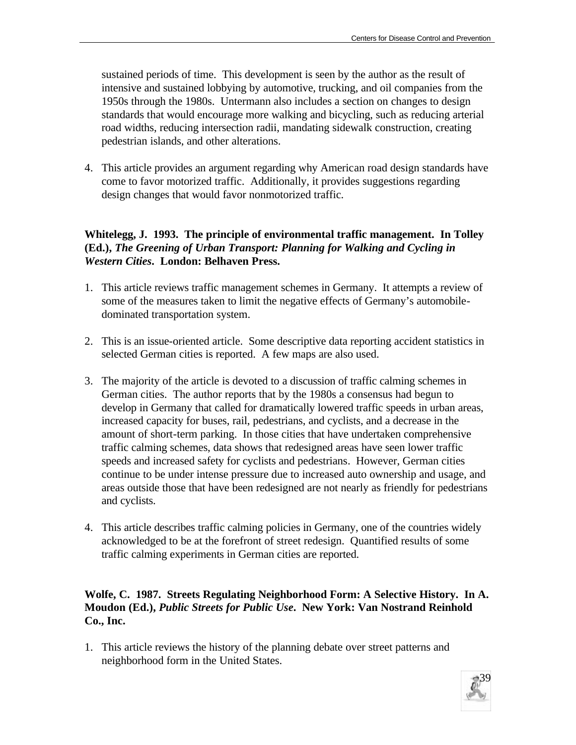sustained periods of time. This development is seen by the author as the result of intensive and sustained lobbying by automotive, trucking, and oil companies from the 1950s through the 1980s. Untermann also includes a section on changes to design standards that would encourage more walking and bicycling, such as reducing arterial road widths, reducing intersection radii, mandating sidewalk construction, creating pedestrian islands, and other alterations.

4. This article provides an argument regarding why American road design standards have come to favor motorized traffic. Additionally, it provides suggestions regarding design changes that would favor nonmotorized traffic.

**Whitelegg, J. 1993. The principle of environmental traffic management. In Tolley (Ed.), *The Greening of Urban Transport: Planning for Walking and Cycling in Western Cities*. London: Belhaven Press.**

1. This article reviews traffic management schemes in Germany. It attempts a review of some of the measures taken to limit the negative effects of Germany's automobile-dominated transportation system.

2. This is an issue-oriented article. Some descriptive data reporting accident statistics in selected German cities is reported. A few maps are also used.

3. The majority of the article is devoted to a discussion of traffic calming schemes in German cities. The author reports that by the 1980s a consensus had begun to develop in Germany that called for dramatically lowered traffic speeds in urban areas, increased capacity for buses, rail, pedestrians, and cyclists, and a decrease in the amount of short-term parking. In those cities that have undertaken comprehensive traffic calming schemes, data shows that redesigned areas have seen lower traffic speeds and increased safety for cyclists and pedestrians. However, German cities continue to be under intense pressure due to increased auto ownership and usage, and areas outside those that have been redesigned are not nearly as friendly for pedestrians and cyclists.

4. This article describes traffic calming policies in Germany, one of the countries widely acknowledged to be at the forefront of street redesign. Quantified results of some traffic calming experiments in German cities are reported.

**Wolfe, C. 1987. Streets Regulating Neighborhood Form: A Selective History. In A. Moudon (Ed.), *Public Streets for Public Use*. New York: Van Nostrand Reinhold Co., Inc.**

1. This article reviews the history of the planning debate over street patterns and neighborhood form in the United States.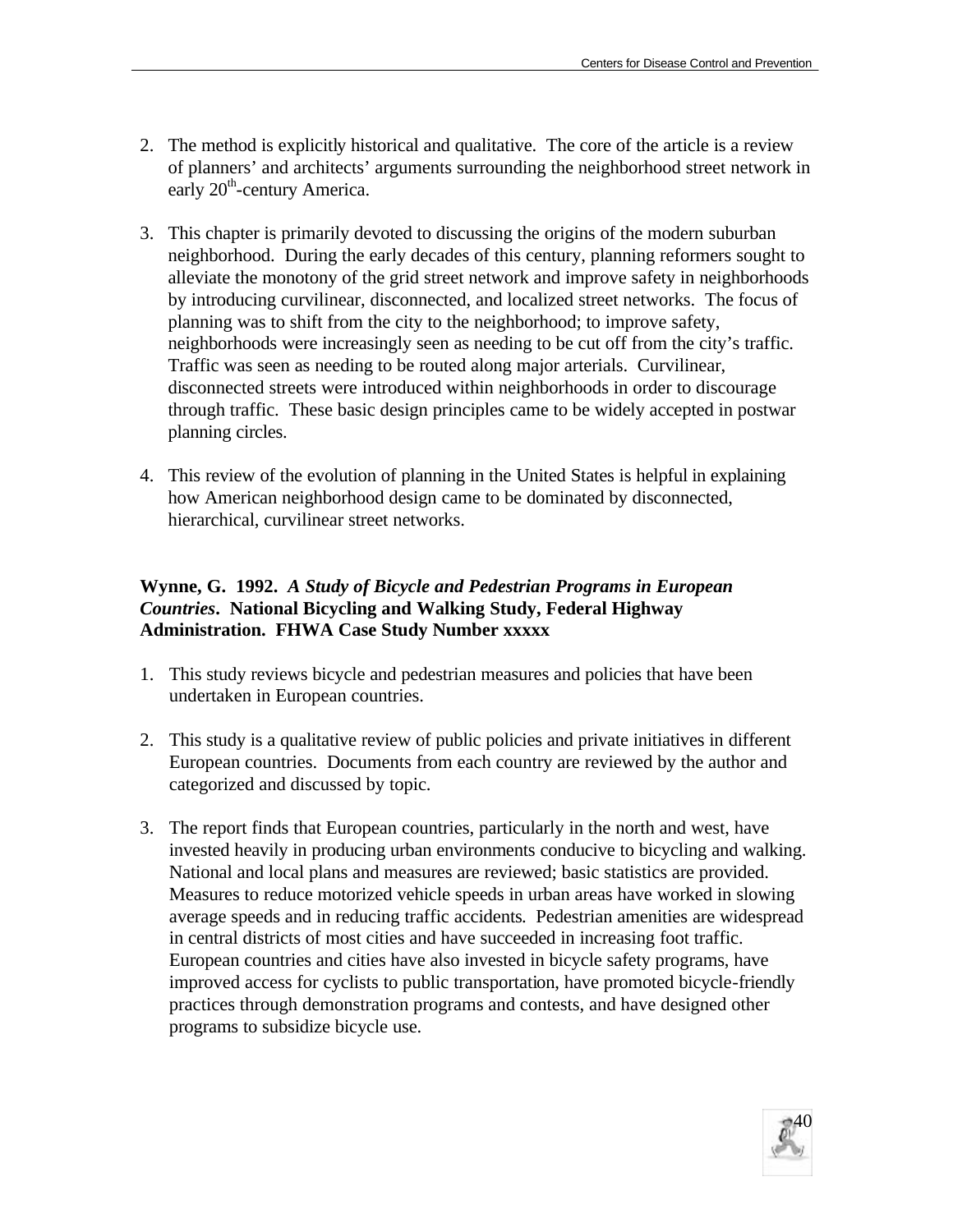2. The method is explicitly historical and qualitative. The core of the article is a review of planners' and architects' arguments surrounding the neighborhood street network in early 20th-century America.

3. This chapter is primarily devoted to discussing the origins of the modern suburban neighborhood. During the early decades of this century, planning reformers sought to alleviate the monotony of the grid street network and improve safety in neighborhoods by introducing curvilinear, disconnected, and localized street networks. The focus of planning was to shift from the city to the neighborhood; to improve safety, neighborhoods were increasingly seen as needing to be cut off from the city's traffic. Traffic was seen as needing to be routed along major arterials. Curvilinear, disconnected streets were introduced within neighborhoods in order to discourage through traffic. These basic design principles came to be widely accepted in postwar planning circles.

4. This review of the evolution of planning in the United States is helpful in explaining how American neighborhood design came to be dominated by disconnected, hierarchical, curvilinear street networks.

**Wynne, G. 1992. *A Study of Bicycle and Pedestrian Programs in European Countries*. National Bicycling and Walking Study, Federal Highway Administration. FHWA Case Study Number xxxxx**

1. This study reviews bicycle and pedestrian measures and policies that have been undertaken in European countries.

2. This study is a qualitative review of public policies and private initiatives in different European countries. Documents from each country are reviewed by the author and categorized and discussed by topic.

3. The report finds that European countries, particularly in the north and west, have invested heavily in producing urban environments conducive to bicycling and walking. National and local plans and measures are reviewed; basic statistics are provided. Measures to reduce motorized vehicle speeds in urban areas have worked in slowing average speeds and in reducing traffic accidents. Pedestrian amenities are widespread in central districts of most cities and have succeeded in increasing foot traffic. European countries and cities have also invested in bicycle safety programs, have improved access for cyclists to public transportation, have promoted bicycle-friendly practices through demonstration programs and contests, and have designed other programs to subsidize bicycle use.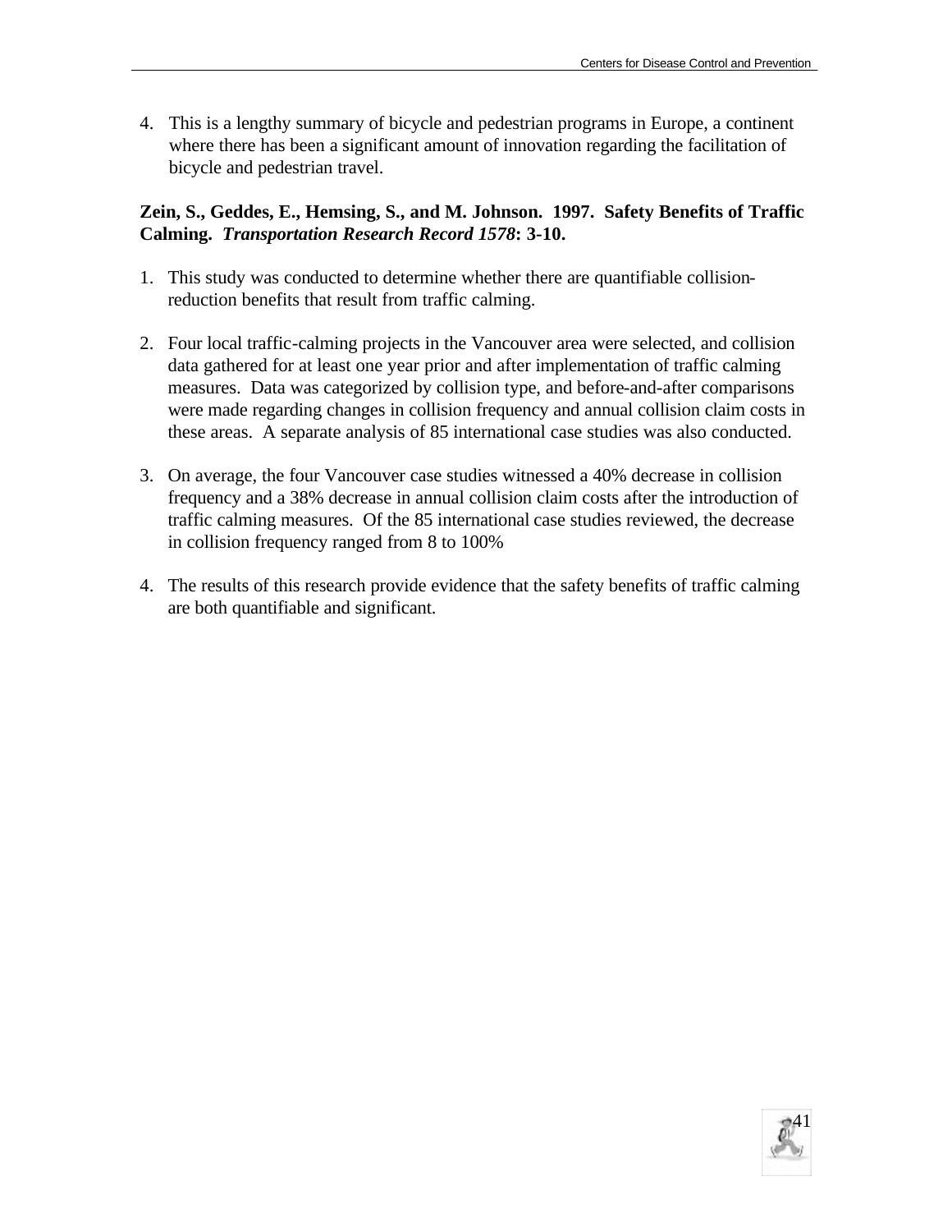4. This is a lengthy summary of bicycle and pedestrian programs in Europe, a continent where there has been a significant amount of innovation regarding the facilitation of bicycle and pedestrian travel.

**Zein, S., Geddes, E., Hemsing, S., and M. Johnson. 1997. Safety Benefits of Traffic Calming. *Transportation Research Record 1578*: 3-10.**

1. This study was conducted to determine whether there are quantifiable collision-reduction benefits that result from traffic calming.

2. Four local traffic-calming projects in the Vancouver area were selected, and collision data gathered for at least one year prior and after implementation of traffic calming measures. Data was categorized by collision type, and before-and-after comparisons were made regarding changes in collision frequency and annual collision claim costs in these areas. A separate analysis of 85 international case studies was also conducted.

3. On average, the four Vancouver case studies witnessed a 40% decrease in collision frequency and a 38% decrease in annual collision claim costs after the introduction of traffic calming measures. Of the 85 international case studies reviewed, the decrease in collision frequency ranged from 8 to 100%

4. The results of this research provide evidence that the safety benefits of traffic calming are both quantifiable and significant.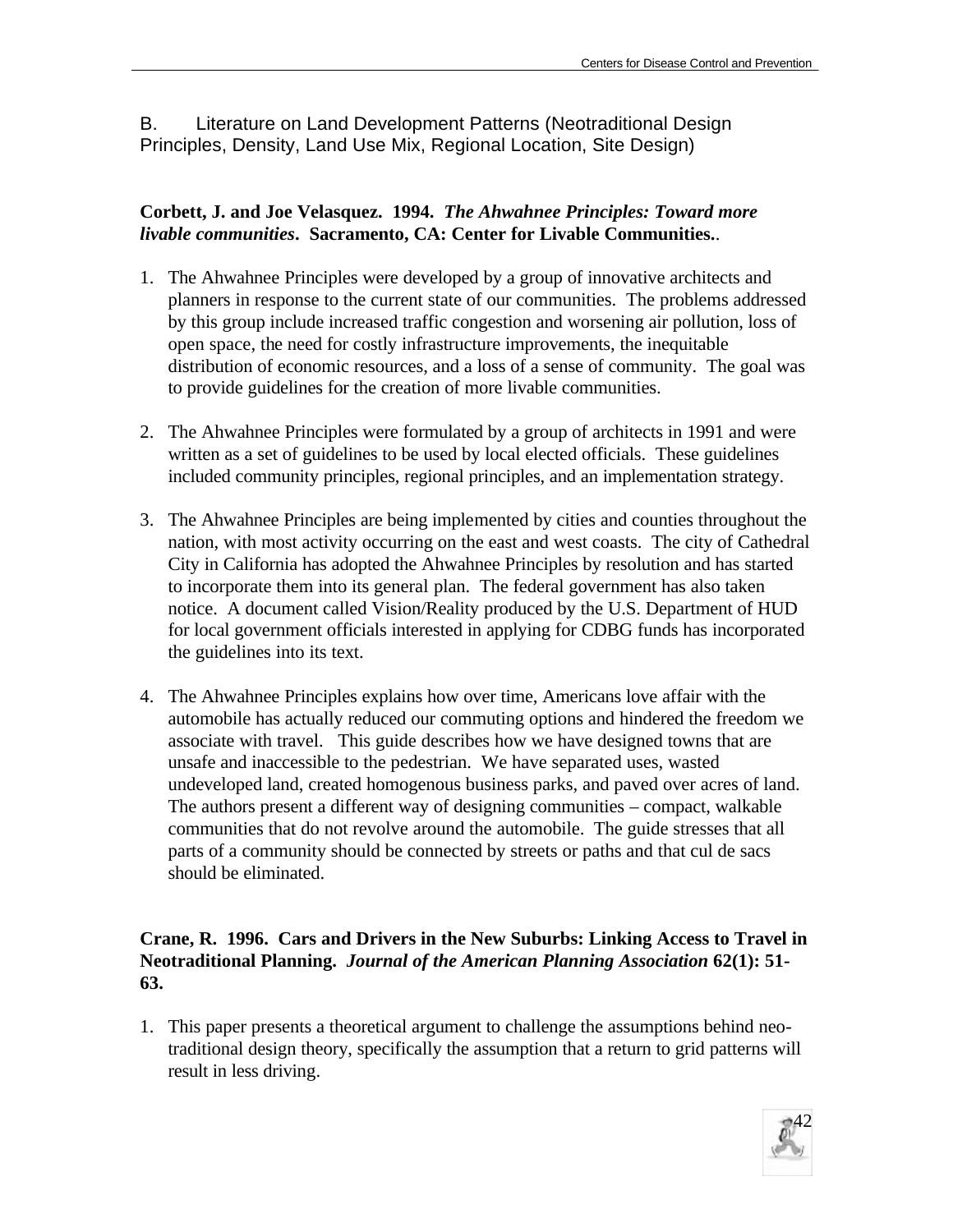## B. Literature on Land Development Patterns (Neotraditional Design Principles, Density, Land Use Mix, Regional Location, Site Design)

**Corbett, J. and Joe Velasquez. 1994. *The Ahwahnee Principles: Toward more livable communities*. Sacramento, CA: Center for Livable Communities.**.

1. The Ahwahnee Principles were developed by a group of innovative architects and planners in response to the current state of our communities. The problems addressed by this group include increased traffic congestion and worsening air pollution, loss of open space, the need for costly infrastructure improvements, the inequitable distribution of economic resources, and a loss of a sense of community. The goal was to provide guidelines for the creation of more livable communities.

2. The Ahwahnee Principles were formulated by a group of architects in 1991 and were written as a set of guidelines to be used by local elected officials. These guidelines included community principles, regional principles, and an implementation strategy.

3. The Ahwahnee Principles are being implemented by cities and counties throughout the nation, with most activity occurring on the east and west coasts. The city of Cathedral City in California has adopted the Ahwahnee Principles by resolution and has started to incorporate them into its general plan. The federal government has also taken notice. A document called Vision/Reality produced by the U.S. Department of HUD for local government officials interested in applying for CDBG funds has incorporated the guidelines into its text.

4. The Ahwahnee Principles explains how over time, Americans love affair with the automobile has actually reduced our commuting options and hindered the freedom we associate with travel. This guide describes how we have designed towns that are unsafe and inaccessible to the pedestrian. We have separated uses, wasted undeveloped land, created homogenous business parks, and paved over acres of land. The authors present a different way of designing communities – compact, walkable communities that do not revolve around the automobile. The guide stresses that all parts of a community should be connected by streets or paths and that cul de sacs should be eliminated.

**Crane, R. 1996. Cars and Drivers in the New Suburbs: Linking Access to Travel in Neotraditional Planning. *Journal of the American Planning Association* 62(1): 51-63.**

1. This paper presents a theoretical argument to challenge the assumptions behind neo-traditional design theory, specifically the assumption that a return to grid patterns will result in less driving.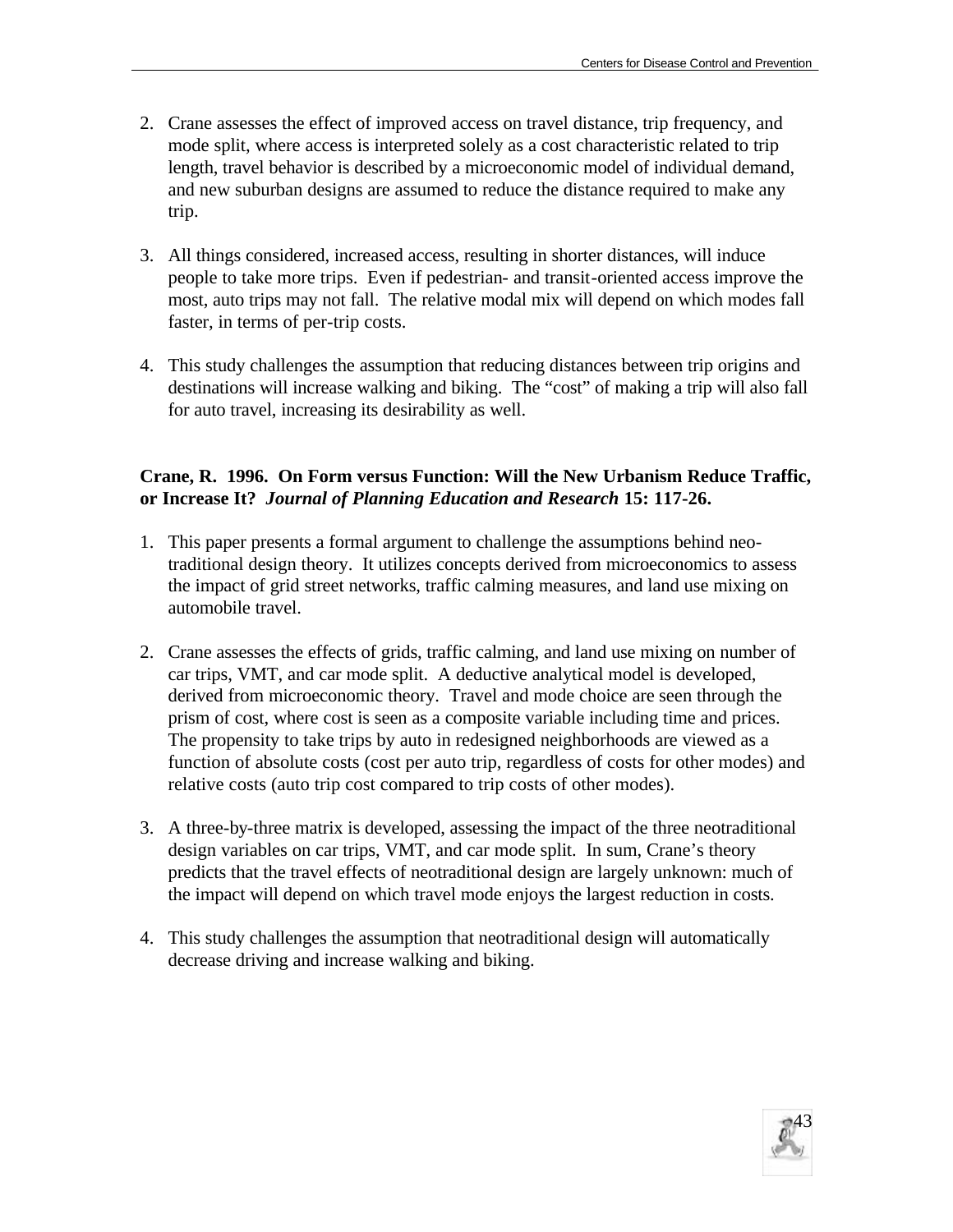2. Crane assesses the effect of improved access on travel distance, trip frequency, and mode split, where access is interpreted solely as a cost characteristic related to trip length, travel behavior is described by a microeconomic model of individual demand, and new suburban designs are assumed to reduce the distance required to make any trip.

3. All things considered, increased access, resulting in shorter distances, will induce people to take more trips. Even if pedestrian- and transit-oriented access improve the most, auto trips may not fall. The relative modal mix will depend on which modes fall faster, in terms of per-trip costs.

4. This study challenges the assumption that reducing distances between trip origins and destinations will increase walking and biking. The "cost" of making a trip will also fall for auto travel, increasing its desirability as well.

**Crane, R. 1996. On Form versus Function: Will the New Urbanism Reduce Traffic, or Increase It? *Journal of Planning Education and Research* 15: 117-26.**

1. This paper presents a formal argument to challenge the assumptions behind neo-traditional design theory. It utilizes concepts derived from microeconomics to assess the impact of grid street networks, traffic calming measures, and land use mixing on automobile travel.

2. Crane assesses the effects of grids, traffic calming, and land use mixing on number of car trips, VMT, and car mode split. A deductive analytical model is developed, derived from microeconomic theory. Travel and mode choice are seen through the prism of cost, where cost is seen as a composite variable including time and prices. The propensity to take trips by auto in redesigned neighborhoods are viewed as a function of absolute costs (cost per auto trip, regardless of costs for other modes) and relative costs (auto trip cost compared to trip costs of other modes).

3. A three-by-three matrix is developed, assessing the impact of the three neotraditional design variables on car trips, VMT, and car mode split. In sum, Crane's theory predicts that the travel effects of neotraditional design are largely unknown: much of the impact will depend on which travel mode enjoys the largest reduction in costs.

4. This study challenges the assumption that neotraditional design will automatically decrease driving and increase walking and biking.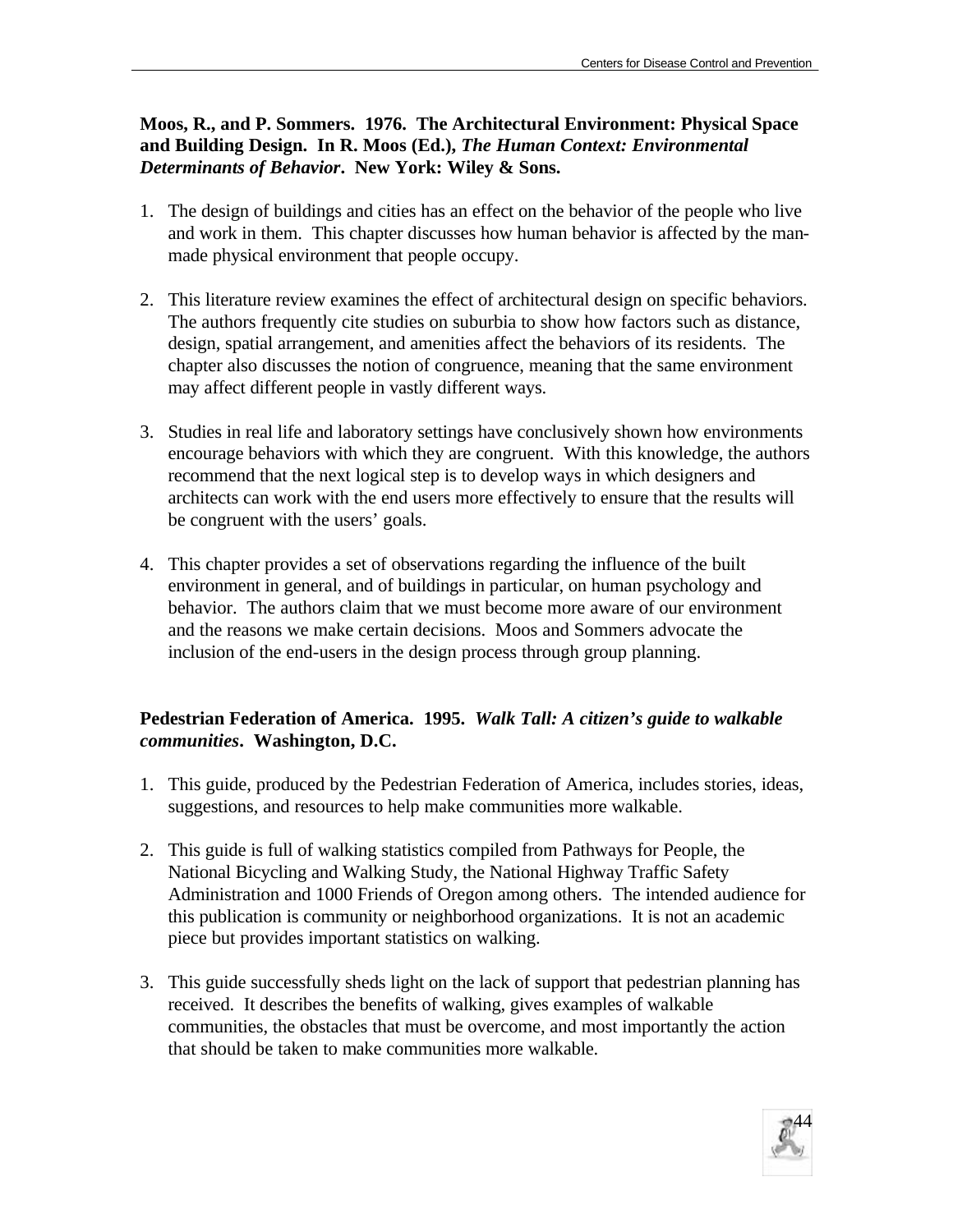**Moos, R., and P. Sommers. 1976. The Architectural Environment: Physical Space and Building Design. In R. Moos (Ed.), *The Human Context: Environmental Determinants of Behavior*. New York: Wiley & Sons.**

1. The design of buildings and cities has an effect on the behavior of the people who live and work in them. This chapter discusses how human behavior is affected by the man-made physical environment that people occupy.

2. This literature review examines the effect of architectural design on specific behaviors. The authors frequently cite studies on suburbia to show how factors such as distance, design, spatial arrangement, and amenities affect the behaviors of its residents. The chapter also discusses the notion of congruence, meaning that the same environment may affect different people in vastly different ways.

3. Studies in real life and laboratory settings have conclusively shown how environments encourage behaviors with which they are congruent. With this knowledge, the authors recommend that the next logical step is to develop ways in which designers and architects can work with the end users more effectively to ensure that the results will be congruent with the users' goals.

4. This chapter provides a set of observations regarding the influence of the built environment in general, and of buildings in particular, on human psychology and behavior. The authors claim that we must become more aware of our environment and the reasons we make certain decisions. Moos and Sommers advocate the inclusion of the end-users in the design process through group planning.

**Pedestrian Federation of America. 1995. *Walk Tall: A citizen's guide to walkable communities*. Washington, D.C.**

1. This guide, produced by the Pedestrian Federation of America, includes stories, ideas, suggestions, and resources to help make communities more walkable.

2. This guide is full of walking statistics compiled from Pathways for People, the National Bicycling and Walking Study, the National Highway Traffic Safety Administration and 1000 Friends of Oregon among others. The intended audience for this publication is community or neighborhood organizations. It is not an academic piece but provides important statistics on walking.

3. This guide successfully sheds light on the lack of support that pedestrian planning has received. It describes the benefits of walking, gives examples of walkable communities, the obstacles that must be overcome, and most importantly the action that should be taken to make communities more walkable.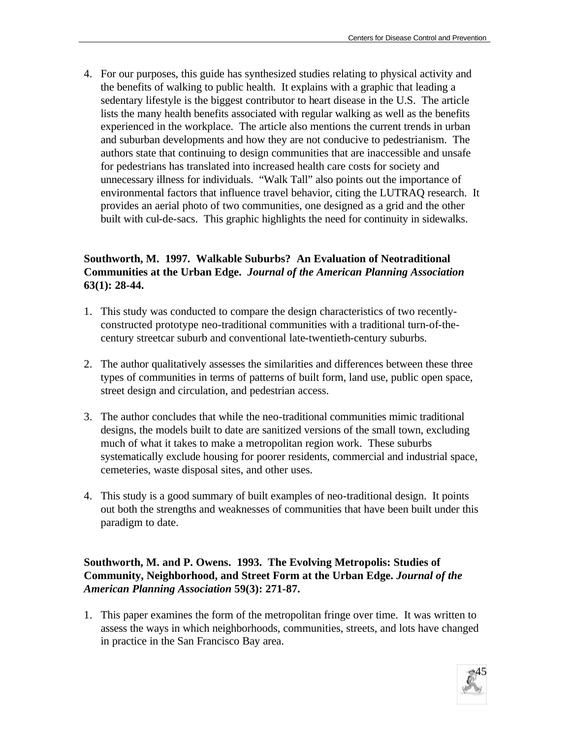4. For our purposes, this guide has synthesized studies relating to physical activity and the benefits of walking to public health. It explains with a graphic that leading a sedentary lifestyle is the biggest contributor to heart disease in the U.S. The article lists the many health benefits associated with regular walking as well as the benefits experienced in the workplace. The article also mentions the current trends in urban and suburban developments and how they are not conducive to pedestrianism. The authors state that continuing to design communities that are inaccessible and unsafe for pedestrians has translated into increased health care costs for society and unnecessary illness for individuals. "Walk Tall" also points out the importance of environmental factors that influence travel behavior, citing the LUTRAQ research. It provides an aerial photo of two communities, one designed as a grid and the other built with cul-de-sacs. This graphic highlights the need for continuity in sidewalks.

**Southworth, M. 1997. Walkable Suburbs? An Evaluation of Neotraditional Communities at the Urban Edge. *Journal of the American Planning Association* 63(1): 28-44.**

1. This study was conducted to compare the design characteristics of two recently-constructed prototype neo-traditional communities with a traditional turn-of-the-century streetcar suburb and conventional late-twentieth-century suburbs.

2. The author qualitatively assesses the similarities and differences between these three types of communities in terms of patterns of built form, land use, public open space, street design and circulation, and pedestrian access.

3. The author concludes that while the neo-traditional communities mimic traditional designs, the models built to date are sanitized versions of the small town, excluding much of what it takes to make a metropolitan region work. These suburbs systematically exclude housing for poorer residents, commercial and industrial space, cemeteries, waste disposal sites, and other uses.

4. This study is a good summary of built examples of neo-traditional design. It points out both the strengths and weaknesses of communities that have been built under this paradigm to date.

**Southworth, M. and P. Owens. 1993. The Evolving Metropolis: Studies of Community, Neighborhood, and Street Form at the Urban Edge. *Journal of the American Planning Association* 59(3): 271-87.**

1. This paper examines the form of the metropolitan fringe over time. It was written to assess the ways in which neighborhoods, communities, streets, and lots have changed in practice in the San Francisco Bay area.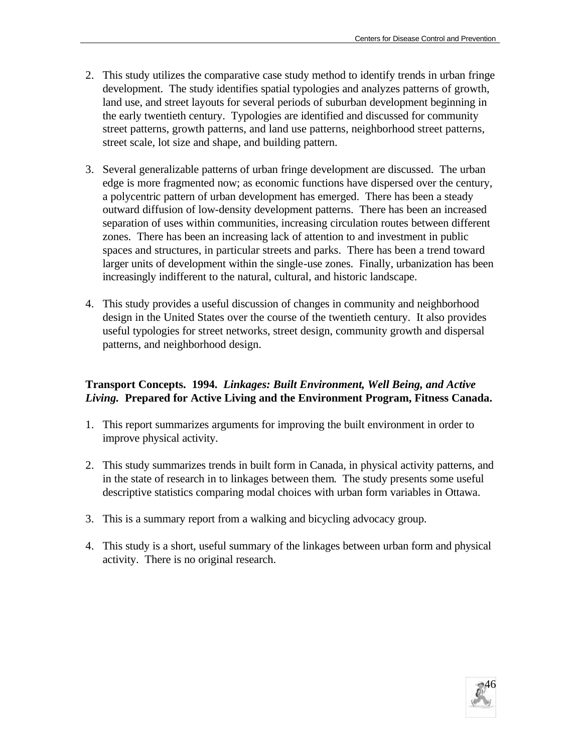2. This study utilizes the comparative case study method to identify trends in urban fringe development. The study identifies spatial typologies and analyzes patterns of growth, land use, and street layouts for several periods of suburban development beginning in the early twentieth century. Typologies are identified and discussed for community street patterns, growth patterns, and land use patterns, neighborhood street patterns, street scale, lot size and shape, and building pattern.

3. Several generalizable patterns of urban fringe development are discussed. The urban edge is more fragmented now; as economic functions have dispersed over the century, a polycentric pattern of urban development has emerged. There has been a steady outward diffusion of low-density development patterns. There has been an increased separation of uses within communities, increasing circulation routes between different zones. There has been an increasing lack of attention to and investment in public spaces and structures, in particular streets and parks. There has been a trend toward larger units of development within the single-use zones. Finally, urbanization has been increasingly indifferent to the natural, cultural, and historic landscape.

4. This study provides a useful discussion of changes in community and neighborhood design in the United States over the course of the twentieth century. It also provides useful typologies for street networks, street design, community growth and dispersal patterns, and neighborhood design.

**Transport Concepts. 1994. *Linkages: Built Environment, Well Being, and Active Living.* Prepared for Active Living and the Environment Program, Fitness Canada.**

1. This report summarizes arguments for improving the built environment in order to improve physical activity.

2. This study summarizes trends in built form in Canada, in physical activity patterns, and in the state of research in to linkages between them. The study presents some useful descriptive statistics comparing modal choices with urban form variables in Ottawa.

3. This is a summary report from a walking and bicycling advocacy group.

4. This study is a short, useful summary of the linkages between urban form and physical activity. There is no original research.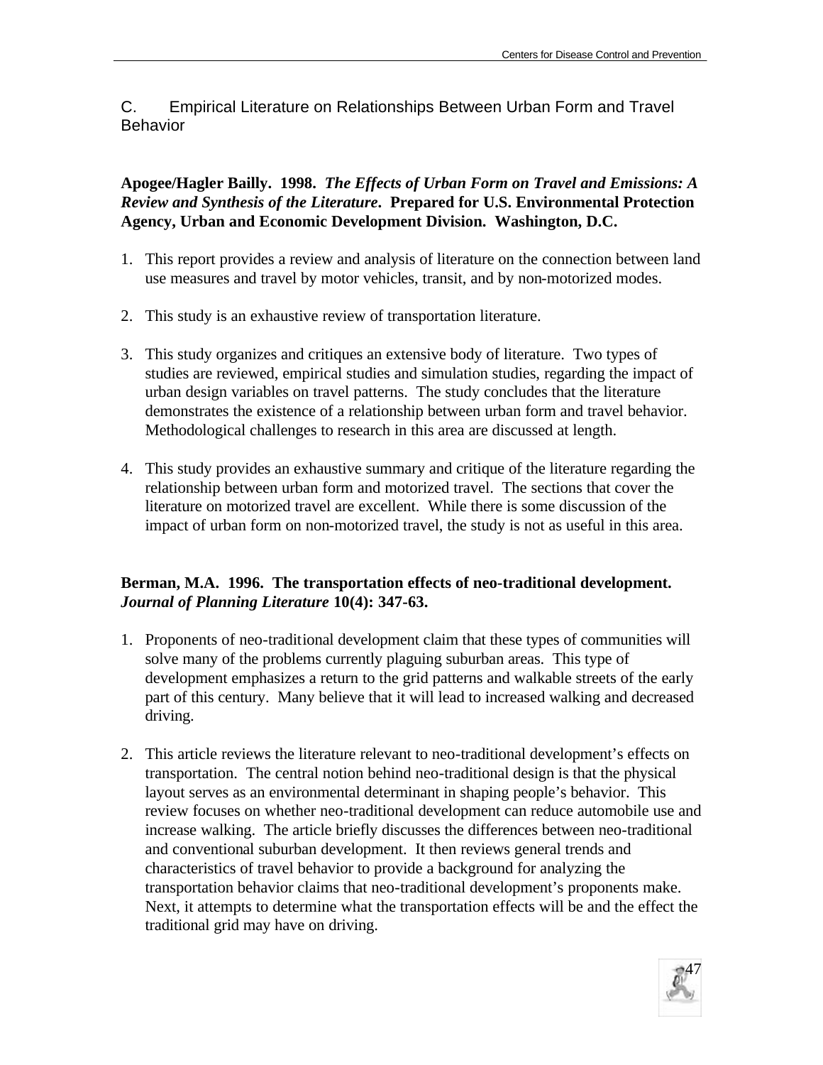## C. Empirical Literature on Relationships Between Urban Form and Travel Behavior

**Apogee/Hagler Bailly. 1998. *The Effects of Urban Form on Travel and Emissions: A Review and Synthesis of the Literature*. Prepared for U.S. Environmental Protection Agency, Urban and Economic Development Division. Washington, D.C.**

1. This report provides a review and analysis of literature on the connection between land use measures and travel by motor vehicles, transit, and by non-motorized modes.

2. This study is an exhaustive review of transportation literature.

3. This study organizes and critiques an extensive body of literature. Two types of studies are reviewed, empirical studies and simulation studies, regarding the impact of urban design variables on travel patterns. The study concludes that the literature demonstrates the existence of a relationship between urban form and travel behavior. Methodological challenges to research in this area are discussed at length.

4. This study provides an exhaustive summary and critique of the literature regarding the relationship between urban form and motorized travel. The sections that cover the literature on motorized travel are excellent. While there is some discussion of the impact of urban form on non-motorized travel, the study is not as useful in this area.

**Berman, M.A. 1996. The transportation effects of neo-traditional development. *Journal of Planning Literature* 10(4): 347-63.**

1. Proponents of neo-traditional development claim that these types of communities will solve many of the problems currently plaguing suburban areas. This type of development emphasizes a return to the grid patterns and walkable streets of the early part of this century. Many believe that it will lead to increased walking and decreased driving.

2. This article reviews the literature relevant to neo-traditional development's effects on transportation. The central notion behind neo-traditional design is that the physical layout serves as an environmental determinant in shaping people's behavior. This review focuses on whether neo-traditional development can reduce automobile use and increase walking. The article briefly discusses the differences between neo-traditional and conventional suburban development. It then reviews general trends and characteristics of travel behavior to provide a background for analyzing the transportation behavior claims that neo-traditional development's proponents make. Next, it attempts to determine what the transportation effects will be and the effect the traditional grid may have on driving.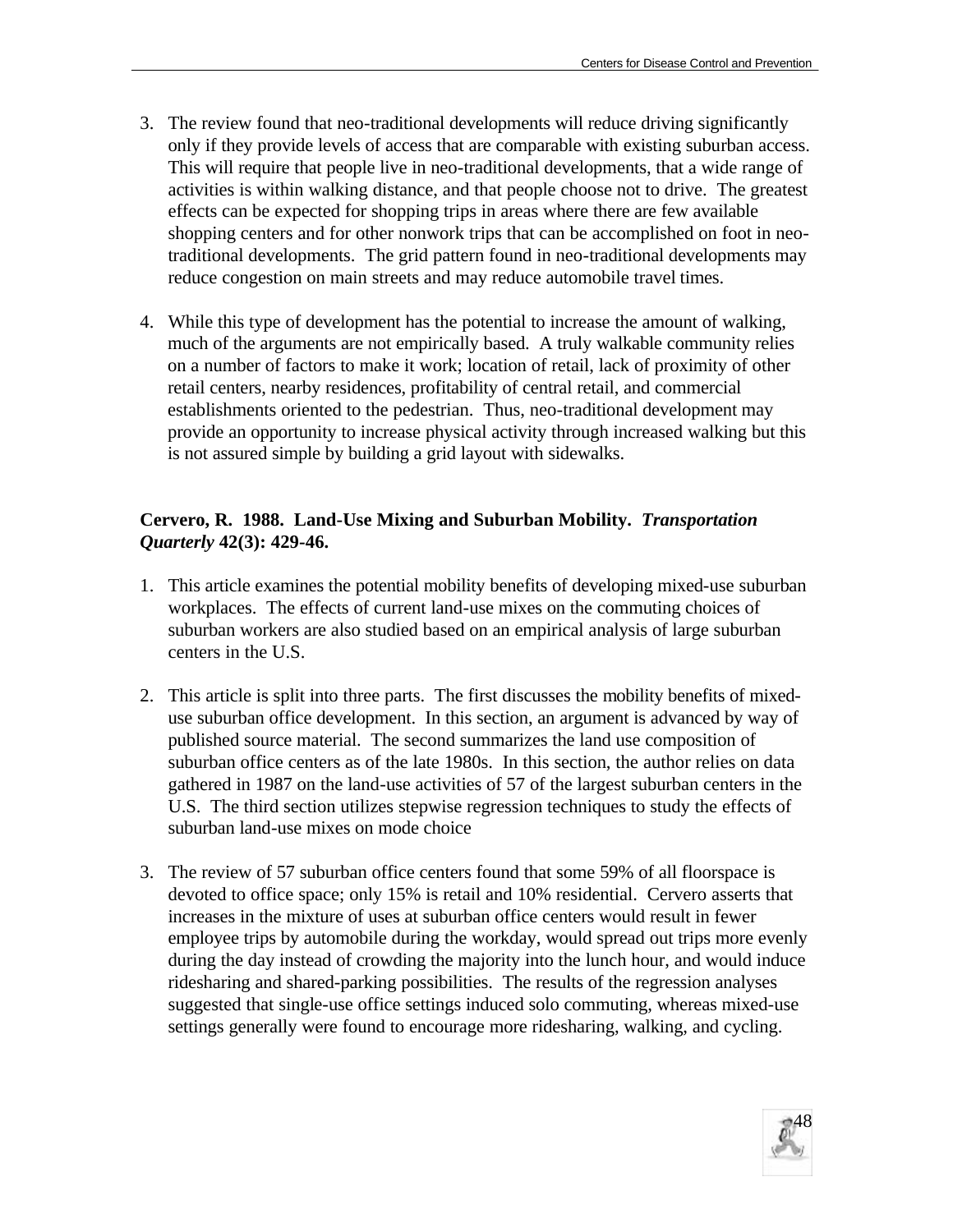3. The review found that neo-traditional developments will reduce driving significantly only if they provide levels of access that are comparable with existing suburban access. This will require that people live in neo-traditional developments, that a wide range of activities is within walking distance, and that people choose not to drive. The greatest effects can be expected for shopping trips in areas where there are few available shopping centers and for other nonwork trips that can be accomplished on foot in neo-traditional developments. The grid pattern found in neo-traditional developments may reduce congestion on main streets and may reduce automobile travel times.

4. While this type of development has the potential to increase the amount of walking, much of the arguments are not empirically based. A truly walkable community relies on a number of factors to make it work; location of retail, lack of proximity of other retail centers, nearby residences, profitability of central retail, and commercial establishments oriented to the pedestrian. Thus, neo-traditional development may provide an opportunity to increase physical activity through increased walking but this is not assured simple by building a grid layout with sidewalks.

**Cervero, R. 1988. Land-Use Mixing and Suburban Mobility. *Transportation Quarterly* 42(3): 429-46.**

1. This article examines the potential mobility benefits of developing mixed-use suburban workplaces. The effects of current land-use mixes on the commuting choices of suburban workers are also studied based on an empirical analysis of large suburban centers in the U.S.

2. This article is split into three parts. The first discusses the mobility benefits of mixed-use suburban office development. In this section, an argument is advanced by way of published source material. The second summarizes the land use composition of suburban office centers as of the late 1980s. In this section, the author relies on data gathered in 1987 on the land-use activities of 57 of the largest suburban centers in the U.S. The third section utilizes stepwise regression techniques to study the effects of suburban land-use mixes on mode choice

3. The review of 57 suburban office centers found that some 59% of all floorspace is devoted to office space; only 15% is retail and 10% residential. Cervero asserts that increases in the mixture of uses at suburban office centers would result in fewer employee trips by automobile during the workday, would spread out trips more evenly during the day instead of crowding the majority into the lunch hour, and would induce ridesharing and shared-parking possibilities. The results of the regression analyses suggested that single-use office settings induced solo commuting, whereas mixed-use settings generally were found to encourage more ridesharing, walking, and cycling.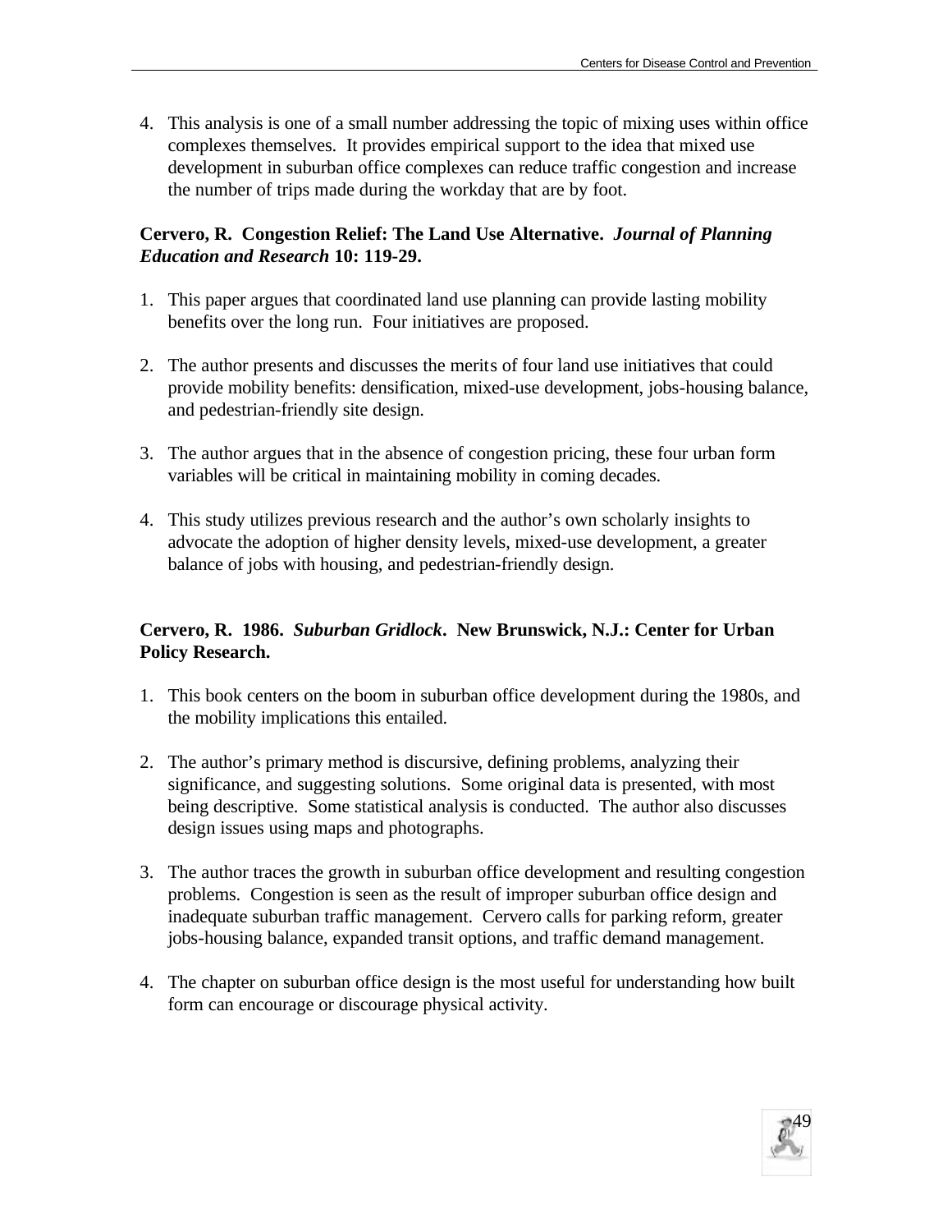4. This analysis is one of a small number addressing the topic of mixing uses within office complexes themselves. It provides empirical support to the idea that mixed use development in suburban office complexes can reduce traffic congestion and increase the number of trips made during the workday that are by foot.

**Cervero, R. Congestion Relief: The Land Use Alternative. *Journal of Planning Education and Research* 10: 119-29.**

1. This paper argues that coordinated land use planning can provide lasting mobility benefits over the long run. Four initiatives are proposed.

2. The author presents and discusses the merits of four land use initiatives that could provide mobility benefits: densification, mixed-use development, jobs-housing balance, and pedestrian-friendly site design.

3. The author argues that in the absence of congestion pricing, these four urban form variables will be critical in maintaining mobility in coming decades.

4. This study utilizes previous research and the author's own scholarly insights to advocate the adoption of higher density levels, mixed-use development, a greater balance of jobs with housing, and pedestrian-friendly design.

**Cervero, R. 1986. *Suburban Gridlock*. New Brunswick, N.J.: Center for Urban Policy Research.**

1. This book centers on the boom in suburban office development during the 1980s, and the mobility implications this entailed.

2. The author's primary method is discursive, defining problems, analyzing their significance, and suggesting solutions. Some original data is presented, with most being descriptive. Some statistical analysis is conducted. The author also discusses design issues using maps and photographs.

3. The author traces the growth in suburban office development and resulting congestion problems. Congestion is seen as the result of improper suburban office design and inadequate suburban traffic management. Cervero calls for parking reform, greater jobs-housing balance, expanded transit options, and traffic demand management.

4. The chapter on suburban office design is the most useful for understanding how built form can encourage or discourage physical activity.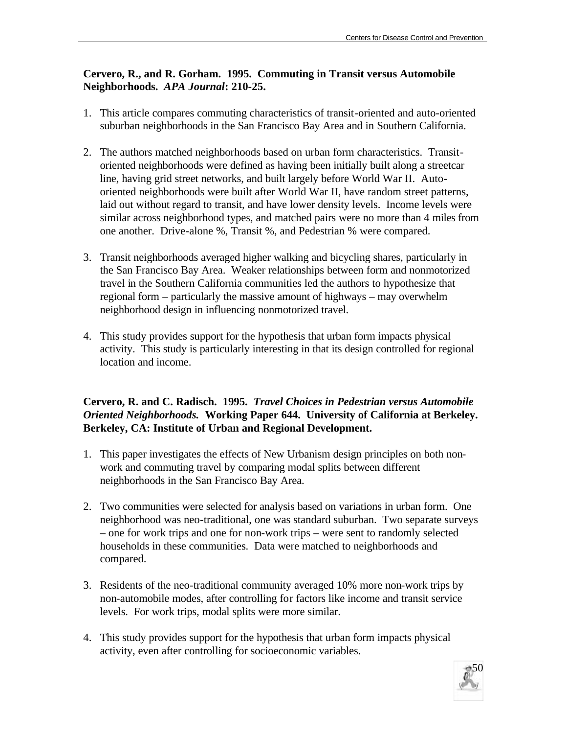**Cervero, R., and R. Gorham. 1995. Commuting in Transit versus Automobile Neighborhoods. *APA Journal*: 210-25.**

1. This article compares commuting characteristics of transit-oriented and auto-oriented suburban neighborhoods in the San Francisco Bay Area and in Southern California.

2. The authors matched neighborhoods based on urban form characteristics. Transit-oriented neighborhoods were defined as having been initially built along a streetcar line, having grid street networks, and built largely before World War II. Auto-oriented neighborhoods were built after World War II, have random street patterns, laid out without regard to transit, and have lower density levels. Income levels were similar across neighborhood types, and matched pairs were no more than 4 miles from one another. Drive-alone %, Transit %, and Pedestrian % were compared.

3. Transit neighborhoods averaged higher walking and bicycling shares, particularly in the San Francisco Bay Area. Weaker relationships between form and nonmotorized travel in the Southern California communities led the authors to hypothesize that regional form – particularly the massive amount of highways – may overwhelm neighborhood design in influencing nonmotorized travel.

4. This study provides support for the hypothesis that urban form impacts physical activity. This study is particularly interesting in that its design controlled for regional location and income.

**Cervero, R. and C. Radisch. 1995. *Travel Choices in Pedestrian versus Automobile Oriented Neighborhoods.* Working Paper 644. University of California at Berkeley. Berkeley, CA: Institute of Urban and Regional Development.**

1. This paper investigates the effects of New Urbanism design principles on both non-work and commuting travel by comparing modal splits between different neighborhoods in the San Francisco Bay Area.

2. Two communities were selected for analysis based on variations in urban form. One neighborhood was neo-traditional, one was standard suburban. Two separate surveys – one for work trips and one for non-work trips – were sent to randomly selected households in these communities. Data were matched to neighborhoods and compared.

3. Residents of the neo-traditional community averaged 10% more non-work trips by non-automobile modes, after controlling for factors like income and transit service levels. For work trips, modal splits were more similar.

4. This study provides support for the hypothesis that urban form impacts physical activity, even after controlling for socioeconomic variables.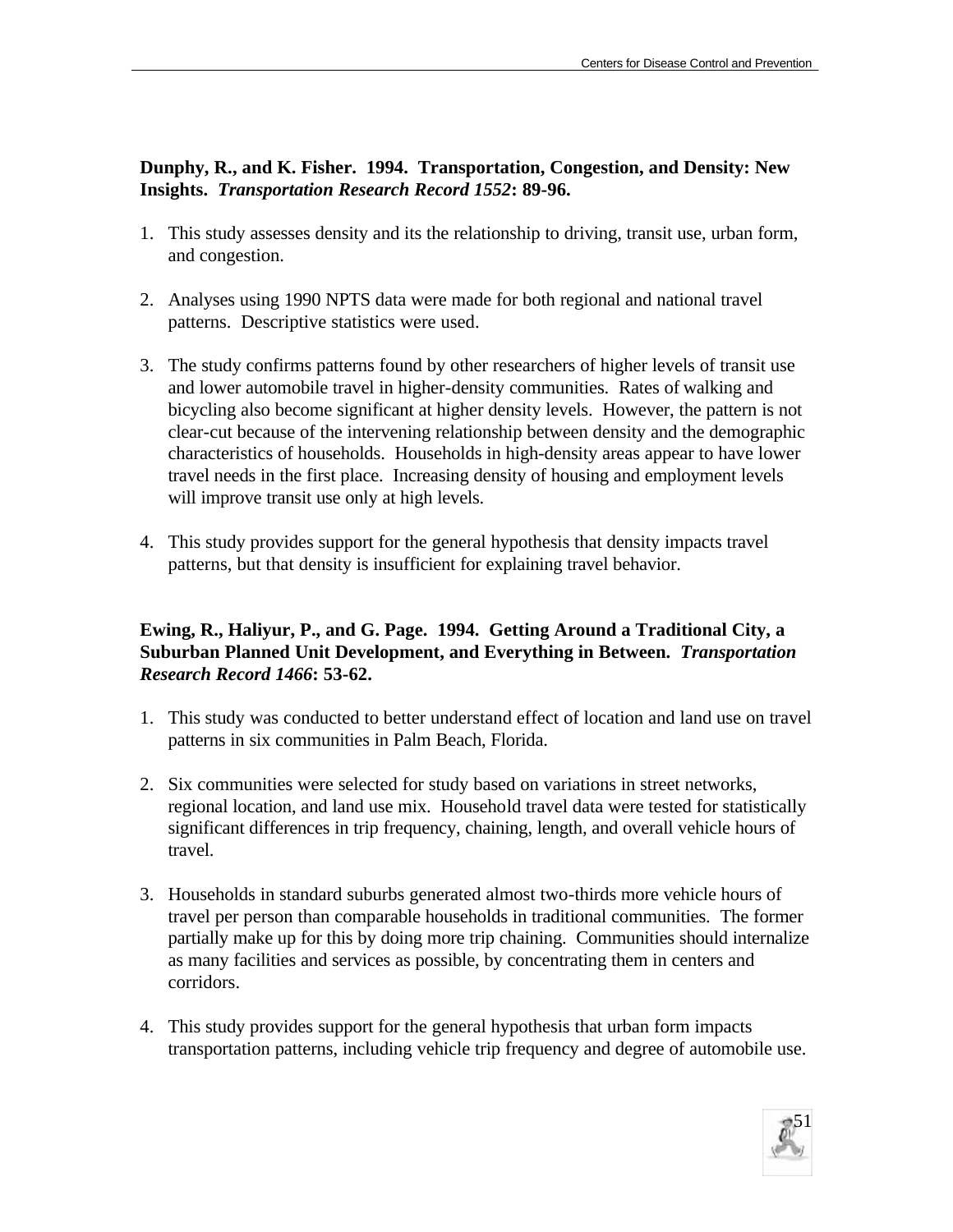**Dunphy, R., and K. Fisher. 1994. Transportation, Congestion, and Density: New Insights. *Transportation Research Record 1552*: 89-96.**

1. This study assesses density and its the relationship to driving, transit use, urban form, and congestion.

2. Analyses using 1990 NPTS data were made for both regional and national travel patterns. Descriptive statistics were used.

3. The study confirms patterns found by other researchers of higher levels of transit use and lower automobile travel in higher-density communities. Rates of walking and bicycling also become significant at higher density levels. However, the pattern is not clear-cut because of the intervening relationship between density and the demographic characteristics of households. Households in high-density areas appear to have lower travel needs in the first place. Increasing density of housing and employment levels will improve transit use only at high levels.

4. This study provides support for the general hypothesis that density impacts travel patterns, but that density is insufficient for explaining travel behavior.

**Ewing, R., Haliyur, P., and G. Page. 1994. Getting Around a Traditional City, a Suburban Planned Unit Development, and Everything in Between. *Transportation Research Record 1466*: 53-62.**

1. This study was conducted to better understand effect of location and land use on travel patterns in six communities in Palm Beach, Florida.

2. Six communities were selected for study based on variations in street networks, regional location, and land use mix. Household travel data were tested for statistically significant differences in trip frequency, chaining, length, and overall vehicle hours of travel.

3. Households in standard suburbs generated almost two-thirds more vehicle hours of travel per person than comparable households in traditional communities. The former partially make up for this by doing more trip chaining. Communities should internalize as many facilities and services as possible, by concentrating them in centers and corridors.

4. This study provides support for the general hypothesis that urban form impacts transportation patterns, including vehicle trip frequency and degree of automobile use.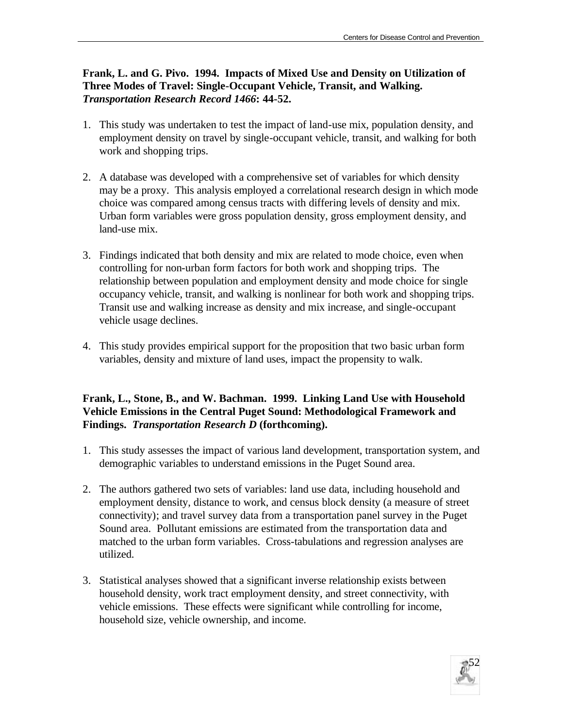**Frank, L. and G. Pivo. 1994. Impacts of Mixed Use and Density on Utilization of Three Modes of Travel: Single-Occupant Vehicle, Transit, and Walking. *Transportation Research Record 1466*: 44-52.**

1. This study was undertaken to test the impact of land-use mix, population density, and employment density on travel by single-occupant vehicle, transit, and walking for both work and shopping trips.

2. A database was developed with a comprehensive set of variables for which density may be a proxy. This analysis employed a correlational research design in which mode choice was compared among census tracts with differing levels of density and mix. Urban form variables were gross population density, gross employment density, and land-use mix.

3. Findings indicated that both density and mix are related to mode choice, even when controlling for non-urban form factors for both work and shopping trips. The relationship between population and employment density and mode choice for single occupancy vehicle, transit, and walking is nonlinear for both work and shopping trips. Transit use and walking increase as density and mix increase, and single-occupant vehicle usage declines.

4. This study provides empirical support for the proposition that two basic urban form variables, density and mixture of land uses, impact the propensity to walk.

**Frank, L., Stone, B., and W. Bachman. 1999. Linking Land Use with Household Vehicle Emissions in the Central Puget Sound: Methodological Framework and Findings. *Transportation Research D* (forthcoming).**

1. This study assesses the impact of various land development, transportation system, and demographic variables to understand emissions in the Puget Sound area.

2. The authors gathered two sets of variables: land use data, including household and employment density, distance to work, and census block density (a measure of street connectivity); and travel survey data from a transportation panel survey in the Puget Sound area. Pollutant emissions are estimated from the transportation data and matched to the urban form variables. Cross-tabulations and regression analyses are utilized.

3. Statistical analyses showed that a significant inverse relationship exists between household density, work tract employment density, and street connectivity, with vehicle emissions. These effects were significant while controlling for income, household size, vehicle ownership, and income.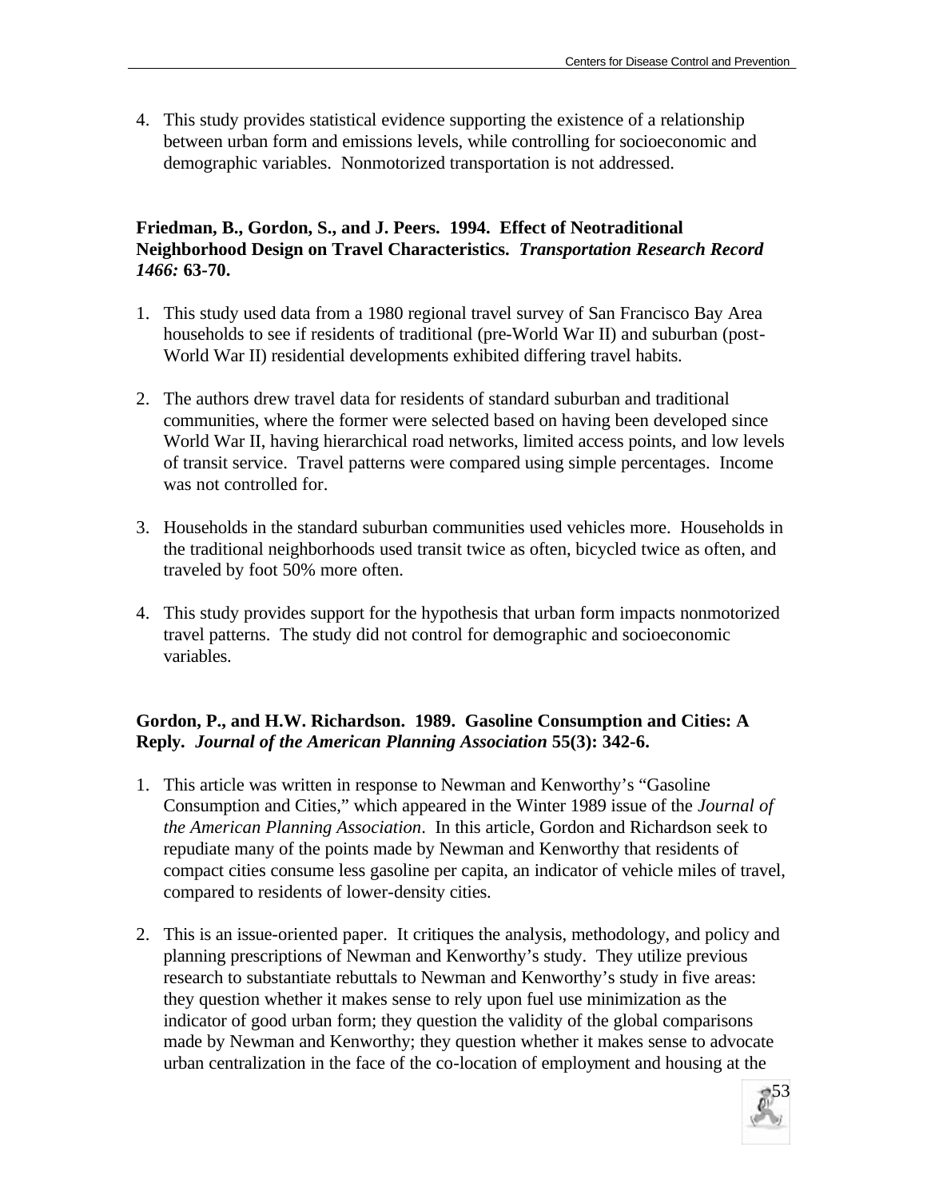4. This study provides statistical evidence supporting the existence of a relationship between urban form and emissions levels, while controlling for socioeconomic and demographic variables. Nonmotorized transportation is not addressed.

**Friedman, B., Gordon, S., and J. Peers. 1994. Effect of Neotraditional Neighborhood Design on Travel Characteristics. *Transportation Research Record 1466:* 63-70.**

1. This study used data from a 1980 regional travel survey of San Francisco Bay Area households to see if residents of traditional (pre-World War II) and suburban (post-World War II) residential developments exhibited differing travel habits.

2. The authors drew travel data for residents of standard suburban and traditional communities, where the former were selected based on having been developed since World War II, having hierarchical road networks, limited access points, and low levels of transit service. Travel patterns were compared using simple percentages. Income was not controlled for.

3. Households in the standard suburban communities used vehicles more. Households in the traditional neighborhoods used transit twice as often, bicycled twice as often, and traveled by foot 50% more often.

4. This study provides support for the hypothesis that urban form impacts nonmotorized travel patterns. The study did not control for demographic and socioeconomic variables.

**Gordon, P., and H.W. Richardson. 1989. Gasoline Consumption and Cities: A Reply. *Journal of the American Planning Association* 55(3): 342-6.**

1. This article was written in response to Newman and Kenworthy's "Gasoline Consumption and Cities," which appeared in the Winter 1989 issue of the *Journal of the American Planning Association*. In this article, Gordon and Richardson seek to repudiate many of the points made by Newman and Kenworthy that residents of compact cities consume less gasoline per capita, an indicator of vehicle miles of travel, compared to residents of lower-density cities.

2. This is an issue-oriented paper. It critiques the analysis, methodology, and policy and planning prescriptions of Newman and Kenworthy's study. They utilize previous research to substantiate rebuttals to Newman and Kenworthy's study in five areas: they question whether it makes sense to rely upon fuel use minimization as the indicator of good urban form; they question the validity of the global comparisons made by Newman and Kenworthy; they question whether it makes sense to advocate urban centralization in the face of the co-location of employment and housing at the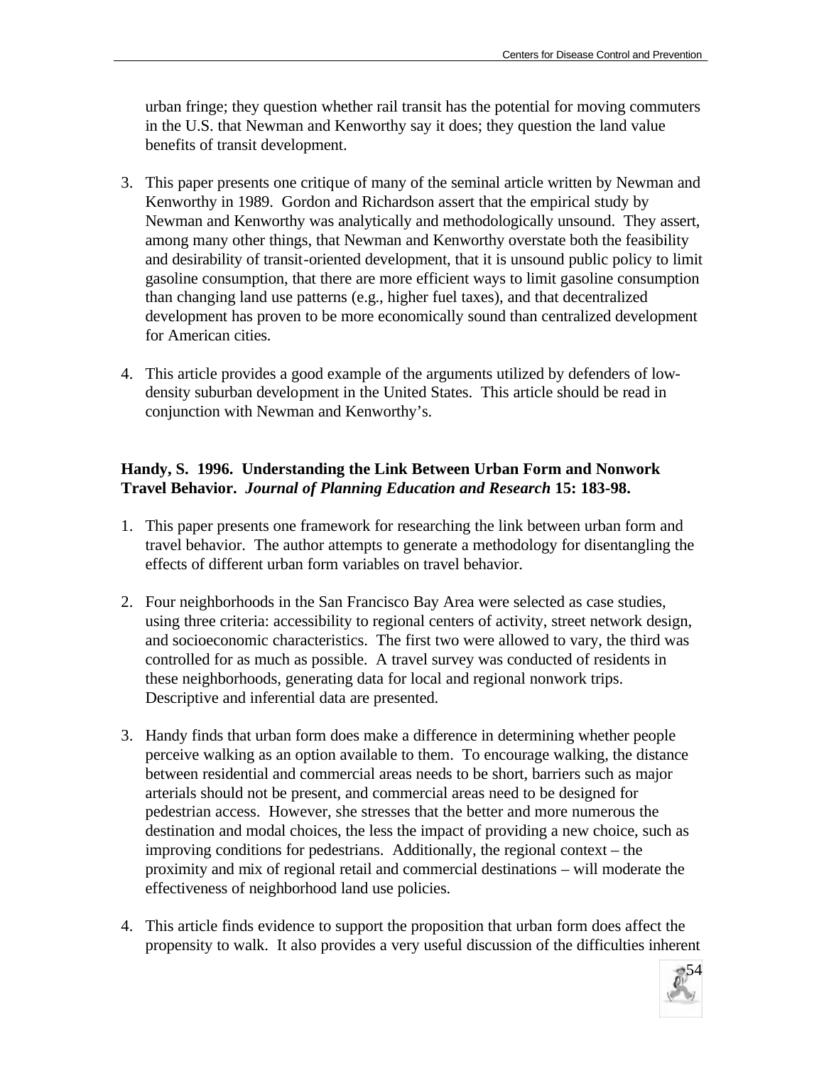urban fringe; they question whether rail transit has the potential for moving commuters in the U.S. that Newman and Kenworthy say it does; they question the land value benefits of transit development.

3. This paper presents one critique of many of the seminal article written by Newman and Kenworthy in 1989. Gordon and Richardson assert that the empirical study by Newman and Kenworthy was analytically and methodologically unsound. They assert, among many other things, that Newman and Kenworthy overstate both the feasibility and desirability of transit-oriented development, that it is unsound public policy to limit gasoline consumption, that there are more efficient ways to limit gasoline consumption than changing land use patterns (e.g., higher fuel taxes), and that decentralized development has proven to be more economically sound than centralized development for American cities.

4. This article provides a good example of the arguments utilized by defenders of low-density suburban development in the United States. This article should be read in conjunction with Newman and Kenworthy's.

**Handy, S. 1996. Understanding the Link Between Urban Form and Nonwork Travel Behavior.** ***Journal of Planning Education and Research*** **15: 183-98.**

1. This paper presents one framework for researching the link between urban form and travel behavior. The author attempts to generate a methodology for disentangling the effects of different urban form variables on travel behavior.

2. Four neighborhoods in the San Francisco Bay Area were selected as case studies, using three criteria: accessibility to regional centers of activity, street network design, and socioeconomic characteristics. The first two were allowed to vary, the third was controlled for as much as possible. A travel survey was conducted of residents in these neighborhoods, generating data for local and regional nonwork trips. Descriptive and inferential data are presented.

3. Handy finds that urban form does make a difference in determining whether people perceive walking as an option available to them. To encourage walking, the distance between residential and commercial areas needs to be short, barriers such as major arterials should not be present, and commercial areas need to be designed for pedestrian access. However, she stresses that the better and more numerous the destination and modal choices, the less the impact of providing a new choice, such as improving conditions for pedestrians. Additionally, the regional context – the proximity and mix of regional retail and commercial destinations – will moderate the effectiveness of neighborhood land use policies.

4. This article finds evidence to support the proposition that urban form does affect the propensity to walk. It also provides a very useful discussion of the difficulties inherent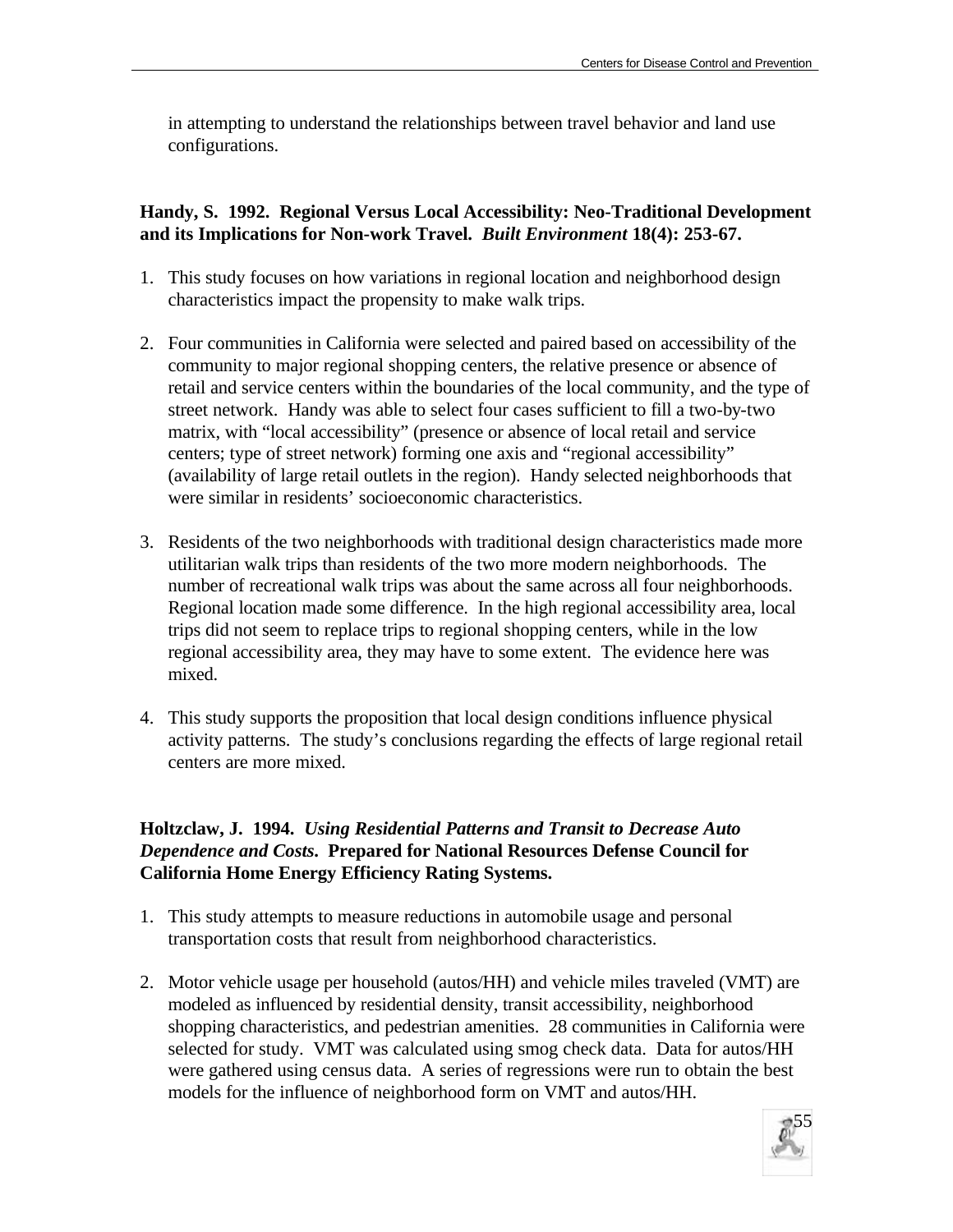in attempting to understand the relationships between travel behavior and land use configurations.

**Handy, S. 1992. Regional Versus Local Accessibility: Neo-Traditional Development and its Implications for Non-work Travel. *Built Environment* 18(4): 253-67.**

1. This study focuses on how variations in regional location and neighborhood design characteristics impact the propensity to make walk trips.

2. Four communities in California were selected and paired based on accessibility of the community to major regional shopping centers, the relative presence or absence of retail and service centers within the boundaries of the local community, and the type of street network. Handy was able to select four cases sufficient to fill a two-by-two matrix, with "local accessibility" (presence or absence of local retail and service centers; type of street network) forming one axis and "regional accessibility" (availability of large retail outlets in the region). Handy selected neighborhoods that were similar in residents' socioeconomic characteristics.

3. Residents of the two neighborhoods with traditional design characteristics made more utilitarian walk trips than residents of the two more modern neighborhoods. The number of recreational walk trips was about the same across all four neighborhoods. Regional location made some difference. In the high regional accessibility area, local trips did not seem to replace trips to regional shopping centers, while in the low regional accessibility area, they may have to some extent. The evidence here was mixed.

4. This study supports the proposition that local design conditions influence physical activity patterns. The study's conclusions regarding the effects of large regional retail centers are more mixed.

**Holtzclaw, J. 1994. *Using Residential Patterns and Transit to Decrease Auto Dependence and Costs*. Prepared for National Resources Defense Council for California Home Energy Efficiency Rating Systems.**

1. This study attempts to measure reductions in automobile usage and personal transportation costs that result from neighborhood characteristics.

2. Motor vehicle usage per household (autos/HH) and vehicle miles traveled (VMT) are modeled as influenced by residential density, transit accessibility, neighborhood shopping characteristics, and pedestrian amenities. 28 communities in California were selected for study. VMT was calculated using smog check data. Data for autos/HH were gathered using census data. A series of regressions were run to obtain the best models for the influence of neighborhood form on VMT and autos/HH.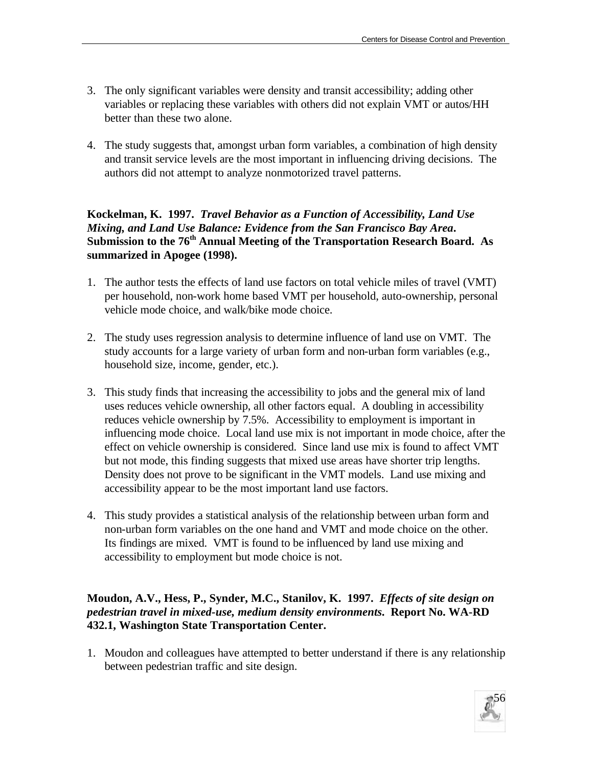3. The only significant variables were density and transit accessibility; adding other variables or replacing these variables with others did not explain VMT or autos/HH better than these two alone.

4. The study suggests that, amongst urban form variables, a combination of high density and transit service levels are the most important in influencing driving decisions. The authors did not attempt to analyze nonmotorized travel patterns.

**Kockelman, K. 1997. *Travel Behavior as a Function of Accessibility, Land Use Mixing, and Land Use Balance: Evidence from the San Francisco Bay Area*. Submission to the 76th Annual Meeting of the Transportation Research Board. As summarized in Apogee (1998).**

1. The author tests the effects of land use factors on total vehicle miles of travel (VMT) per household, non-work home based VMT per household, auto-ownership, personal vehicle mode choice, and walk/bike mode choice.

2. The study uses regression analysis to determine influence of land use on VMT. The study accounts for a large variety of urban form and non-urban form variables (e.g., household size, income, gender, etc.).

3. This study finds that increasing the accessibility to jobs and the general mix of land uses reduces vehicle ownership, all other factors equal. A doubling in accessibility reduces vehicle ownership by 7.5%. Accessibility to employment is important in influencing mode choice. Local land use mix is not important in mode choice, after the effect on vehicle ownership is considered. Since land use mix is found to affect VMT but not mode, this finding suggests that mixed use areas have shorter trip lengths. Density does not prove to be significant in the VMT models. Land use mixing and accessibility appear to be the most important land use factors.

4. This study provides a statistical analysis of the relationship between urban form and non-urban form variables on the one hand and VMT and mode choice on the other. Its findings are mixed. VMT is found to be influenced by land use mixing and accessibility to employment but mode choice is not.

**Moudon, A.V., Hess, P., Synder, M.C., Stanilov, K. 1997. *Effects of site design on pedestrian travel in mixed-use, medium density environments.* Report No. WA-RD 432.1, Washington State Transportation Center.**

1. Moudon and colleagues have attempted to better understand if there is any relationship between pedestrian traffic and site design.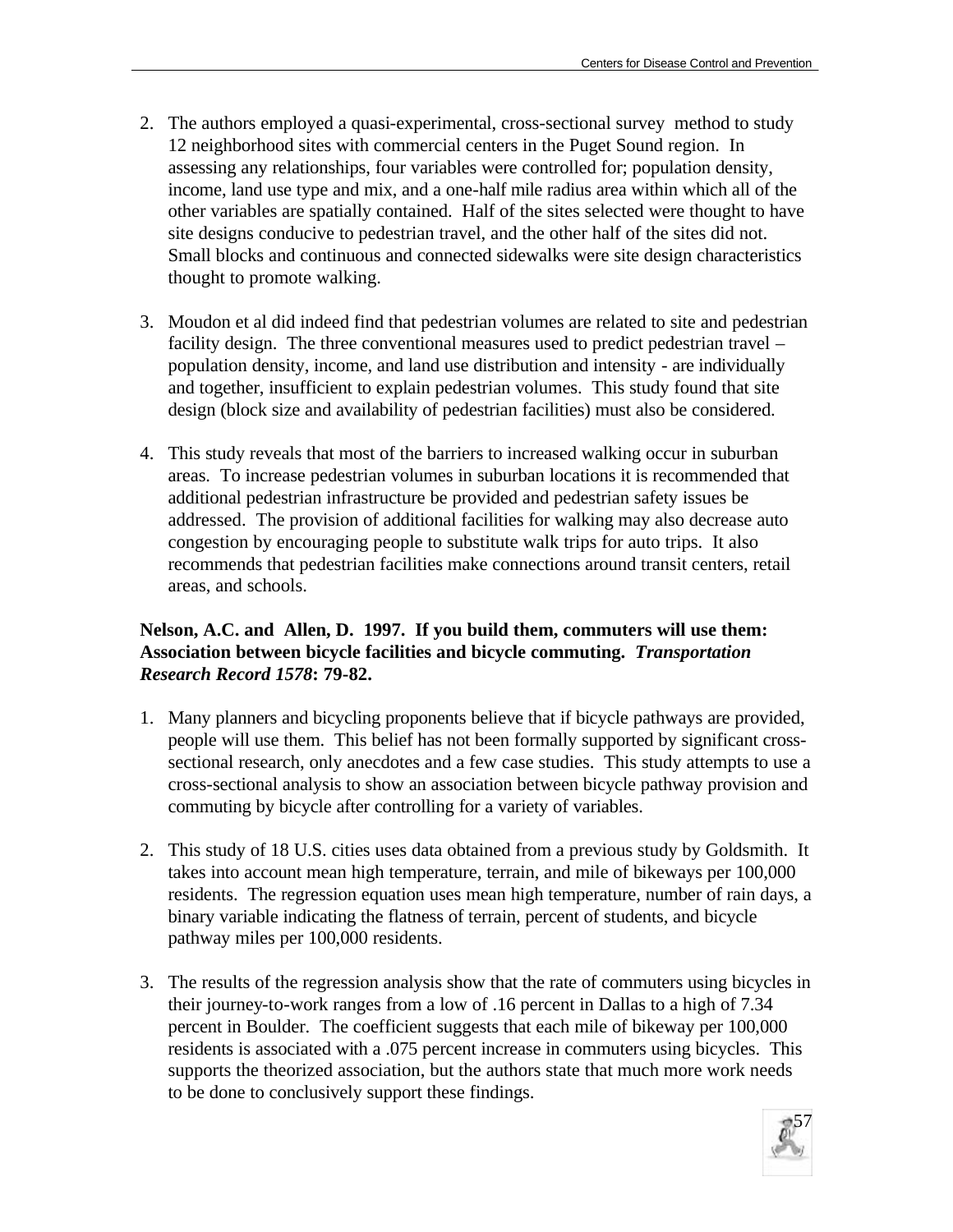2. The authors employed a quasi-experimental, cross-sectional survey method to study 12 neighborhood sites with commercial centers in the Puget Sound region. In assessing any relationships, four variables were controlled for; population density, income, land use type and mix, and a one-half mile radius area within which all of the other variables are spatially contained. Half of the sites selected were thought to have site designs conducive to pedestrian travel, and the other half of the sites did not. Small blocks and continuous and connected sidewalks were site design characteristics thought to promote walking.

3. Moudon et al did indeed find that pedestrian volumes are related to site and pedestrian facility design. The three conventional measures used to predict pedestrian travel – population density, income, and land use distribution and intensity - are individually and together, insufficient to explain pedestrian volumes. This study found that site design (block size and availability of pedestrian facilities) must also be considered.

4. This study reveals that most of the barriers to increased walking occur in suburban areas. To increase pedestrian volumes in suburban locations it is recommended that additional pedestrian infrastructure be provided and pedestrian safety issues be addressed. The provision of additional facilities for walking may also decrease auto congestion by encouraging people to substitute walk trips for auto trips. It also recommends that pedestrian facilities make connections around transit centers, retail areas, and schools.

**Nelson, A.C. and Allen, D. 1997. If you build them, commuters will use them: Association between bicycle facilities and bicycle commuting. *Transportation Research Record 1578*: 79-82.**

1. Many planners and bicycling proponents believe that if bicycle pathways are provided, people will use them. This belief has not been formally supported by significant cross-sectional research, only anecdotes and a few case studies. This study attempts to use a cross-sectional analysis to show an association between bicycle pathway provision and commuting by bicycle after controlling for a variety of variables.

2. This study of 18 U.S. cities uses data obtained from a previous study by Goldsmith. It takes into account mean high temperature, terrain, and mile of bikeways per 100,000 residents. The regression equation uses mean high temperature, number of rain days, a binary variable indicating the flatness of terrain, percent of students, and bicycle pathway miles per 100,000 residents.

3. The results of the regression analysis show that the rate of commuters using bicycles in their journey-to-work ranges from a low of .16 percent in Dallas to a high of 7.34 percent in Boulder. The coefficient suggests that each mile of bikeway per 100,000 residents is associated with a .075 percent increase in commuters using bicycles. This supports the theorized association, but the authors state that much more work needs to be done to conclusively support these findings.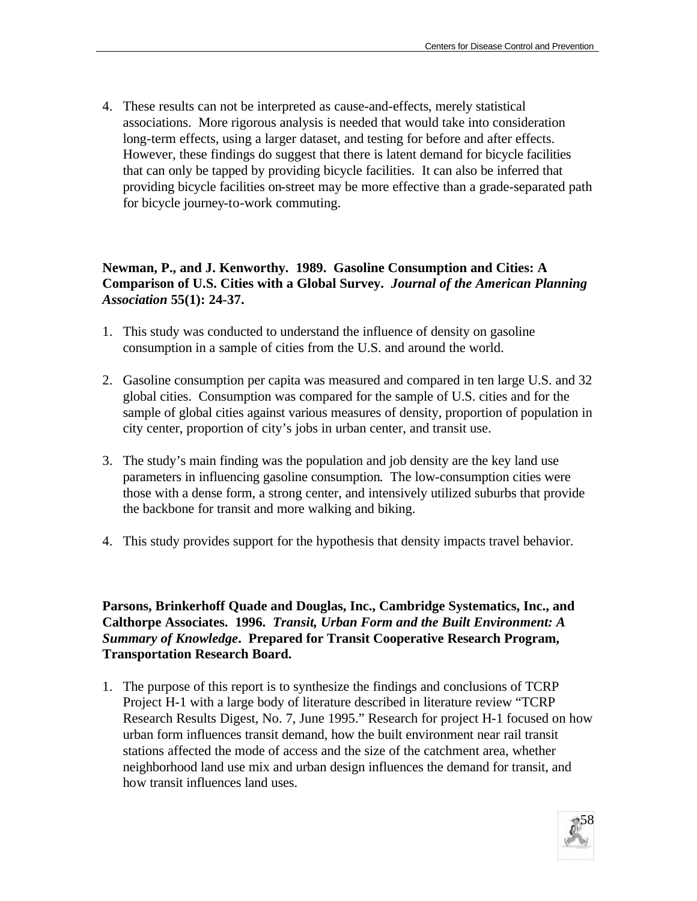4. These results can not be interpreted as cause-and-effects, merely statistical associations. More rigorous analysis is needed that would take into consideration long-term effects, using a larger dataset, and testing for before and after effects. However, these findings do suggest that there is latent demand for bicycle facilities that can only be tapped by providing bicycle facilities. It can also be inferred that providing bicycle facilities on-street may be more effective than a grade-separated path for bicycle journey-to-work commuting.

**Newman, P., and J. Kenworthy. 1989. Gasoline Consumption and Cities: A Comparison of U.S. Cities with a Global Survey. *Journal of the American Planning Association* 55(1): 24-37.**

1. This study was conducted to understand the influence of density on gasoline consumption in a sample of cities from the U.S. and around the world.

2. Gasoline consumption per capita was measured and compared in ten large U.S. and 32 global cities. Consumption was compared for the sample of U.S. cities and for the sample of global cities against various measures of density, proportion of population in city center, proportion of city's jobs in urban center, and transit use.

3. The study's main finding was the population and job density are the key land use parameters in influencing gasoline consumption. The low-consumption cities were those with a dense form, a strong center, and intensively utilized suburbs that provide the backbone for transit and more walking and biking.

4. This study provides support for the hypothesis that density impacts travel behavior.

**Parsons, Brinkerhoff Quade and Douglas, Inc., Cambridge Systematics, Inc., and Calthorpe Associates. 1996. *Transit, Urban Form and the Built Environment: A Summary of Knowledge*. Prepared for Transit Cooperative Research Program, Transportation Research Board.**

1. The purpose of this report is to synthesize the findings and conclusions of TCRP Project H-1 with a large body of literature described in literature review "TCRP Research Results Digest, No. 7, June 1995." Research for project H-1 focused on how urban form influences transit demand, how the built environment near rail transit stations affected the mode of access and the size of the catchment area, whether neighborhood land use mix and urban design influences the demand for transit, and how transit influences land uses.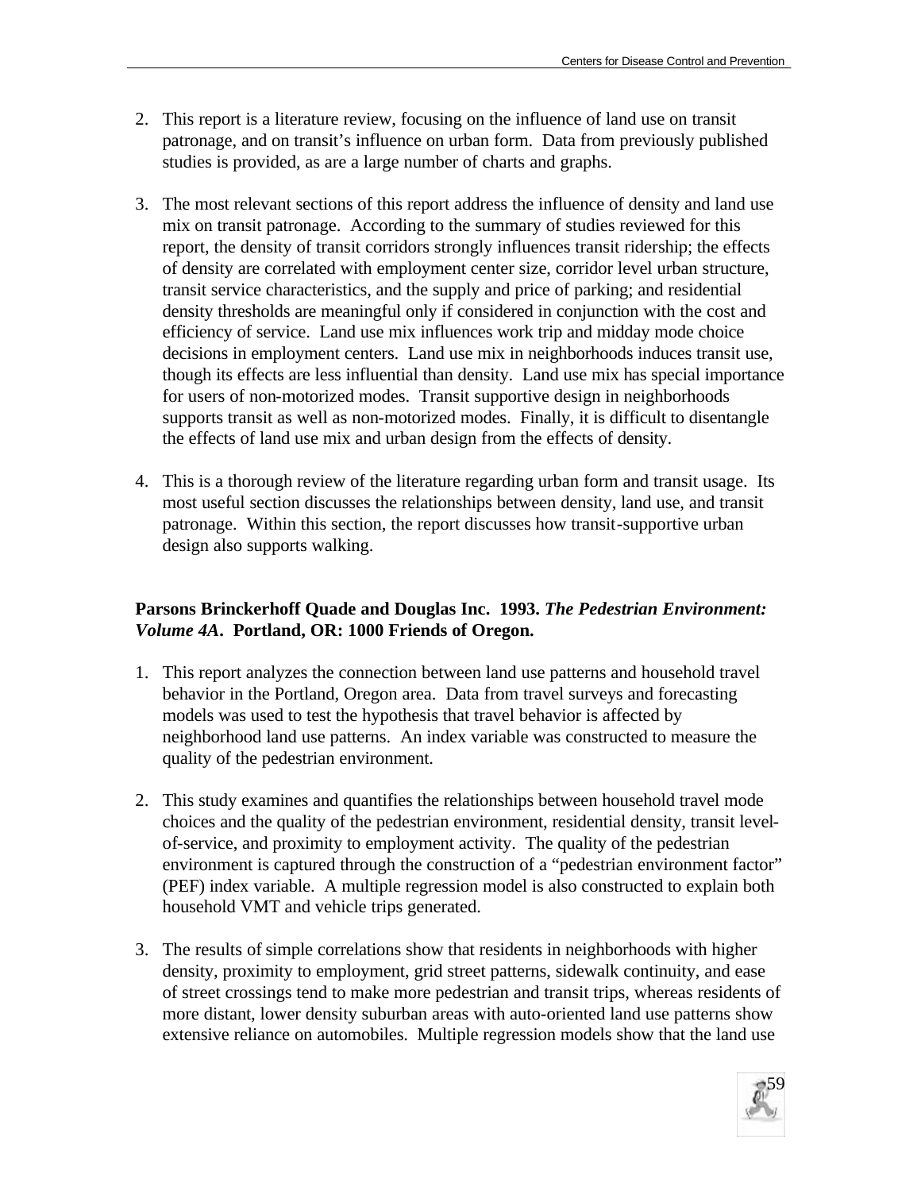2. This report is a literature review, focusing on the influence of land use on transit patronage, and on transit's influence on urban form. Data from previously published studies is provided, as are a large number of charts and graphs.

3. The most relevant sections of this report address the influence of density and land use mix on transit patronage. According to the summary of studies reviewed for this report, the density of transit corridors strongly influences transit ridership; the effects of density are correlated with employment center size, corridor level urban structure, transit service characteristics, and the supply and price of parking; and residential density thresholds are meaningful only if considered in conjunction with the cost and efficiency of service. Land use mix influences work trip and midday mode choice decisions in employment centers. Land use mix in neighborhoods induces transit use, though its effects are less influential than density. Land use mix has special importance for users of non-motorized modes. Transit supportive design in neighborhoods supports transit as well as non-motorized modes. Finally, it is difficult to disentangle the effects of land use mix and urban design from the effects of density.

4. This is a thorough review of the literature regarding urban form and transit usage. Its most useful section discusses the relationships between density, land use, and transit patronage. Within this section, the report discusses how transit-supportive urban design also supports walking.

**Parsons Brinckerhoff Quade and Douglas Inc. 1993. *The Pedestrian Environment: Volume 4A*. Portland, OR: 1000 Friends of Oregon.**

1. This report analyzes the connection between land use patterns and household travel behavior in the Portland, Oregon area. Data from travel surveys and forecasting models was used to test the hypothesis that travel behavior is affected by neighborhood land use patterns. An index variable was constructed to measure the quality of the pedestrian environment.

2. This study examines and quantifies the relationships between household travel mode choices and the quality of the pedestrian environment, residential density, transit level-of-service, and proximity to employment activity. The quality of the pedestrian environment is captured through the construction of a "pedestrian environment factor" (PEF) index variable. A multiple regression model is also constructed to explain both household VMT and vehicle trips generated.

3. The results of simple correlations show that residents in neighborhoods with higher density, proximity to employment, grid street patterns, sidewalk continuity, and ease of street crossings tend to make more pedestrian and transit trips, whereas residents of more distant, lower density suburban areas with auto-oriented land use patterns show extensive reliance on automobiles. Multiple regression models show that the land use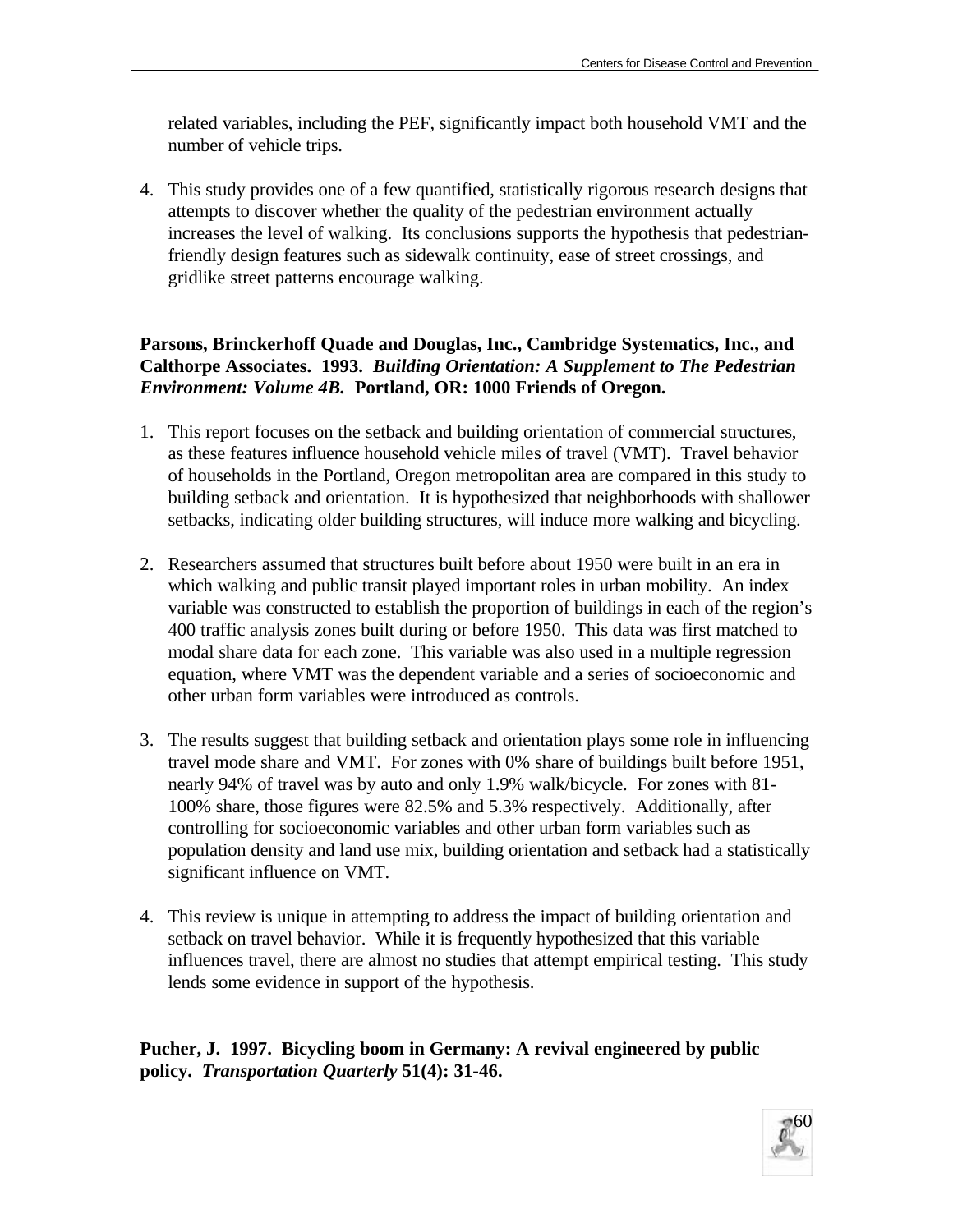related variables, including the PEF, significantly impact both household VMT and the number of vehicle trips.

4. This study provides one of a few quantified, statistically rigorous research designs that attempts to discover whether the quality of the pedestrian environment actually increases the level of walking. Its conclusions supports the hypothesis that pedestrian-friendly design features such as sidewalk continuity, ease of street crossings, and gridlike street patterns encourage walking.

**Parsons, Brinckerhoff Quade and Douglas, Inc., Cambridge Systematics, Inc., and Calthorpe Associates. 1993. *Building Orientation: A Supplement to The Pedestrian Environment: Volume 4B.* Portland, OR: 1000 Friends of Oregon.**

1. This report focuses on the setback and building orientation of commercial structures, as these features influence household vehicle miles of travel (VMT). Travel behavior of households in the Portland, Oregon metropolitan area are compared in this study to building setback and orientation. It is hypothesized that neighborhoods with shallower setbacks, indicating older building structures, will induce more walking and bicycling.

2. Researchers assumed that structures built before about 1950 were built in an era in which walking and public transit played important roles in urban mobility. An index variable was constructed to establish the proportion of buildings in each of the region's 400 traffic analysis zones built during or before 1950. This data was first matched to modal share data for each zone. This variable was also used in a multiple regression equation, where VMT was the dependent variable and a series of socioeconomic and other urban form variables were introduced as controls.

3. The results suggest that building setback and orientation plays some role in influencing travel mode share and VMT. For zones with 0% share of buildings built before 1951, nearly 94% of travel was by auto and only 1.9% walk/bicycle. For zones with 81-100% share, those figures were 82.5% and 5.3% respectively. Additionally, after controlling for socioeconomic variables and other urban form variables such as population density and land use mix, building orientation and setback had a statistically significant influence on VMT.

4. This review is unique in attempting to address the impact of building orientation and setback on travel behavior. While it is frequently hypothesized that this variable influences travel, there are almost no studies that attempt empirical testing. This study lends some evidence in support of the hypothesis.

**Pucher, J. 1997. Bicycling boom in Germany: A revival engineered by public policy. *Transportation Quarterly* 51(4): 31-46.**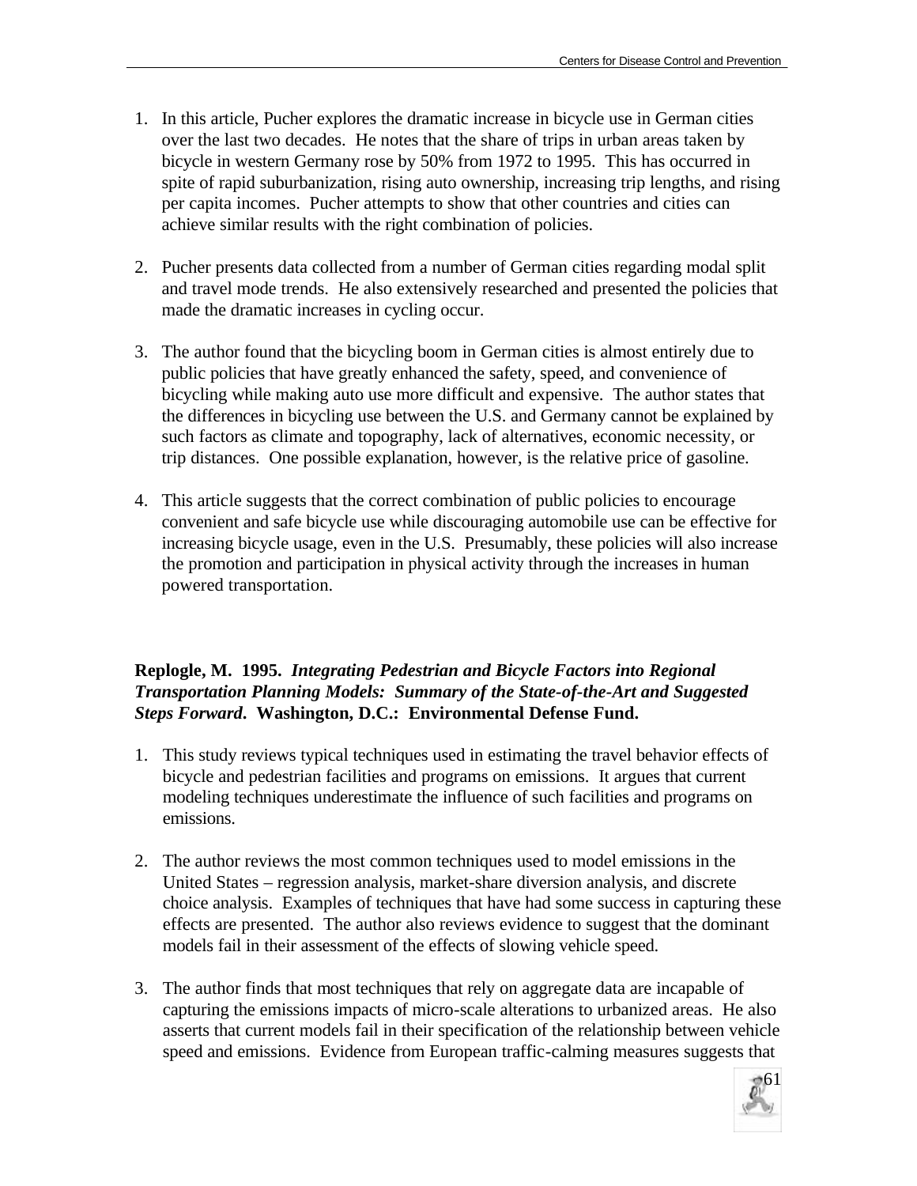1. In this article, Pucher explores the dramatic increase in bicycle use in German cities over the last two decades. He notes that the share of trips in urban areas taken by bicycle in western Germany rose by 50% from 1972 to 1995. This has occurred in spite of rapid suburbanization, rising auto ownership, increasing trip lengths, and rising per capita incomes. Pucher attempts to show that other countries and cities can achieve similar results with the right combination of policies.

2. Pucher presents data collected from a number of German cities regarding modal split and travel mode trends. He also extensively researched and presented the policies that made the dramatic increases in cycling occur.

3. The author found that the bicycling boom in German cities is almost entirely due to public policies that have greatly enhanced the safety, speed, and convenience of bicycling while making auto use more difficult and expensive. The author states that the differences in bicycling use between the U.S. and Germany cannot be explained by such factors as climate and topography, lack of alternatives, economic necessity, or trip distances. One possible explanation, however, is the relative price of gasoline.

4. This article suggests that the correct combination of public policies to encourage convenient and safe bicycle use while discouraging automobile use can be effective for increasing bicycle usage, even in the U.S. Presumably, these policies will also increase the promotion and participation in physical activity through the increases in human powered transportation.

**Replogle, M. 1995. *Integrating Pedestrian and Bicycle Factors into Regional Transportation Planning Models: Summary of the State-of-the-Art and Suggested Steps Forward*. Washington, D.C.: Environmental Defense Fund.**

1. This study reviews typical techniques used in estimating the travel behavior effects of bicycle and pedestrian facilities and programs on emissions. It argues that current modeling techniques underestimate the influence of such facilities and programs on emissions.

2. The author reviews the most common techniques used to model emissions in the United States – regression analysis, market-share diversion analysis, and discrete choice analysis. Examples of techniques that have had some success in capturing these effects are presented. The author also reviews evidence to suggest that the dominant models fail in their assessment of the effects of slowing vehicle speed.

3. The author finds that most techniques that rely on aggregate data are incapable of capturing the emissions impacts of micro-scale alterations to urbanized areas. He also asserts that current models fail in their specification of the relationship between vehicle speed and emissions. Evidence from European traffic-calming measures suggests that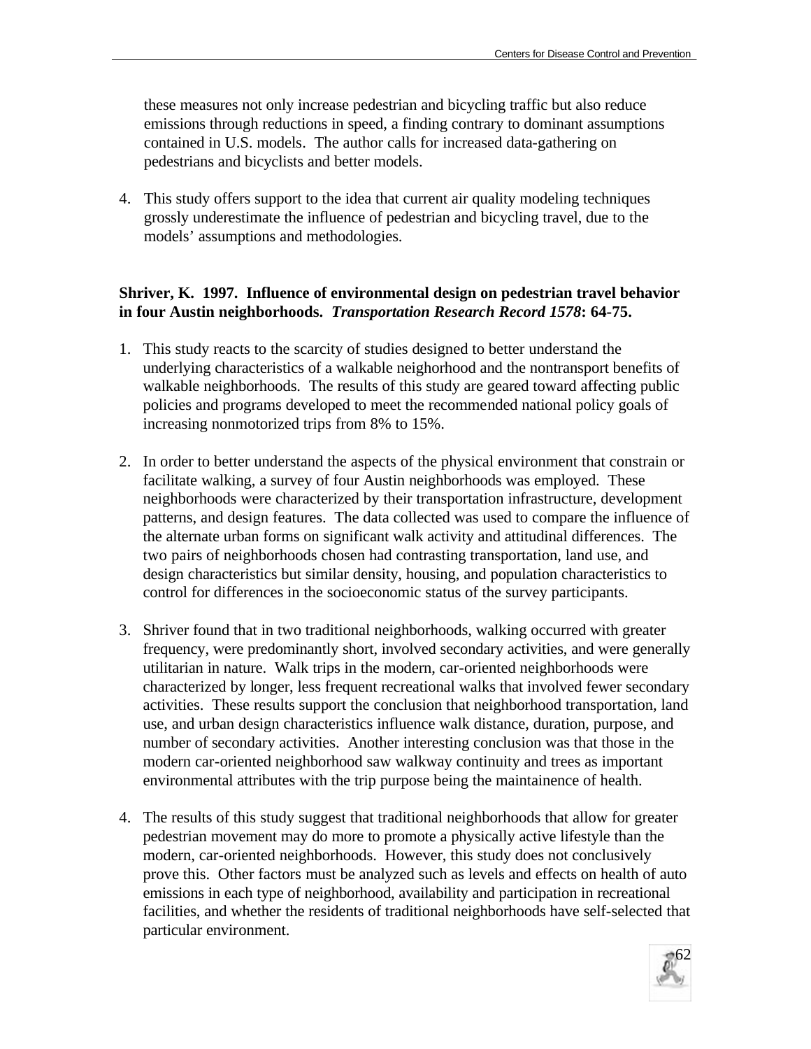these measures not only increase pedestrian and bicycling traffic but also reduce emissions through reductions in speed, a finding contrary to dominant assumptions contained in U.S. models. The author calls for increased data-gathering on pedestrians and bicyclists and better models.

4. This study offers support to the idea that current air quality modeling techniques grossly underestimate the influence of pedestrian and bicycling travel, due to the models' assumptions and methodologies.

**Shriver, K. 1997. Influence of environmental design on pedestrian travel behavior in four Austin neighborhoods. *Transportation Research Record 1578*: 64-75.**

1. This study reacts to the scarcity of studies designed to better understand the underlying characteristics of a walkable neighorhood and the nontransport benefits of walkable neighborhoods. The results of this study are geared toward affecting public policies and programs developed to meet the recommended national policy goals of increasing nonmotorized trips from 8% to 15%.

2. In order to better understand the aspects of the physical environment that constrain or facilitate walking, a survey of four Austin neighborhoods was employed. These neighborhoods were characterized by their transportation infrastructure, development patterns, and design features. The data collected was used to compare the influence of the alternate urban forms on significant walk activity and attitudinal differences. The two pairs of neighborhoods chosen had contrasting transportation, land use, and design characteristics but similar density, housing, and population characteristics to control for differences in the socioeconomic status of the survey participants.

3. Shriver found that in two traditional neighborhoods, walking occurred with greater frequency, were predominantly short, involved secondary activities, and were generally utilitarian in nature. Walk trips in the modern, car-oriented neighborhoods were characterized by longer, less frequent recreational walks that involved fewer secondary activities. These results support the conclusion that neighborhood transportation, land use, and urban design characteristics influence walk distance, duration, purpose, and number of secondary activities. Another interesting conclusion was that those in the modern car-oriented neighborhood saw walkway continuity and trees as important environmental attributes with the trip purpose being the maintainence of health.

4. The results of this study suggest that traditional neighborhoods that allow for greater pedestrian movement may do more to promote a physically active lifestyle than the modern, car-oriented neighborhoods. However, this study does not conclusively prove this. Other factors must be analyzed such as levels and effects on health of auto emissions in each type of neighborhood, availability and participation in recreational facilities, and whether the residents of traditional neighborhoods have self-selected that particular environment.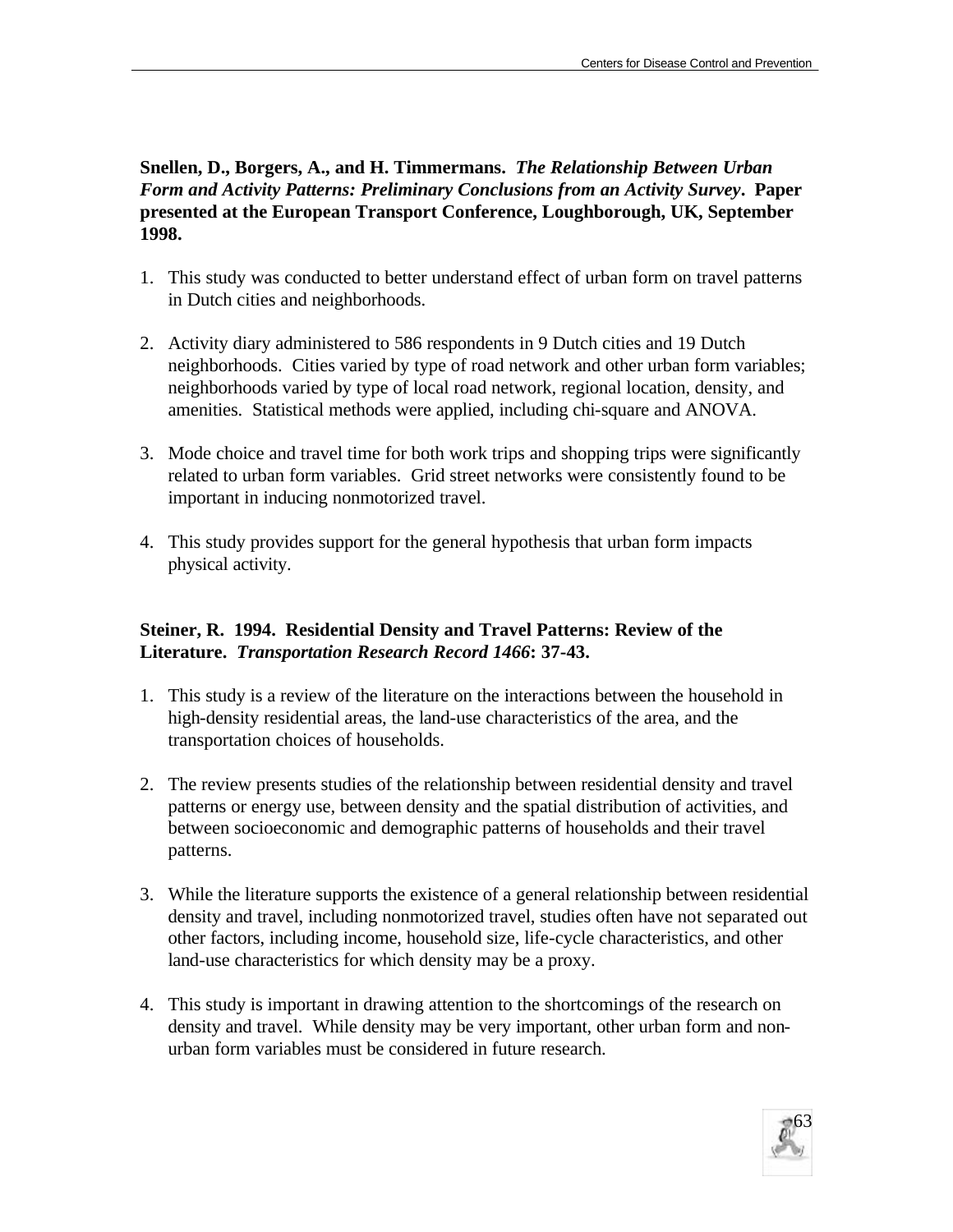**Snellen, D., Borgers, A., and H. Timmermans.** ***The Relationship Between Urban Form and Activity Patterns: Preliminary Conclusions from an Activity Survey*****. Paper presented at the European Transport Conference, Loughborough, UK, September 1998.**

1. This study was conducted to better understand effect of urban form on travel patterns in Dutch cities and neighborhoods.

2. Activity diary administered to 586 respondents in 9 Dutch cities and 19 Dutch neighborhoods. Cities varied by type of road network and other urban form variables; neighborhoods varied by type of local road network, regional location, density, and amenities. Statistical methods were applied, including chi-square and ANOVA.

3. Mode choice and travel time for both work trips and shopping trips were significantly related to urban form variables. Grid street networks were consistently found to be important in inducing nonmotorized travel.

4. This study provides support for the general hypothesis that urban form impacts physical activity.

**Steiner, R. 1994. Residential Density and Travel Patterns: Review of the Literature.** ***Transportation Research Record 1466*****: 37-43.**

1. This study is a review of the literature on the interactions between the household in high-density residential areas, the land-use characteristics of the area, and the transportation choices of households.

2. The review presents studies of the relationship between residential density and travel patterns or energy use, between density and the spatial distribution of activities, and between socioeconomic and demographic patterns of households and their travel patterns.

3. While the literature supports the existence of a general relationship between residential density and travel, including nonmotorized travel, studies often have not separated out other factors, including income, household size, life-cycle characteristics, and other land-use characteristics for which density may be a proxy.

4. This study is important in drawing attention to the shortcomings of the research on density and travel. While density may be very important, other urban form and non-urban form variables must be considered in future research.